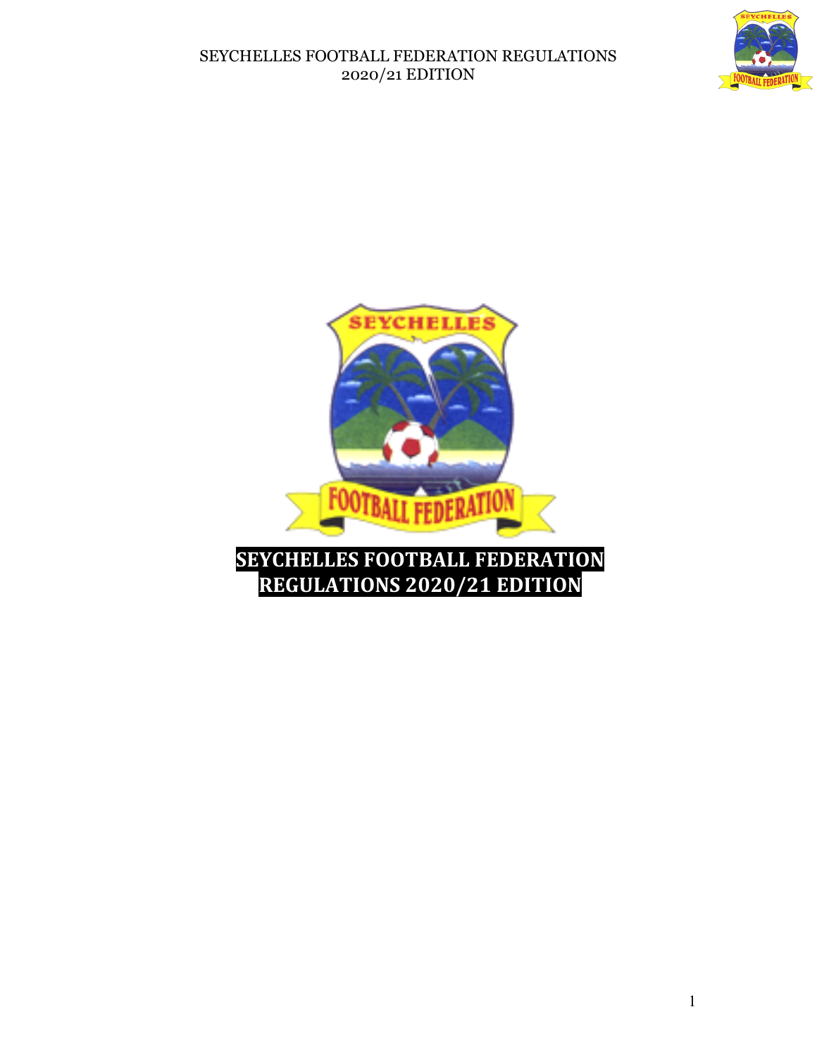# SEYCHELLES FOOTBALL FEDERATION REGULATIONS 2020/21 EDITION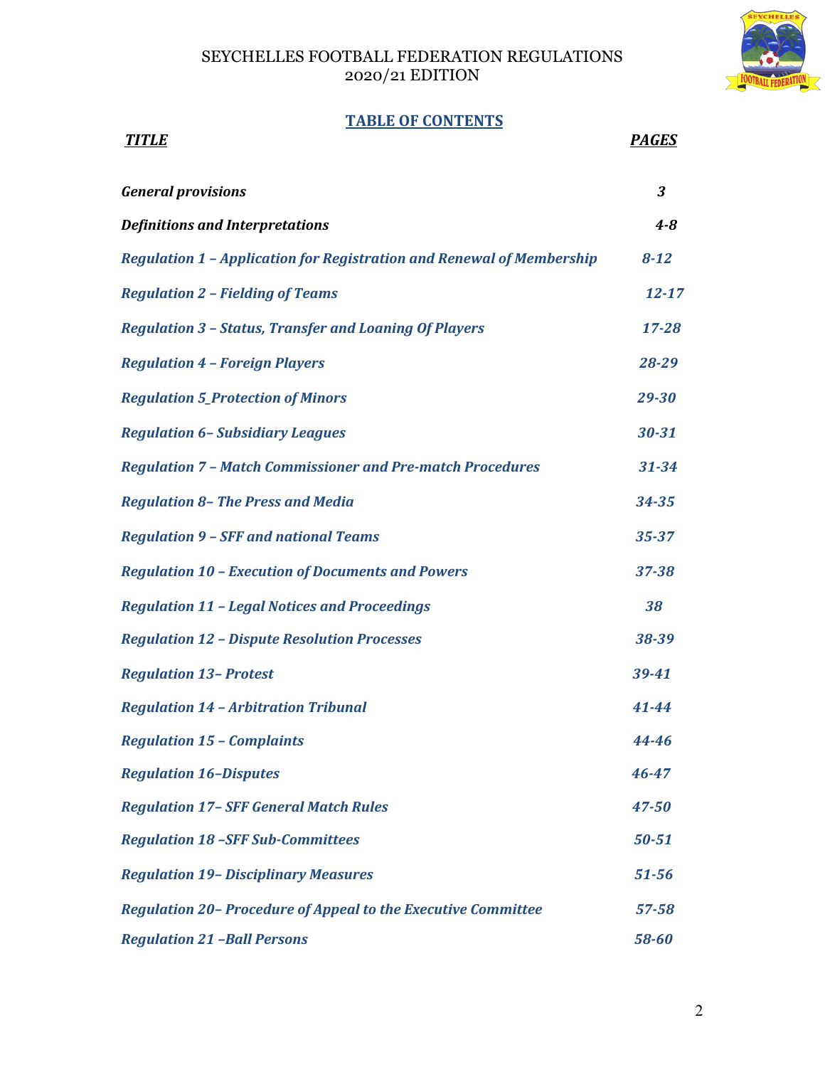SEYCHELLES FOOTBALL FEDERATION REGULATIONS
2020/21 EDITION

## TABLE OF CONTENTS

| *TITLE* | *PAGES* |
|---|---|
| *General provisions* | *3* |
| *Definitions and Interpretations* | *4-8* |
| *Regulation 1 – Application for Registration and Renewal of Membership* | *8-12* |
| *Regulation 2 – Fielding of Teams* | *12-17* |
| *Regulation 3 – Status, Transfer and Loaning Of Players* | *17-28* |
| *Regulation 4 – Foreign Players* | *28-29* |
| *Regulation 5_Protection of Minors* | *29-30* |
| *Regulation 6– Subsidiary Leagues* | *30-31* |
| *Regulation 7 – Match Commissioner and Pre-match Procedures* | *31-34* |
| *Regulation 8– The Press and Media* | *34-35* |
| *Regulation 9 – SFF and national Teams* | *35-37* |
| *Regulation 10 – Execution of Documents and Powers* | *37-38* |
| *Regulation 11 – Legal Notices and Proceedings* | *38* |
| *Regulation 12 – Dispute Resolution Processes* | *38-39* |
| *Regulation 13– Protest* | *39-41* |
| *Regulation 14 – Arbitration Tribunal* | *41-44* |
| *Regulation 15 – Complaints* | *44-46* |
| *Regulation 16–Disputes* | *46-47* |
| *Regulation 17– SFF General Match Rules* | *47-50* |
| *Regulation 18 –SFF Sub-Committees* | *50-51* |
| *Regulation 19– Disciplinary Measures* | *51-56* |
| *Regulation 20– Procedure of Appeal to the Executive Committee* | *57-58* |
| *Regulation 21 –Ball Persons* | *58-60* |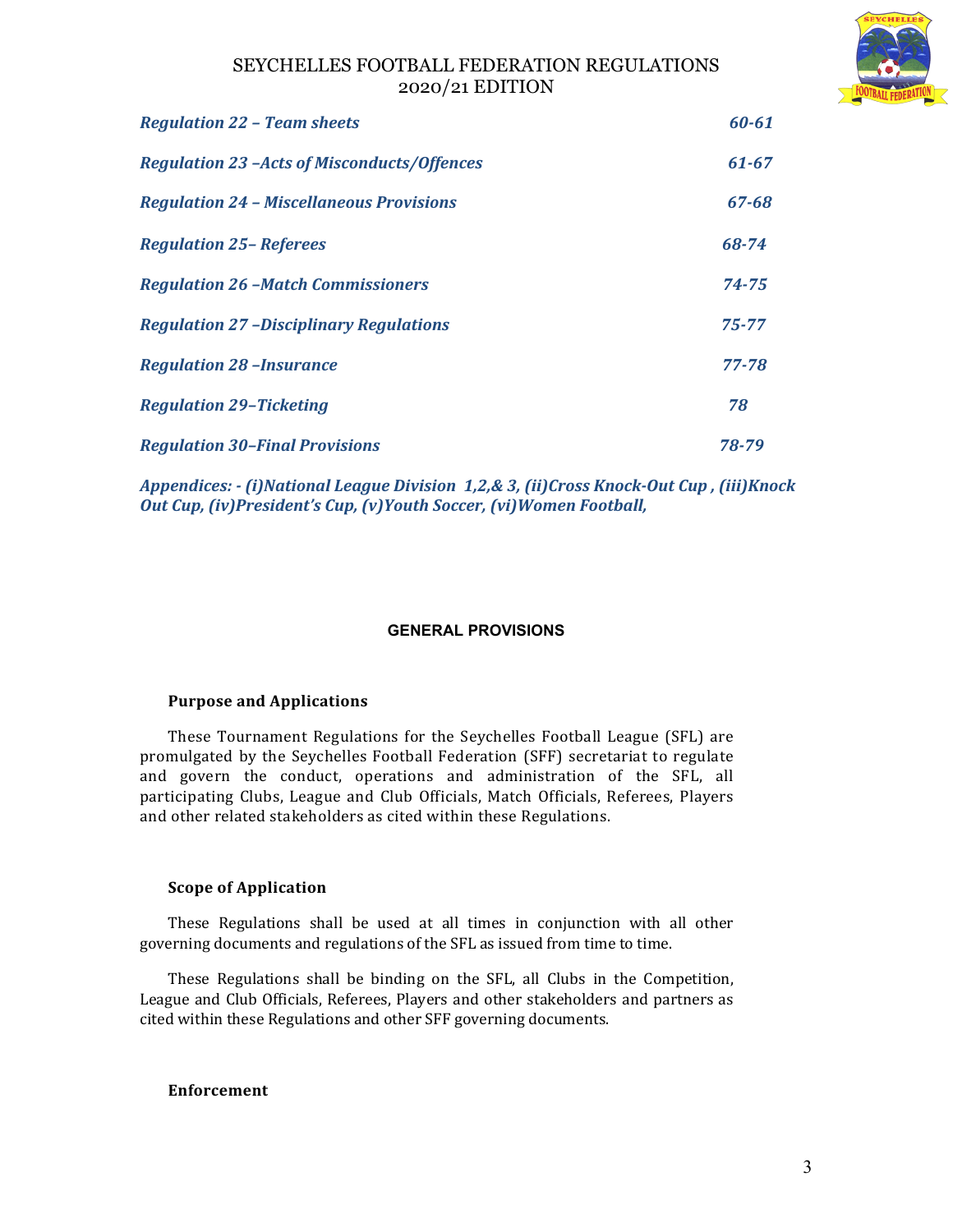| | |
|---|---|
| ***Regulation 22 – Team sheets*** | ***60-61*** |
| ***Regulation 23 –Acts of Misconducts/Offences*** | ***61-67*** |
| ***Regulation 24 – Miscellaneous Provisions*** | ***67-68*** |
| ***Regulation 25– Referees*** | ***68-74*** |
| ***Regulation 26 –Match Commissioners*** | ***74-75*** |
| ***Regulation 27 –Disciplinary Regulations*** | ***75-77*** |
| ***Regulation 28 –Insurance*** | ***77-78*** |
| ***Regulation 29–Ticketing*** | ***78*** |
| ***Regulation 30–Final Provisions*** | ***78-79*** |

***Appendices: - (i)National League Division 1,2,& 3, (ii)Cross Knock-Out Cup , (iii)Knock Out Cup, (iv)President's Cup, (v)Youth Soccer, (vi)Women Football,***

## GENERAL PROVISIONS

### Purpose and Applications

These Tournament Regulations for the Seychelles Football League (SFL) are promulgated by the Seychelles Football Federation (SFF) secretariat to regulate and govern the conduct, operations and administration of the SFL, all participating Clubs, League and Club Officials, Match Officials, Referees, Players and other related stakeholders as cited within these Regulations.

### Scope of Application

These Regulations shall be used at all times in conjunction with all other governing documents and regulations of the SFL as issued from time to time.

These Regulations shall be binding on the SFL, all Clubs in the Competition, League and Club Officials, Referees, Players and other stakeholders and partners as cited within these Regulations and other SFF governing documents.

### Enforcement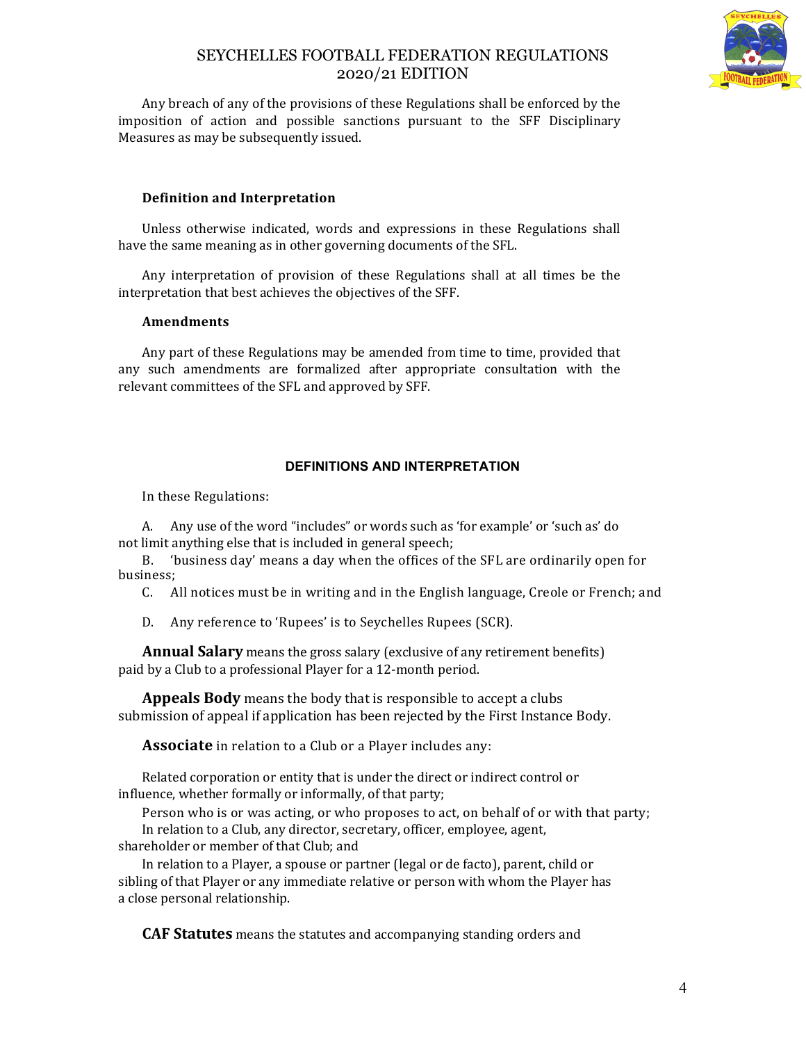Any breach of any of the provisions of these Regulations shall be enforced by the imposition of action and possible sanctions pursuant to the SFF Disciplinary Measures as may be subsequently issued.

**Definition and Interpretation**

Unless otherwise indicated, words and expressions in these Regulations shall have the same meaning as in other governing documents of the SFL.

Any interpretation of provision of these Regulations shall at all times be the interpretation that best achieves the objectives of the SFF.

**Amendments**

Any part of these Regulations may be amended from time to time, provided that any such amendments are formalized after appropriate consultation with the relevant committees of the SFL and approved by SFF.

## DEFINITIONS AND INTERPRETATION

In these Regulations:

A. Any use of the word "includes" or words such as 'for example' or 'such as' do not limit anything else that is included in general speech;

B. 'business day' means a day when the offices of the SFL are ordinarily open for business;

C. All notices must be in writing and in the English language, Creole or French; and

D. Any reference to 'Rupees' is to Seychelles Rupees (SCR).

**Annual Salary** means the gross salary (exclusive of any retirement benefits) paid by a Club to a professional Player for a 12-month period.

**Appeals Body** means the body that is responsible to accept a clubs submission of appeal if application has been rejected by the First Instance Body.

**Associate** in relation to a Club or a Player includes any:

Related corporation or entity that is under the direct or indirect control or influence, whether formally or informally, of that party;

Person who is or was acting, or who proposes to act, on behalf of or with that party;

In relation to a Club, any director, secretary, officer, employee, agent, shareholder or member of that Club; and

In relation to a Player, a spouse or partner (legal or de facto), parent, child or sibling of that Player or any immediate relative or person with whom the Player has a close personal relationship.

**CAF Statutes** means the statutes and accompanying standing orders and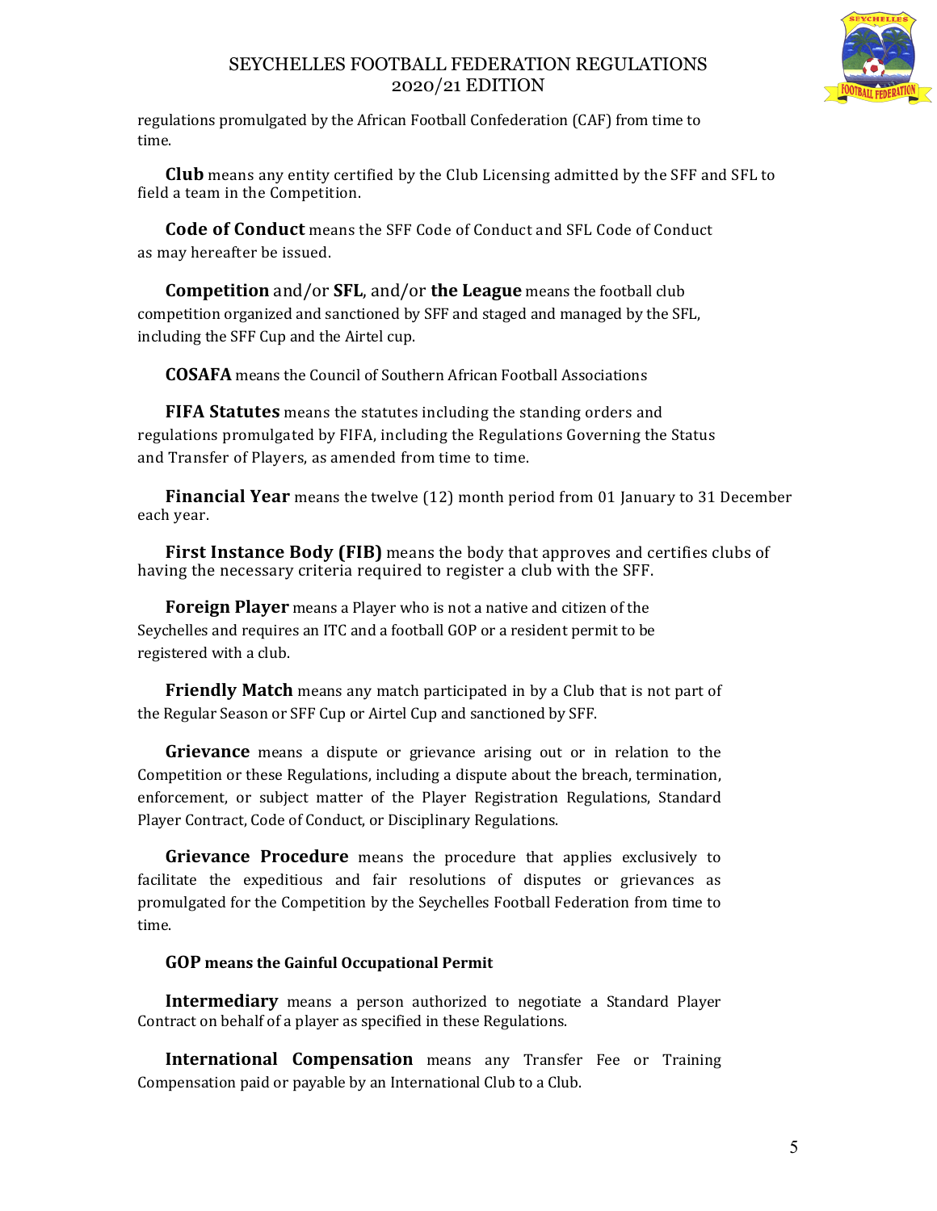regulations promulgated by the African Football Confederation (CAF) from time to time.

**Club** means any entity certified by the Club Licensing admitted by the SFF and SFL to field a team in the Competition.

**Code of Conduct** means the SFF Code of Conduct and SFL Code of Conduct as may hereafter be issued.

**Competition** and/or **SFL**, and/or **the League** means the football club competition organized and sanctioned by SFF and staged and managed by the SFL, including the SFF Cup and the Airtel cup.

**COSAFA** means the Council of Southern African Football Associations

**FIFA Statutes** means the statutes including the standing orders and regulations promulgated by FIFA, including the Regulations Governing the Status and Transfer of Players, as amended from time to time.

**Financial Year** means the twelve (12) month period from 01 January to 31 December each year.

**First Instance Body (FIB)** means the body that approves and certifies clubs of having the necessary criteria required to register a club with the SFF.

**Foreign Player** means a Player who is not a native and citizen of the Seychelles and requires an ITC and a football GOP or a resident permit to be registered with a club.

**Friendly Match** means any match participated in by a Club that is not part of the Regular Season or SFF Cup or Airtel Cup and sanctioned by SFF.

**Grievance** means a dispute or grievance arising out or in relation to the Competition or these Regulations, including a dispute about the breach, termination, enforcement, or subject matter of the Player Registration Regulations, Standard Player Contract, Code of Conduct, or Disciplinary Regulations.

**Grievance Procedure** means the procedure that applies exclusively to facilitate the expeditious and fair resolutions of disputes or grievances as promulgated for the Competition by the Seychelles Football Federation from time to time.

**GOP means the Gainful Occupational Permit**

**Intermediary** means a person authorized to negotiate a Standard Player Contract on behalf of a player as specified in these Regulations.

**International Compensation** means any Transfer Fee or Training Compensation paid or payable by an International Club to a Club.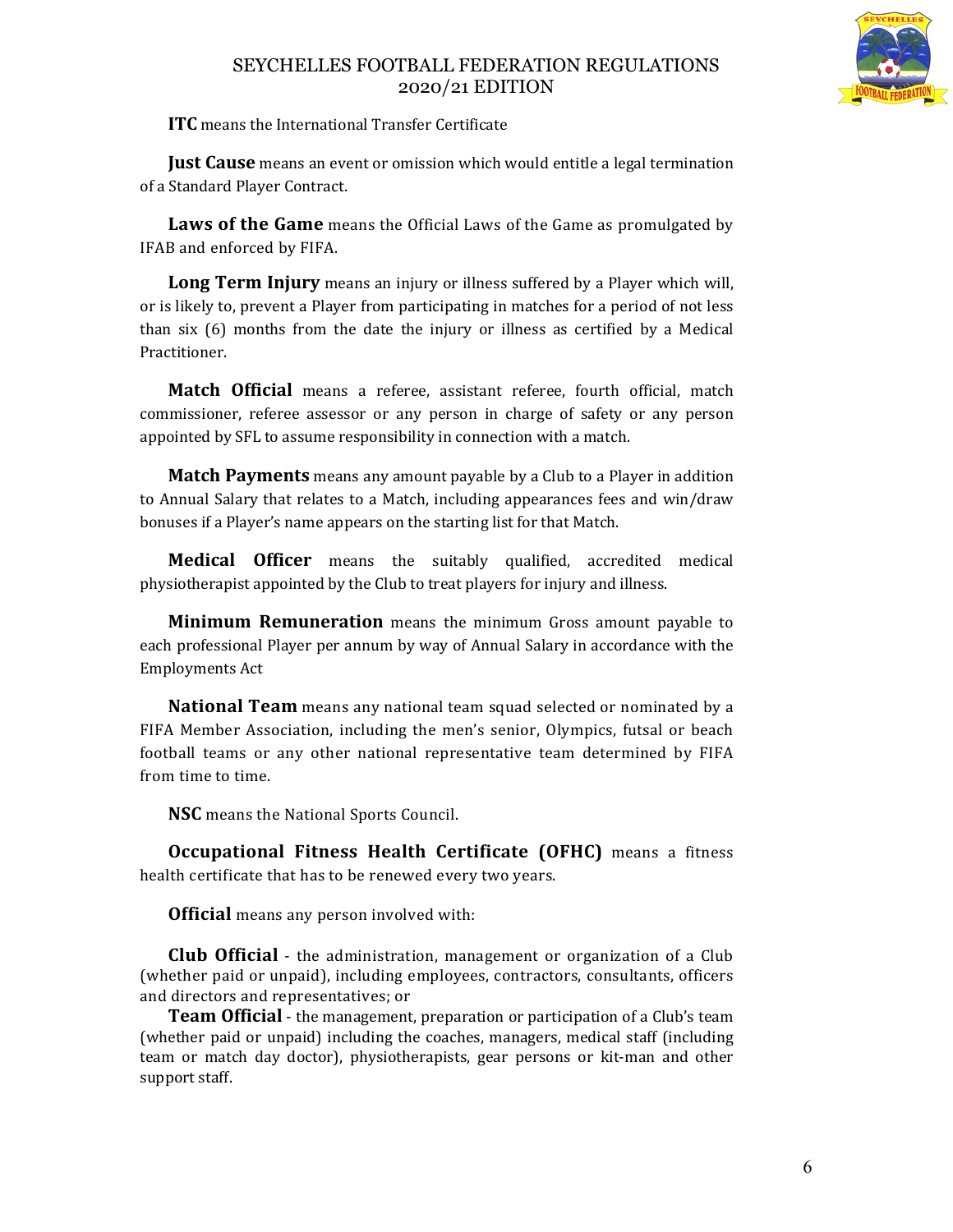**ITC** means the International Transfer Certificate

**Just Cause** means an event or omission which would entitle a legal termination of a Standard Player Contract.

**Laws of the Game** means the Official Laws of the Game as promulgated by IFAB and enforced by FIFA.

**Long Term Injury** means an injury or illness suffered by a Player which will, or is likely to, prevent a Player from participating in matches for a period of not less than six (6) months from the date the injury or illness as certified by a Medical Practitioner.

**Match Official** means a referee, assistant referee, fourth official, match commissioner, referee assessor or any person in charge of safety or any person appointed by SFL to assume responsibility in connection with a match.

**Match Payments** means any amount payable by a Club to a Player in addition to Annual Salary that relates to a Match, including appearances fees and win/draw bonuses if a Player's name appears on the starting list for that Match.

**Medical Officer** means the suitably qualified, accredited medical physiotherapist appointed by the Club to treat players for injury and illness.

**Minimum Remuneration** means the minimum Gross amount payable to each professional Player per annum by way of Annual Salary in accordance with the Employments Act

**National Team** means any national team squad selected or nominated by a FIFA Member Association, including the men's senior, Olympics, futsal or beach football teams or any other national representative team determined by FIFA from time to time.

**NSC** means the National Sports Council.

**Occupational Fitness Health Certificate (OFHC)** means a fitness health certificate that has to be renewed every two years.

**Official** means any person involved with:

**Club Official** - the administration, management or organization of a Club (whether paid or unpaid), including employees, contractors, consultants, officers and directors and representatives; or

**Team Official** - the management, preparation or participation of a Club's team (whether paid or unpaid) including the coaches, managers, medical staff (including team or match day doctor), physiotherapists, gear persons or kit-man and other support staff.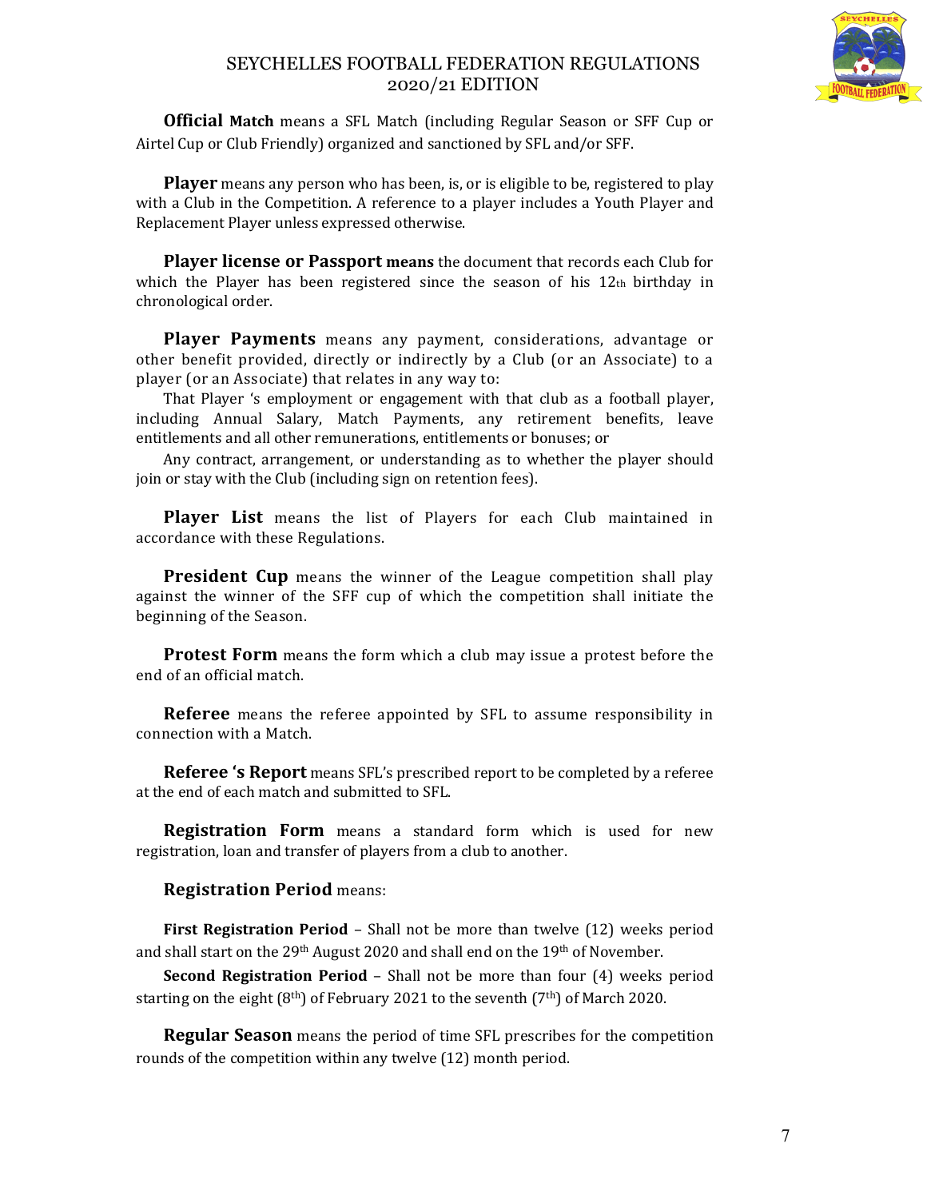**Official Match** means a SFL Match (including Regular Season or SFF Cup or Airtel Cup or Club Friendly) organized and sanctioned by SFL and/or SFF.

**Player** means any person who has been, is, or is eligible to be, registered to play with a Club in the Competition. A reference to a player includes a Youth Player and Replacement Player unless expressed otherwise.

**Player license or Passport means** the document that records each Club for which the Player has been registered since the season of his 12th birthday in chronological order.

**Player Payments** means any payment, considerations, advantage or other benefit provided, directly or indirectly by a Club (or an Associate) to a player (or an Associate) that relates in any way to:

That Player 's employment or engagement with that club as a football player, including Annual Salary, Match Payments, any retirement benefits, leave entitlements and all other remunerations, entitlements or bonuses; or

Any contract, arrangement, or understanding as to whether the player should join or stay with the Club (including sign on retention fees).

**Player List** means the list of Players for each Club maintained in accordance with these Regulations.

**President Cup** means the winner of the League competition shall play against the winner of the SFF cup of which the competition shall initiate the beginning of the Season.

**Protest Form** means the form which a club may issue a protest before the end of an official match.

**Referee** means the referee appointed by SFL to assume responsibility in connection with a Match.

**Referee 's Report** means SFL's prescribed report to be completed by a referee at the end of each match and submitted to SFL.

**Registration Form** means a standard form which is used for new registration, loan and transfer of players from a club to another.

**Registration Period** means:

**First Registration Period** – Shall not be more than twelve (12) weeks period and shall start on the 29th August 2020 and shall end on the 19th of November.

**Second Registration Period** – Shall not be more than four (4) weeks period starting on the eight (8th) of February 2021 to the seventh (7th) of March 2020.

**Regular Season** means the period of time SFL prescribes for the competition rounds of the competition within any twelve (12) month period.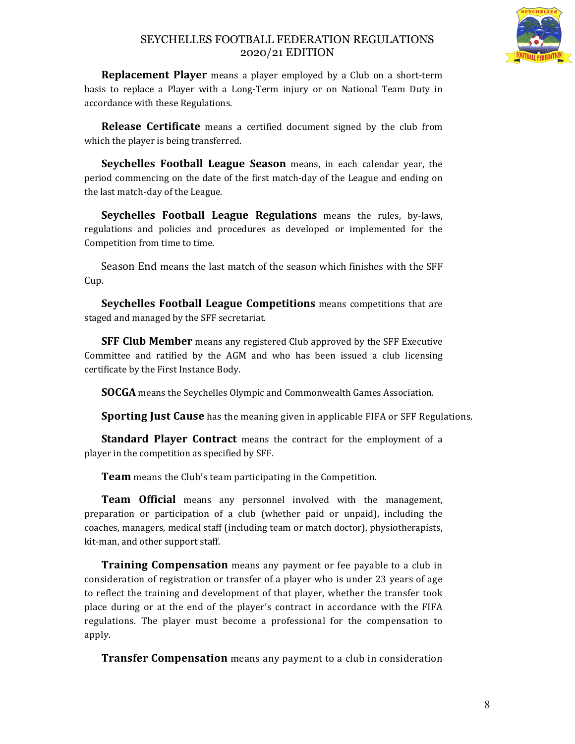**Replacement Player** means a player employed by a Club on a short-term basis to replace a Player with a Long-Term injury or on National Team Duty in accordance with these Regulations.

**Release Certificate** means a certified document signed by the club from which the player is being transferred.

**Seychelles Football League Season** means, in each calendar year, the period commencing on the date of the first match-day of the League and ending on the last match-day of the League.

**Seychelles Football League Regulations** means the rules, by-laws, regulations and policies and procedures as developed or implemented for the Competition from time to time.

Season End means the last match of the season which finishes with the SFF Cup.

**Seychelles Football League Competitions** means competitions that are staged and managed by the SFF secretariat.

**SFF Club Member** means any registered Club approved by the SFF Executive Committee and ratified by the AGM and who has been issued a club licensing certificate by the First Instance Body.

**SOCGA** means the Seychelles Olympic and Commonwealth Games Association.

**Sporting Just Cause** has the meaning given in applicable FIFA or SFF Regulations.

**Standard Player Contract** means the contract for the employment of a player in the competition as specified by SFF.

**Team** means the Club's team participating in the Competition.

**Team Official** means any personnel involved with the management, preparation or participation of a club (whether paid or unpaid), including the coaches, managers, medical staff (including team or match doctor), physiotherapists, kit-man, and other support staff.

**Training Compensation** means any payment or fee payable to a club in consideration of registration or transfer of a player who is under 23 years of age to reflect the training and development of that player, whether the transfer took place during or at the end of the player's contract in accordance with the FIFA regulations. The player must become a professional for the compensation to apply.

**Transfer Compensation** means any payment to a club in consideration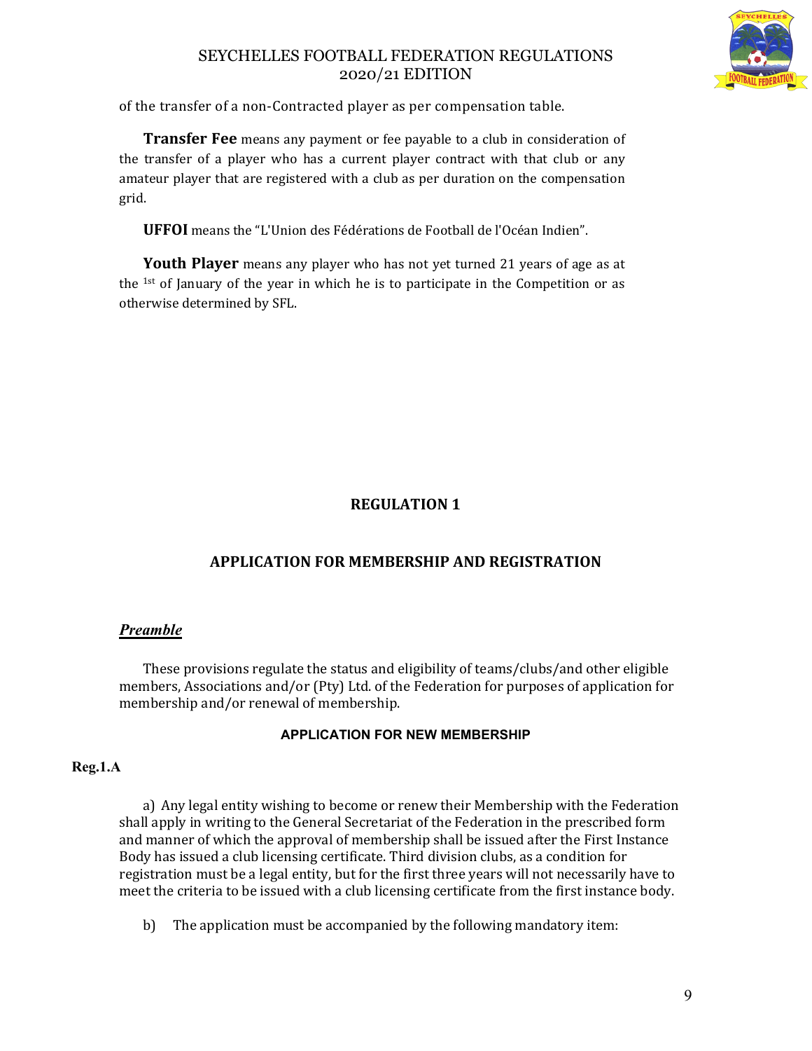of the transfer of a non-Contracted player as per compensation table.

**Transfer Fee** means any payment or fee payable to a club in consideration of the transfer of a player who has a current player contract with that club or any amateur player that are registered with a club as per duration on the compensation grid.

**UFFOI** means the "L'Union des Fédérations de Football de l'Océan Indien".

**Youth Player** means any player who has not yet turned 21 years of age as at the 1st of January of the year in which he is to participate in the Competition or as otherwise determined by SFL.

# REGULATION 1

## APPLICATION FOR MEMBERSHIP AND REGISTRATION

***Preamble***

These provisions regulate the status and eligibility of teams/clubs/and other eligible members, Associations and/or (Pty) Ltd. of the Federation for purposes of application for membership and/or renewal of membership.

### APPLICATION FOR NEW MEMBERSHIP

**Reg.1.A**

a) Any legal entity wishing to become or renew their Membership with the Federation shall apply in writing to the General Secretariat of the Federation in the prescribed form and manner of which the approval of membership shall be issued after the First Instance Body has issued a club licensing certificate. Third division clubs, as a condition for registration must be a legal entity, but for the first three years will not necessarily have to meet the criteria to be issued with a club licensing certificate from the first instance body.

b) The application must be accompanied by the following mandatory item: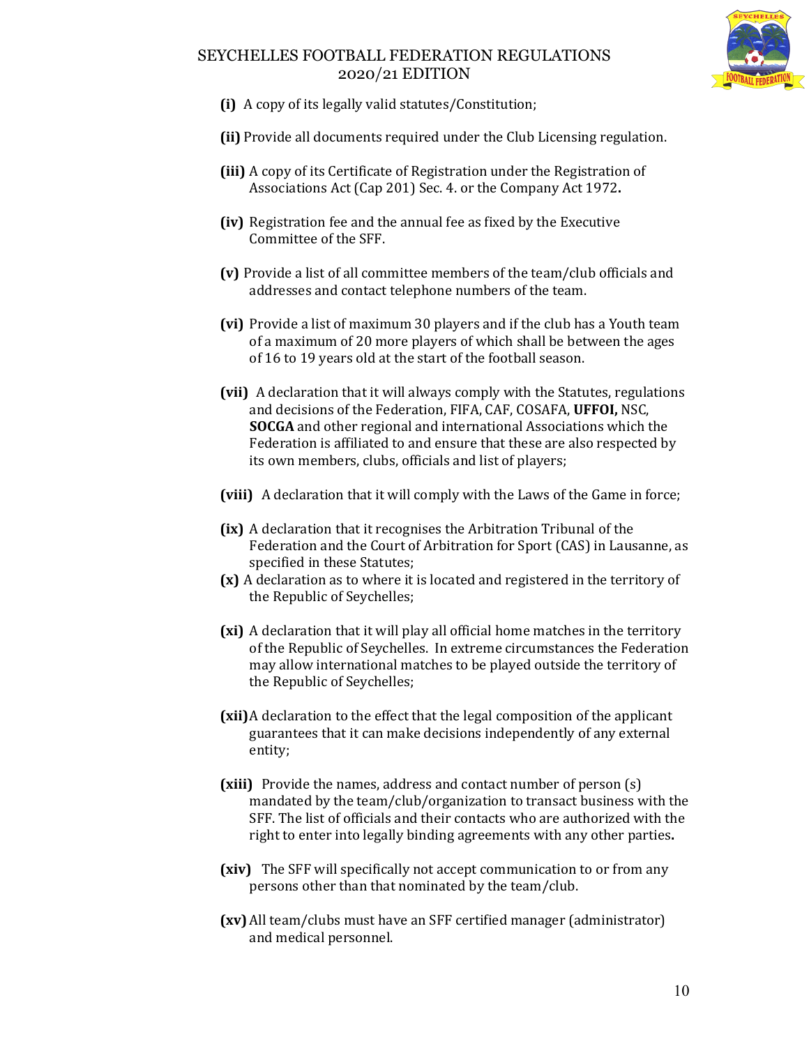**(i)** A copy of its legally valid statutes/Constitution;

**(ii)** Provide all documents required under the Club Licensing regulation.

**(iii)** A copy of its Certificate of Registration under the Registration of Associations Act (Cap 201) Sec. 4. or the Company Act 1972**.**

**(iv)** Registration fee and the annual fee as fixed by the Executive Committee of the SFF.

**(v)** Provide a list of all committee members of the team/club officials and addresses and contact telephone numbers of the team.

**(vi)** Provide a list of maximum 30 players and if the club has a Youth team of a maximum of 20 more players of which shall be between the ages of 16 to 19 years old at the start of the football season.

**(vii)** A declaration that it will always comply with the Statutes, regulations and decisions of the Federation, FIFA, CAF, COSAFA, **UFFOI,** NSC, **SOCGA** and other regional and international Associations which the Federation is affiliated to and ensure that these are also respected by its own members, clubs, officials and list of players;

**(viii)** A declaration that it will comply with the Laws of the Game in force;

**(ix)** A declaration that it recognises the Arbitration Tribunal of the Federation and the Court of Arbitration for Sport (CAS) in Lausanne, as specified in these Statutes;

**(x)** A declaration as to where it is located and registered in the territory of the Republic of Seychelles;

**(xi)** A declaration that it will play all official home matches in the territory of the Republic of Seychelles. In extreme circumstances the Federation may allow international matches to be played outside the territory of the Republic of Seychelles;

**(xii)** A declaration to the effect that the legal composition of the applicant guarantees that it can make decisions independently of any external entity;

**(xiii)** Provide the names, address and contact number of person (s) mandated by the team/club/organization to transact business with the SFF. The list of officials and their contacts who are authorized with the right to enter into legally binding agreements with any other parties**.**

**(xiv)** The SFF will specifically not accept communication to or from any persons other than that nominated by the team/club.

**(xv)** All team/clubs must have an SFF certified manager (administrator) and medical personnel.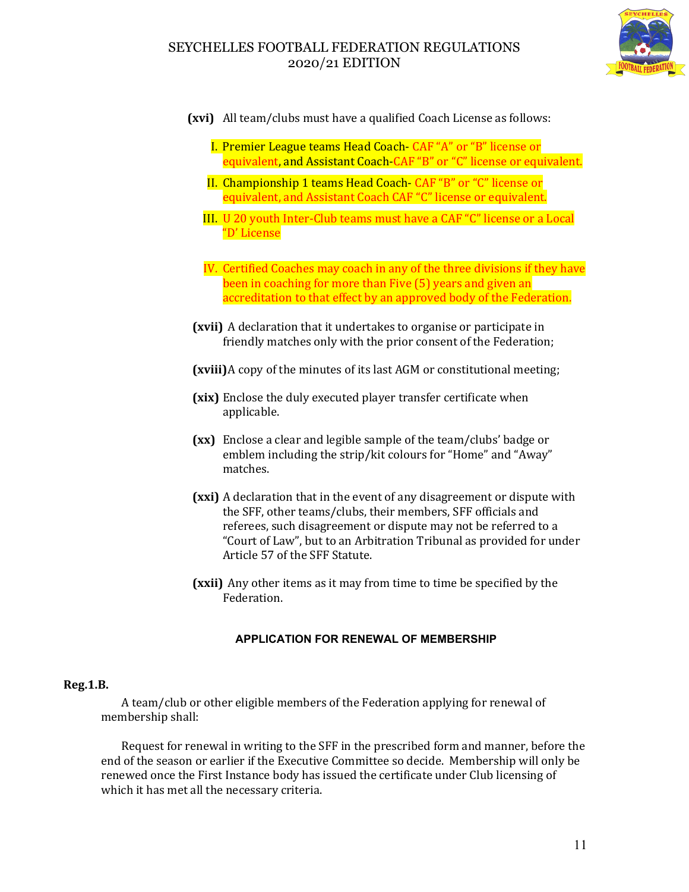**(xvi)** All team/clubs must have a qualified Coach License as follows:

I. Premier League teams Head Coach- CAF "A" or "B" license or equivalent, and Assistant Coach-CAF "B" or "C" license or equivalent.

II. Championship 1 teams Head Coach- CAF "B" or "C" license or equivalent, and Assistant Coach CAF "C" license or equivalent.

III. U 20 youth Inter-Club teams must have a CAF "C" license or a Local "D' License

IV. Certified Coaches may coach in any of the three divisions if they have been in coaching for more than Five (5) years and given an accreditation to that effect by an approved body of the Federation.

**(xvii)** A declaration that it undertakes to organise or participate in friendly matches only with the prior consent of the Federation;

**(xviii)** A copy of the minutes of its last AGM or constitutional meeting;

**(xix)** Enclose the duly executed player transfer certificate when applicable.

**(xx)** Enclose a clear and legible sample of the team/clubs' badge or emblem including the strip/kit colours for "Home" and "Away" matches.

**(xxi)** A declaration that in the event of any disagreement or dispute with the SFF, other teams/clubs, their members, SFF officials and referees, such disagreement or dispute may not be referred to a "Court of Law", but to an Arbitration Tribunal as provided for under Article 57 of the SFF Statute.

**(xxii)** Any other items as it may from time to time be specified by the Federation.

## APPLICATION FOR RENEWAL OF MEMBERSHIP

**Reg.1.B.**

A team/club or other eligible members of the Federation applying for renewal of membership shall:

Request for renewal in writing to the SFF in the prescribed form and manner, before the end of the season or earlier if the Executive Committee so decide. Membership will only be renewed once the First Instance body has issued the certificate under Club licensing of which it has met all the necessary criteria.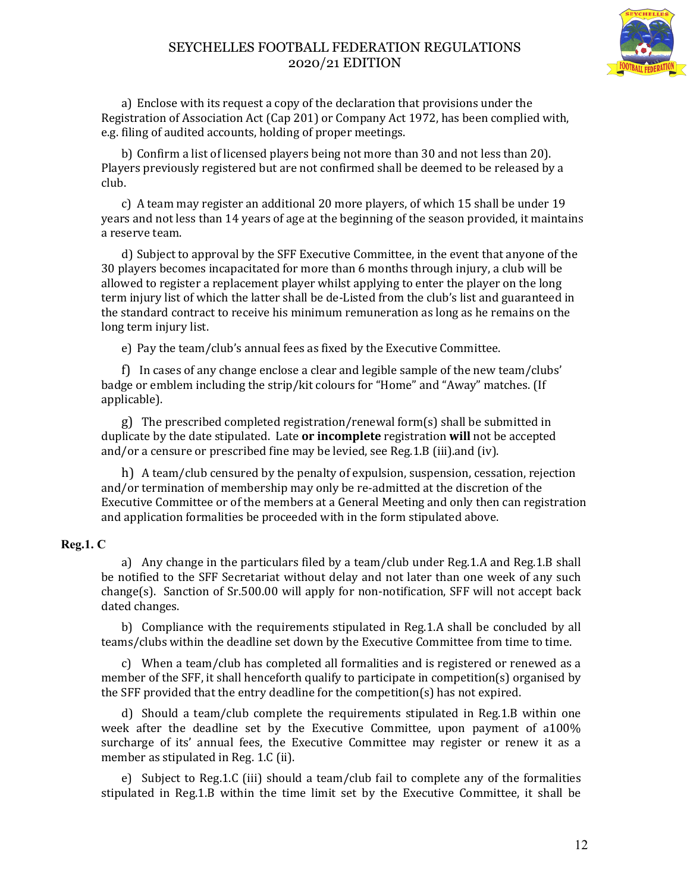a) Enclose with its request a copy of the declaration that provisions under the Registration of Association Act (Cap 201) or Company Act 1972, has been complied with, e.g. filing of audited accounts, holding of proper meetings.

b) Confirm a list of licensed players being not more than 30 and not less than 20). Players previously registered but are not confirmed shall be deemed to be released by a club.

c) A team may register an additional 20 more players, of which 15 shall be under 19 years and not less than 14 years of age at the beginning of the season provided, it maintains a reserve team.

d) Subject to approval by the SFF Executive Committee, in the event that anyone of the 30 players becomes incapacitated for more than 6 months through injury, a club will be allowed to register a replacement player whilst applying to enter the player on the long term injury list of which the latter shall be de-Listed from the club's list and guaranteed in the standard contract to receive his minimum remuneration as long as he remains on the long term injury list.

e) Pay the team/club's annual fees as fixed by the Executive Committee.

f) In cases of any change enclose a clear and legible sample of the new team/clubs' badge or emblem including the strip/kit colours for "Home" and "Away" matches. (If applicable).

g) The prescribed completed registration/renewal form(s) shall be submitted in duplicate by the date stipulated. Late **or incomplete** registration **will** not be accepted and/or a censure or prescribed fine may be levied, see Reg.1.B (iii).and (iv).

h) A team/club censured by the penalty of expulsion, suspension, cessation, rejection and/or termination of membership may only be re-admitted at the discretion of the Executive Committee or of the members at a General Meeting and only then can registration and application formalities be proceeded with in the form stipulated above.

**Reg.1. C**

a) Any change in the particulars filed by a team/club under Reg.1.A and Reg.1.B shall be notified to the SFF Secretariat without delay and not later than one week of any such change(s). Sanction of Sr.500.00 will apply for non-notification, SFF will not accept back dated changes.

b) Compliance with the requirements stipulated in Reg.1.A shall be concluded by all teams/clubs within the deadline set down by the Executive Committee from time to time.

c) When a team/club has completed all formalities and is registered or renewed as a member of the SFF, it shall henceforth qualify to participate in competition(s) organised by the SFF provided that the entry deadline for the competition(s) has not expired.

d) Should a team/club complete the requirements stipulated in Reg.1.B within one week after the deadline set by the Executive Committee, upon payment of a100% surcharge of its' annual fees, the Executive Committee may register or renew it as a member as stipulated in Reg. 1.C (ii).

e) Subject to Reg.1.C (iii) should a team/club fail to complete any of the formalities stipulated in Reg.1.B within the time limit set by the Executive Committee, it shall be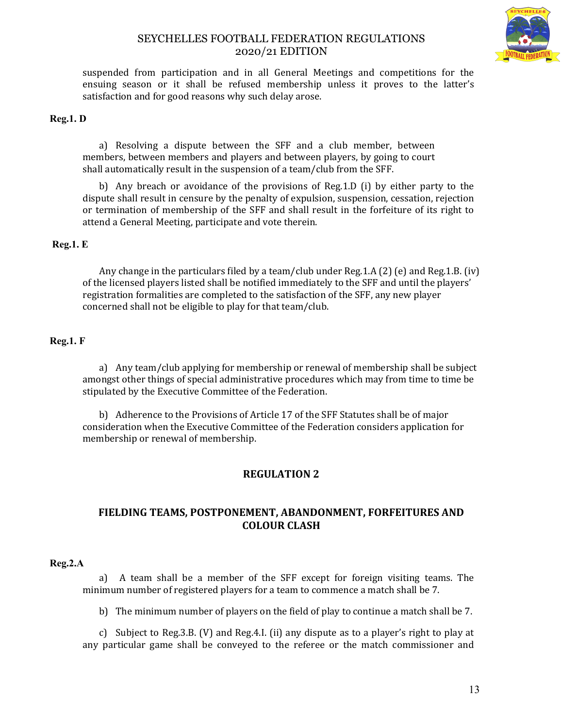suspended from participation and in all General Meetings and competitions for the ensuing season or it shall be refused membership unless it proves to the latter's satisfaction and for good reasons why such delay arose.

**Reg.1. D**

a) Resolving a dispute between the SFF and a club member, between members, between members and players and between players, by going to court shall automatically result in the suspension of a team/club from the SFF.

b) Any breach or avoidance of the provisions of Reg.1.D (i) by either party to the dispute shall result in censure by the penalty of expulsion, suspension, cessation, rejection or termination of membership of the SFF and shall result in the forfeiture of its right to attend a General Meeting, participate and vote therein.

**Reg.1. E**

Any change in the particulars filed by a team/club under Reg.1.A (2) (e) and Reg.1.B. (iv) of the licensed players listed shall be notified immediately to the SFF and until the players' registration formalities are completed to the satisfaction of the SFF, any new player concerned shall not be eligible to play for that team/club.

**Reg.1. F**

a) Any team/club applying for membership or renewal of membership shall be subject amongst other things of special administrative procedures which may from time to time be stipulated by the Executive Committee of the Federation.

b) Adherence to the Provisions of Article 17 of the SFF Statutes shall be of major consideration when the Executive Committee of the Federation considers application for membership or renewal of membership.

## REGULATION 2

## FIELDING TEAMS, POSTPONEMENT, ABANDONMENT, FORFEITURES AND COLOUR CLASH

**Reg.2.A**

a) A team shall be a member of the SFF except for foreign visiting teams. The minimum number of registered players for a team to commence a match shall be 7.

b) The minimum number of players on the field of play to continue a match shall be 7.

c) Subject to Reg.3.B. (V) and Reg.4.I. (ii) any dispute as to a player's right to play at any particular game shall be conveyed to the referee or the match commissioner and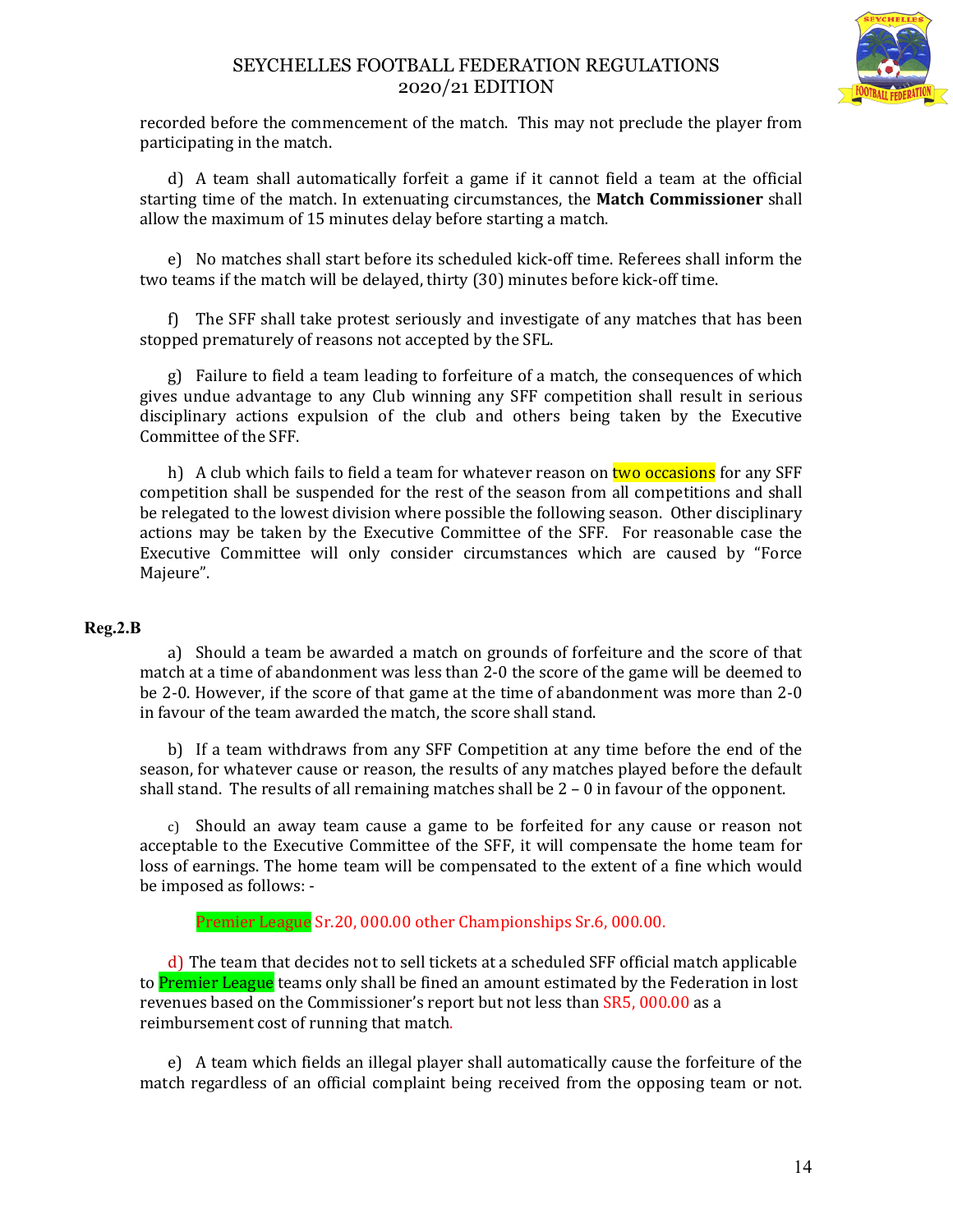recorded before the commencement of the match. This may not preclude the player from participating in the match.

d) A team shall automatically forfeit a game if it cannot field a team at the official starting time of the match. In extenuating circumstances, the **Match Commissioner** shall allow the maximum of 15 minutes delay before starting a match.

e) No matches shall start before its scheduled kick-off time. Referees shall inform the two teams if the match will be delayed, thirty (30) minutes before kick-off time.

f) The SFF shall take protest seriously and investigate of any matches that has been stopped prematurely of reasons not accepted by the SFL.

g) Failure to field a team leading to forfeiture of a match, the consequences of which gives undue advantage to any Club winning any SFF competition shall result in serious disciplinary actions expulsion of the club and others being taken by the Executive Committee of the SFF.

h) A club which fails to field a team for whatever reason on two occasions for any SFF competition shall be suspended for the rest of the season from all competitions and shall be relegated to the lowest division where possible the following season. Other disciplinary actions may be taken by the Executive Committee of the SFF. For reasonable case the Executive Committee will only consider circumstances which are caused by "Force Majeure".

**Reg.2.B**

a) Should a team be awarded a match on grounds of forfeiture and the score of that match at a time of abandonment was less than 2-0 the score of the game will be deemed to be 2-0. However, if the score of that game at the time of abandonment was more than 2-0 in favour of the team awarded the match, the score shall stand.

b) If a team withdraws from any SFF Competition at any time before the end of the season, for whatever cause or reason, the results of any matches played before the default shall stand. The results of all remaining matches shall be 2 – 0 in favour of the opponent.

c) Should an away team cause a game to be forfeited for any cause or reason not acceptable to the Executive Committee of the SFF, it will compensate the home team for loss of earnings. The home team will be compensated to the extent of a fine which would be imposed as follows: -

Premier League Sr.20, 000.00 other Championships Sr.6, 000.00.

d) The team that decides not to sell tickets at a scheduled SFF official match applicable to Premier League teams only shall be fined an amount estimated by the Federation in lost revenues based on the Commissioner's report but not less than SR5, 000.00 as a reimbursement cost of running that match.

e) A team which fields an illegal player shall automatically cause the forfeiture of the match regardless of an official complaint being received from the opposing team or not.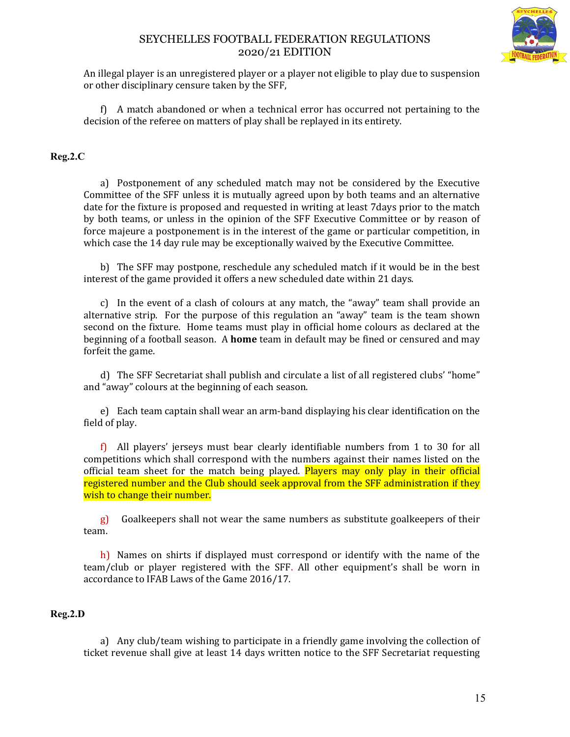An illegal player is an unregistered player or a player not eligible to play due to suspension or other disciplinary censure taken by the SFF,

f) A match abandoned or when a technical error has occurred not pertaining to the decision of the referee on matters of play shall be replayed in its entirety.

**Reg.2.C**

a) Postponement of any scheduled match may not be considered by the Executive Committee of the SFF unless it is mutually agreed upon by both teams and an alternative date for the fixture is proposed and requested in writing at least 7days prior to the match by both teams, or unless in the opinion of the SFF Executive Committee or by reason of force majeure a postponement is in the interest of the game or particular competition, in which case the 14 day rule may be exceptionally waived by the Executive Committee.

b) The SFF may postpone, reschedule any scheduled match if it would be in the best interest of the game provided it offers a new scheduled date within 21 days.

c) In the event of a clash of colours at any match, the "away" team shall provide an alternative strip. For the purpose of this regulation an "away" team is the team shown second on the fixture. Home teams must play in official home colours as declared at the beginning of a football season. A **home** team in default may be fined or censured and may forfeit the game.

d) The SFF Secretariat shall publish and circulate a list of all registered clubs' "home" and "away" colours at the beginning of each season.

e) Each team captain shall wear an arm-band displaying his clear identification on the field of play.

f) All players' jerseys must bear clearly identifiable numbers from 1 to 30 for all competitions which shall correspond with the numbers against their names listed on the official team sheet for the match being played. Players may only play in their official registered number and the Club should seek approval from the SFF administration if they wish to change their number.

g) Goalkeepers shall not wear the same numbers as substitute goalkeepers of their team.

h) Names on shirts if displayed must correspond or identify with the name of the team/club or player registered with the SFF. All other equipment's shall be worn in accordance to IFAB Laws of the Game 2016/17.

**Reg.2.D**

a) Any club/team wishing to participate in a friendly game involving the collection of ticket revenue shall give at least 14 days written notice to the SFF Secretariat requesting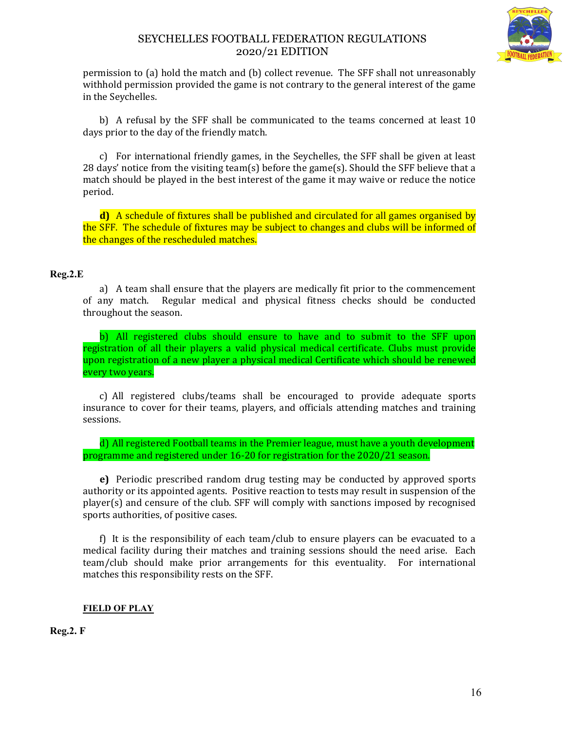permission to (a) hold the match and (b) collect revenue. The SFF shall not unreasonably withhold permission provided the game is not contrary to the general interest of the game in the Seychelles.

b) A refusal by the SFF shall be communicated to the teams concerned at least 10 days prior to the day of the friendly match.

c) For international friendly games, in the Seychelles, the SFF shall be given at least 28 days' notice from the visiting team(s) before the game(s). Should the SFF believe that a match should be played in the best interest of the game it may waive or reduce the notice period.

**d)** A schedule of fixtures shall be published and circulated for all games organised by the SFF. The schedule of fixtures may be subject to changes and clubs will be informed of the changes of the rescheduled matches.

**Reg.2.E**

a) A team shall ensure that the players are medically fit prior to the commencement of any match. Regular medical and physical fitness checks should be conducted throughout the season.

b) All registered clubs should ensure to have and to submit to the SFF upon registration of all their players a valid physical medical certificate. Clubs must provide upon registration of a new player a physical medical Certificate which should be renewed every two years.

c) All registered clubs/teams shall be encouraged to provide adequate sports insurance to cover for their teams, players, and officials attending matches and training sessions.

d) All registered Football teams in the Premier league, must have a youth development programme and registered under 16-20 for registration for the 2020/21 season.

**e)** Periodic prescribed random drug testing may be conducted by approved sports authority or its appointed agents. Positive reaction to tests may result in suspension of the player(s) and censure of the club. SFF will comply with sanctions imposed by recognised sports authorities, of positive cases.

f) It is the responsibility of each team/club to ensure players can be evacuated to a medical facility during their matches and training sessions should the need arise. Each team/club should make prior arrangements for this eventuality. For international matches this responsibility rests on the SFF.

**FIELD OF PLAY**

**Reg.2. F**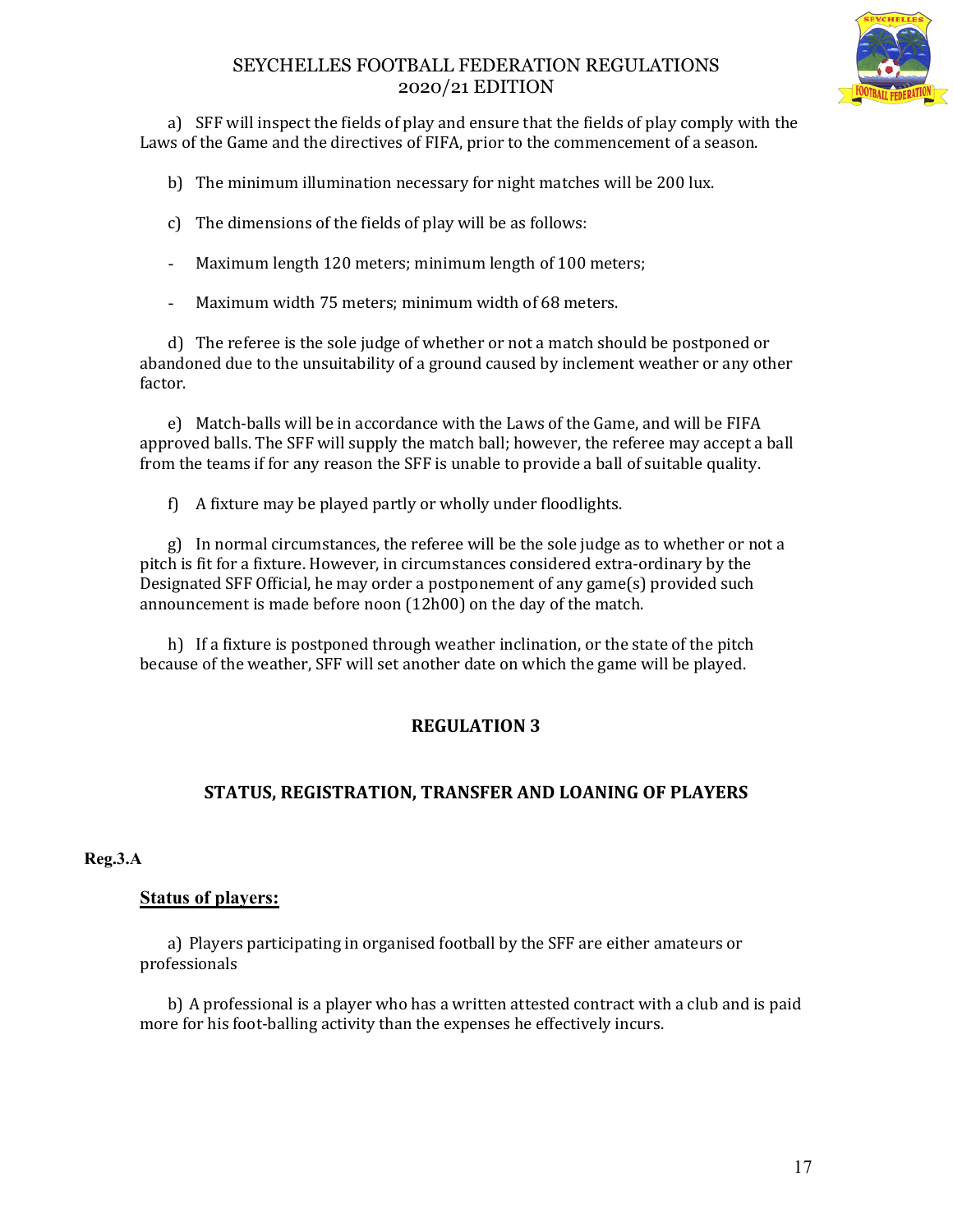a) SFF will inspect the fields of play and ensure that the fields of play comply with the Laws of the Game and the directives of FIFA, prior to the commencement of a season.

b) The minimum illumination necessary for night matches will be 200 lux.

c) The dimensions of the fields of play will be as follows:

- Maximum length 120 meters; minimum length of 100 meters;
- Maximum width 75 meters; minimum width of 68 meters.

d) The referee is the sole judge of whether or not a match should be postponed or abandoned due to the unsuitability of a ground caused by inclement weather or any other factor.

e) Match-balls will be in accordance with the Laws of the Game, and will be FIFA approved balls. The SFF will supply the match ball; however, the referee may accept a ball from the teams if for any reason the SFF is unable to provide a ball of suitable quality.

f) A fixture may be played partly or wholly under floodlights.

g) In normal circumstances, the referee will be the sole judge as to whether or not a pitch is fit for a fixture. However, in circumstances considered extra-ordinary by the Designated SFF Official, he may order a postponement of any game(s) provided such announcement is made before noon (12h00) on the day of the match.

h) If a fixture is postponed through weather inclination, or the state of the pitch because of the weather, SFF will set another date on which the game will be played.

## REGULATION 3

## STATUS, REGISTRATION, TRANSFER AND LOANING OF PLAYERS

### Reg.3.A

**Status of players:**

a) Players participating in organised football by the SFF are either amateurs or professionals

b) A professional is a player who has a written attested contract with a club and is paid more for his foot-balling activity than the expenses he effectively incurs.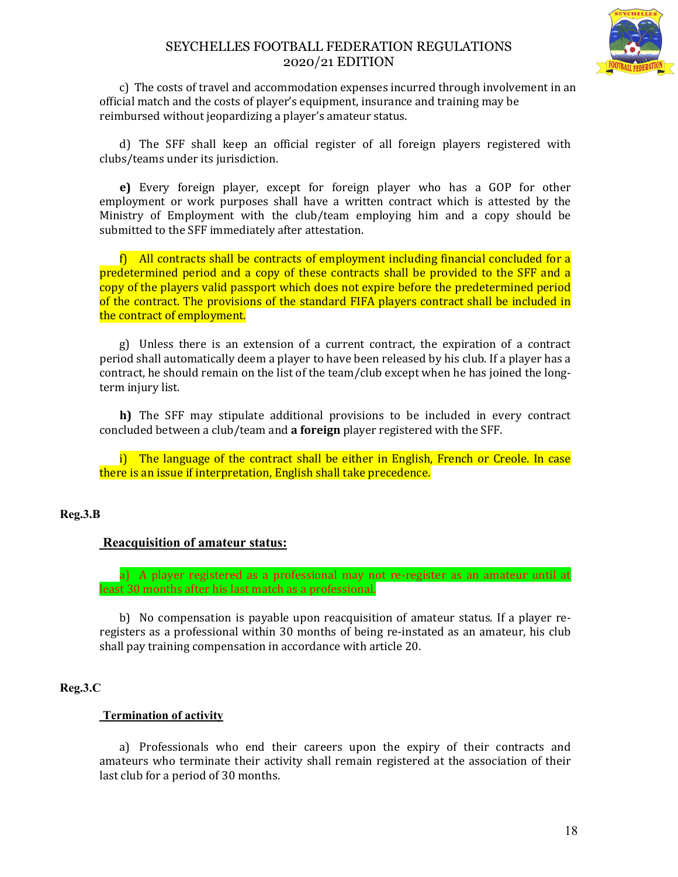c) The costs of travel and accommodation expenses incurred through involvement in an official match and the costs of player's equipment, insurance and training may be reimbursed without jeopardizing a player's amateur status.

d) The SFF shall keep an official register of all foreign players registered with clubs/teams under its jurisdiction.

**e)** Every foreign player, except for foreign player who has a GOP for other employment or work purposes shall have a written contract which is attested by the Ministry of Employment with the club/team employing him and a copy should be submitted to the SFF immediately after attestation.

f) All contracts shall be contracts of employment including financial concluded for a predetermined period and a copy of these contracts shall be provided to the SFF and a copy of the players valid passport which does not expire before the predetermined period of the contract. The provisions of the standard FIFA players contract shall be included in the contract of employment.

g) Unless there is an extension of a current contract, the expiration of a contract period shall automatically deem a player to have been released by his club. If a player has a contract, he should remain on the list of the team/club except when he has joined the long-term injury list.

**h)** The SFF may stipulate additional provisions to be included in every contract concluded between a club/team and **a foreign** player registered with the SFF.

i) The language of the contract shall be either in English, French or Creole. In case there is an issue if interpretation, English shall take precedence.

**Reg.3.B**

**Reacquisition of amateur status:**

a) A player registered as a professional may not re-register as an amateur until at least 30 months after his last match as a professional.

b) No compensation is payable upon reacquisition of amateur status. If a player re-registers as a professional within 30 months of being re-instated as an amateur, his club shall pay training compensation in accordance with article 20.

**Reg.3.C**

**Termination of activity**

a) Professionals who end their careers upon the expiry of their contracts and amateurs who terminate their activity shall remain registered at the association of their last club for a period of 30 months.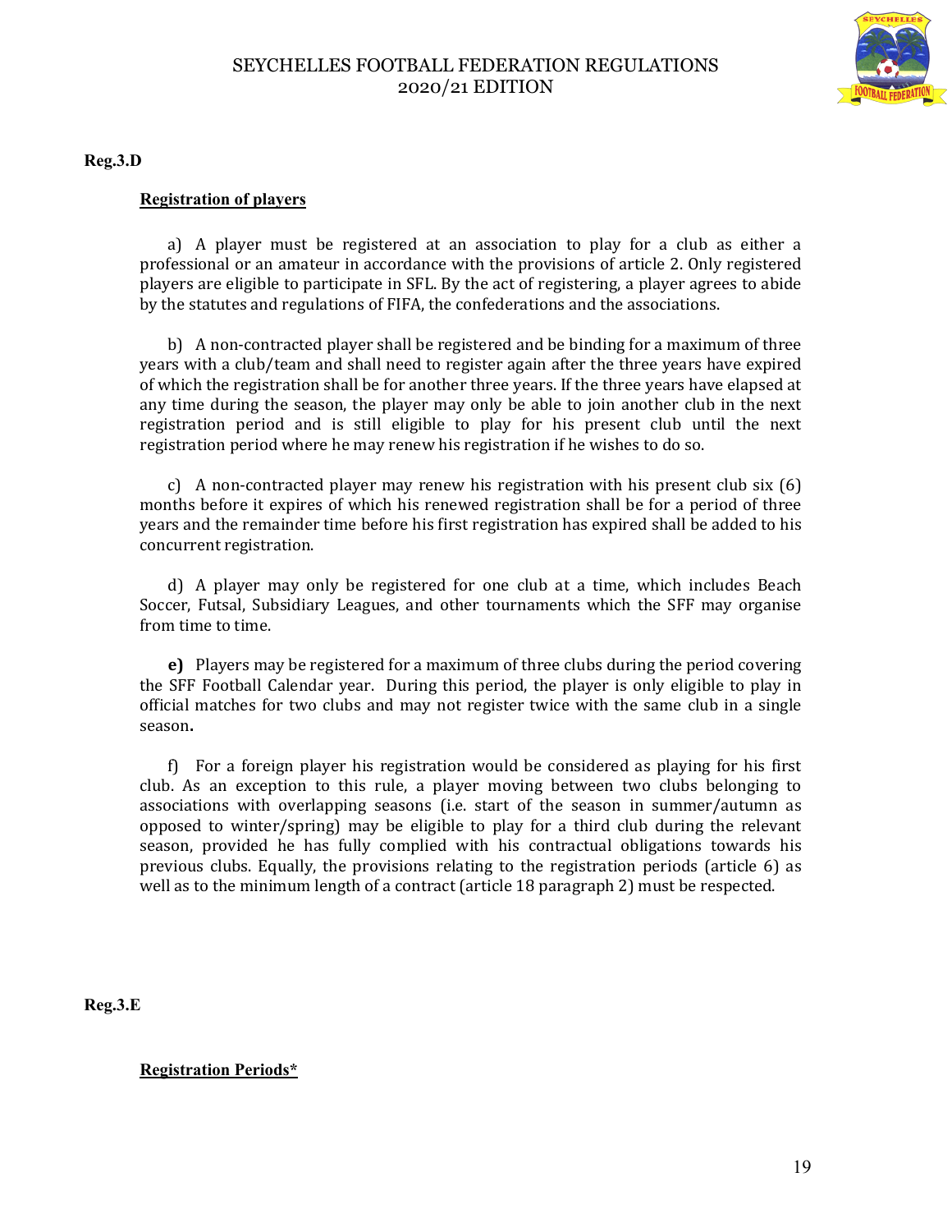**Reg.3.D**

**Registration of players**

a) A player must be registered at an association to play for a club as either a professional or an amateur in accordance with the provisions of article 2. Only registered players are eligible to participate in SFL. By the act of registering, a player agrees to abide by the statutes and regulations of FIFA, the confederations and the associations.

b) A non-contracted player shall be registered and be binding for a maximum of three years with a club/team and shall need to register again after the three years have expired of which the registration shall be for another three years. If the three years have elapsed at any time during the season, the player may only be able to join another club in the next registration period and is still eligible to play for his present club until the next registration period where he may renew his registration if he wishes to do so.

c) A non-contracted player may renew his registration with his present club six (6) months before it expires of which his renewed registration shall be for a period of three years and the remainder time before his first registration has expired shall be added to his concurrent registration.

d) A player may only be registered for one club at a time, which includes Beach Soccer, Futsal, Subsidiary Leagues, and other tournaments which the SFF may organise from time to time.

**e)** Players may be registered for a maximum of three clubs during the period covering the SFF Football Calendar year. During this period, the player is only eligible to play in official matches for two clubs and may not register twice with the same club in a single season**.**

f) For a foreign player his registration would be considered as playing for his first club. As an exception to this rule, a player moving between two clubs belonging to associations with overlapping seasons (i.e. start of the season in summer/autumn as opposed to winter/spring) may be eligible to play for a third club during the relevant season, provided he has fully complied with his contractual obligations towards his previous clubs. Equally, the provisions relating to the registration periods (article 6) as well as to the minimum length of a contract (article 18 paragraph 2) must be respected.

**Reg.3.E**

**Registration Periods***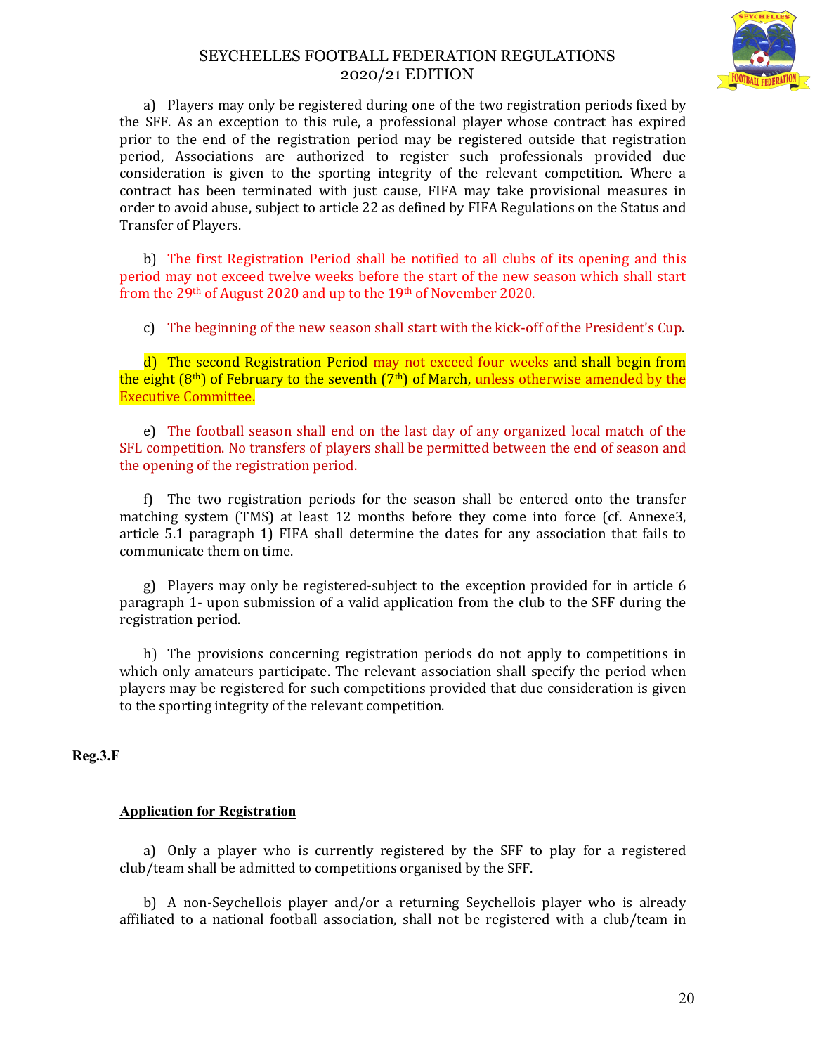a) Players may only be registered during one of the two registration periods fixed by the SFF. As an exception to this rule, a professional player whose contract has expired prior to the end of the registration period may be registered outside that registration period, Associations are authorized to register such professionals provided due consideration is given to the sporting integrity of the relevant competition. Where a contract has been terminated with just cause, FIFA may take provisional measures in order to avoid abuse, subject to article 22 as defined by FIFA Regulations on the Status and Transfer of Players.

b) The first Registration Period shall be notified to all clubs of its opening and this period may not exceed twelve weeks before the start of the new season which shall start from the 29th of August 2020 and up to the 19th of November 2020.

c) The beginning of the new season shall start with the kick-off of the President's Cup.

d) The second Registration Period may not exceed four weeks and shall begin from the eight (8th) of February to the seventh (7th) of March, unless otherwise amended by the Executive Committee.

e) The football season shall end on the last day of any organized local match of the SFL competition. No transfers of players shall be permitted between the end of season and the opening of the registration period.

f) The two registration periods for the season shall be entered onto the transfer matching system (TMS) at least 12 months before they come into force (cf. Annexe3, article 5.1 paragraph 1) FIFA shall determine the dates for any association that fails to communicate them on time.

g) Players may only be registered-subject to the exception provided for in article 6 paragraph 1- upon submission of a valid application from the club to the SFF during the registration period.

h) The provisions concerning registration periods do not apply to competitions in which only amateurs participate. The relevant association shall specify the period when players may be registered for such competitions provided that due consideration is given to the sporting integrity of the relevant competition.

**Reg.3.F**

**Application for Registration**

a) Only a player who is currently registered by the SFF to play for a registered club/team shall be admitted to competitions organised by the SFF.

b) A non-Seychellois player and/or a returning Seychellois player who is already affiliated to a national football association, shall not be registered with a club/team in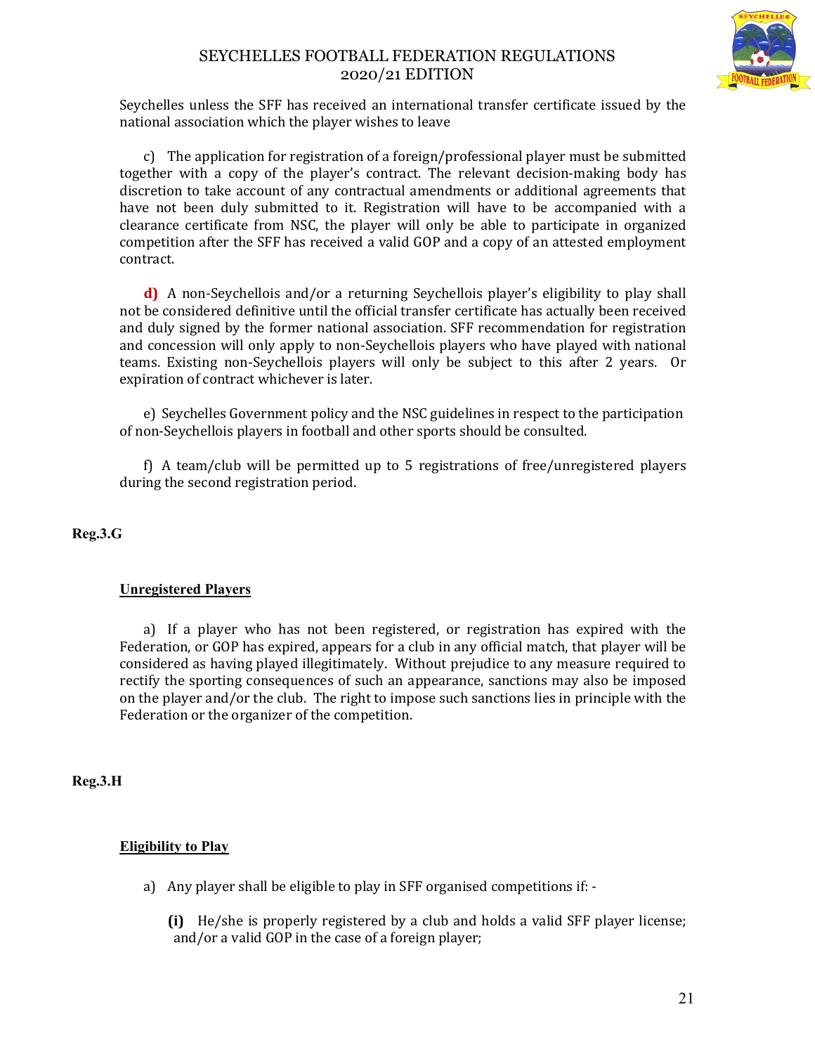Seychelles unless the SFF has received an international transfer certificate issued by the national association which the player wishes to leave

c) The application for registration of a foreign/professional player must be submitted together with a copy of the player's contract. The relevant decision-making body has discretion to take account of any contractual amendments or additional agreements that have not been duly submitted to it. Registration will have to be accompanied with a clearance certificate from NSC, the player will only be able to participate in organized competition after the SFF has received a valid GOP and a copy of an attested employment contract.

**d)** A non-Seychellois and/or a returning Seychellois player's eligibility to play shall not be considered definitive until the official transfer certificate has actually been received and duly signed by the former national association. SFF recommendation for registration and concession will only apply to non-Seychellois players who have played with national teams. Existing non-Seychellois players will only be subject to this after 2 years. Or expiration of contract whichever is later.

e) Seychelles Government policy and the NSC guidelines in respect to the participation of non-Seychellois players in football and other sports should be consulted.

f) A team/club will be permitted up to 5 registrations of free/unregistered players during the second registration period.

**Reg.3.G**

**Unregistered Players**

a) If a player who has not been registered, or registration has expired with the Federation, or GOP has expired, appears for a club in any official match, that player will be considered as having played illegitimately. Without prejudice to any measure required to rectify the sporting consequences of such an appearance, sanctions may also be imposed on the player and/or the club. The right to impose such sanctions lies in principle with the Federation or the organizer of the competition.

**Reg.3.H**

**Eligibility to Play**

a) Any player shall be eligible to play in SFF organised competitions if: -

**(i)** He/she is properly registered by a club and holds a valid SFF player license; and/or a valid GOP in the case of a foreign player;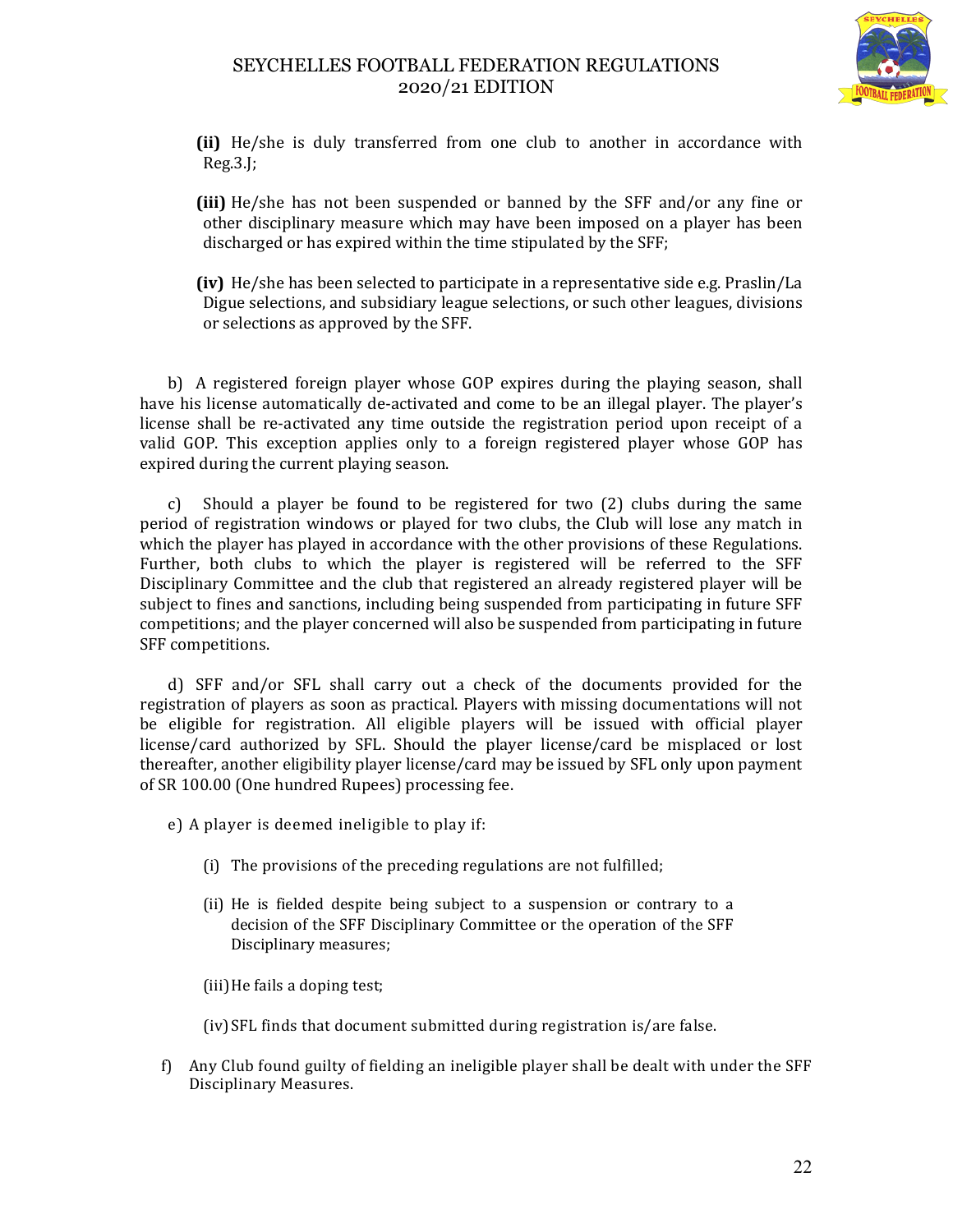**(ii)** He/she is duly transferred from one club to another in accordance with Reg.3.J;

**(iii)** He/she has not been suspended or banned by the SFF and/or any fine or other disciplinary measure which may have been imposed on a player has been discharged or has expired within the time stipulated by the SFF;

**(iv)** He/she has been selected to participate in a representative side e.g. Praslin/La Digue selections, and subsidiary league selections, or such other leagues, divisions or selections as approved by the SFF.

b) A registered foreign player whose GOP expires during the playing season, shall have his license automatically de-activated and come to be an illegal player. The player's license shall be re-activated any time outside the registration period upon receipt of a valid GOP. This exception applies only to a foreign registered player whose GOP has expired during the current playing season.

c) Should a player be found to be registered for two (2) clubs during the same period of registration windows or played for two clubs, the Club will lose any match in which the player has played in accordance with the other provisions of these Regulations. Further, both clubs to which the player is registered will be referred to the SFF Disciplinary Committee and the club that registered an already registered player will be subject to fines and sanctions, including being suspended from participating in future SFF competitions; and the player concerned will also be suspended from participating in future SFF competitions.

d) SFF and/or SFL shall carry out a check of the documents provided for the registration of players as soon as practical. Players with missing documentations will not be eligible for registration. All eligible players will be issued with official player license/card authorized by SFL. Should the player license/card be misplaced or lost thereafter, another eligibility player license/card may be issued by SFL only upon payment of SR 100.00 (One hundred Rupees) processing fee.

e) A player is deemed ineligible to play if:

(i) The provisions of the preceding regulations are not fulfilled;

(ii) He is fielded despite being subject to a suspension or contrary to a decision of the SFF Disciplinary Committee or the operation of the SFF Disciplinary measures;

(iii) He fails a doping test;

(iv) SFL finds that document submitted during registration is/are false.

f) Any Club found guilty of fielding an ineligible player shall be dealt with under the SFF Disciplinary Measures.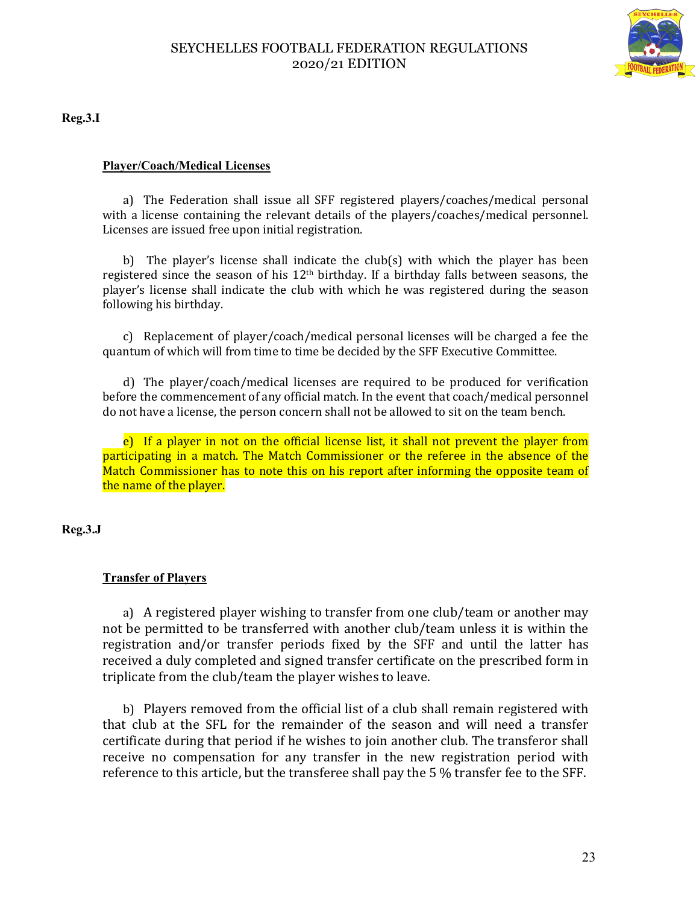**Reg.3.I**

**Player/Coach/Medical Licenses**

a) The Federation shall issue all SFF registered players/coaches/medical personal with a license containing the relevant details of the players/coaches/medical personnel. Licenses are issued free upon initial registration.

b) The player's license shall indicate the club(s) with which the player has been registered since the season of his 12th birthday. If a birthday falls between seasons, the player's license shall indicate the club with which he was registered during the season following his birthday.

c) Replacement of player/coach/medical personal licenses will be charged a fee the quantum of which will from time to time be decided by the SFF Executive Committee.

d) The player/coach/medical licenses are required to be produced for verification before the commencement of any official match. In the event that coach/medical personnel do not have a license, the person concern shall not be allowed to sit on the team bench.

e) If a player in not on the official license list, it shall not prevent the player from participating in a match. The Match Commissioner or the referee in the absence of the Match Commissioner has to note this on his report after informing the opposite team of the name of the player.

**Reg.3.J**

**Transfer of Players**

a) A registered player wishing to transfer from one club/team or another may not be permitted to be transferred with another club/team unless it is within the registration and/or transfer periods fixed by the SFF and until the latter has received a duly completed and signed transfer certificate on the prescribed form in triplicate from the club/team the player wishes to leave.

b) Players removed from the official list of a club shall remain registered with that club at the SFL for the remainder of the season and will need a transfer certificate during that period if he wishes to join another club. The transferor shall receive no compensation for any transfer in the new registration period with reference to this article, but the transferee shall pay the 5 % transfer fee to the SFF.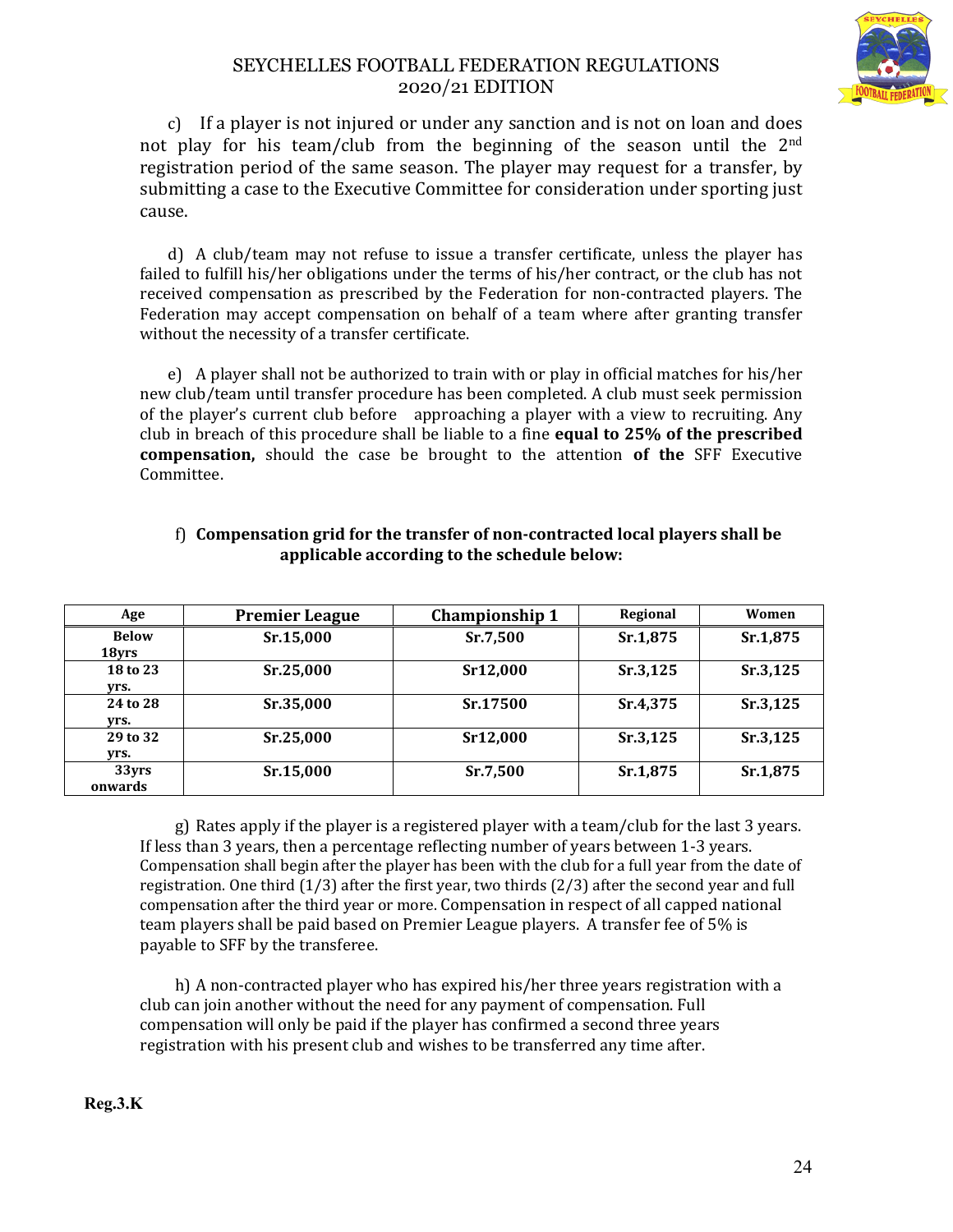c) If a player is not injured or under any sanction and is not on loan and does not play for his team/club from the beginning of the season until the 2nd registration period of the same season. The player may request for a transfer, by submitting a case to the Executive Committee for consideration under sporting just cause.

d) A club/team may not refuse to issue a transfer certificate, unless the player has failed to fulfill his/her obligations under the terms of his/her contract, or the club has not received compensation as prescribed by the Federation for non-contracted players. The Federation may accept compensation on behalf of a team where after granting transfer without the necessity of a transfer certificate.

e) A player shall not be authorized to train with or play in official matches for his/her new club/team until transfer procedure has been completed. A club must seek permission of the player's current club before approaching a player with a view to recruiting. Any club in breach of this procedure shall be liable to a fine **equal to 25% of the prescribed compensation,** should the case be brought to the attention **of the** SFF Executive Committee.

f) **Compensation grid for the transfer of non-contracted local players shall be applicable according to the schedule below:**

| Age | Premier League | Championship 1 | Regional | Women |
|---|---|---|---|---|
| Below 18yrs | Sr.15,000 | Sr.7,500 | Sr.1,875 | Sr.1,875 |
| 18 to 23 yrs. | Sr.25,000 | Sr12,000 | Sr.3,125 | Sr.3,125 |
| 24 to 28 yrs. | Sr.35,000 | Sr.17500 | Sr.4,375 | Sr.3,125 |
| 29 to 32 yrs. | Sr.25,000 | Sr12,000 | Sr.3,125 | Sr.3,125 |
| 33yrs onwards | Sr.15,000 | Sr.7,500 | Sr.1,875 | Sr.1,875 |

g) Rates apply if the player is a registered player with a team/club for the last 3 years. If less than 3 years, then a percentage reflecting number of years between 1-3 years. Compensation shall begin after the player has been with the club for a full year from the date of registration. One third (1/3) after the first year, two thirds (2/3) after the second year and full compensation after the third year or more. Compensation in respect of all capped national team players shall be paid based on Premier League players. A transfer fee of 5% is payable to SFF by the transferee.

h) A non-contracted player who has expired his/her three years registration with a club can join another without the need for any payment of compensation. Full compensation will only be paid if the player has confirmed a second three years registration with his present club and wishes to be transferred any time after.

**Reg.3.K**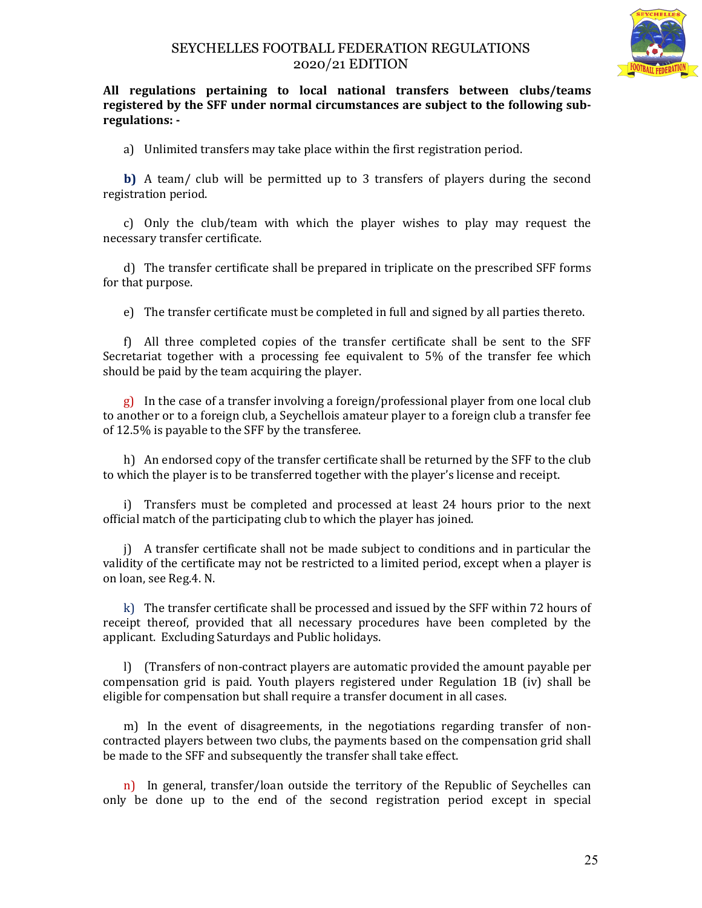**All regulations pertaining to local national transfers between clubs/teams registered by the SFF under normal circumstances are subject to the following sub-regulations: -**

a) Unlimited transfers may take place within the first registration period.

**b)** A team/ club will be permitted up to 3 transfers of players during the second registration period.

c) Only the club/team with which the player wishes to play may request the necessary transfer certificate.

d) The transfer certificate shall be prepared in triplicate on the prescribed SFF forms for that purpose.

e) The transfer certificate must be completed in full and signed by all parties thereto.

f) All three completed copies of the transfer certificate shall be sent to the SFF Secretariat together with a processing fee equivalent to 5% of the transfer fee which should be paid by the team acquiring the player.

g) In the case of a transfer involving a foreign/professional player from one local club to another or to a foreign club, a Seychellois amateur player to a foreign club a transfer fee of 12.5% is payable to the SFF by the transferee.

h) An endorsed copy of the transfer certificate shall be returned by the SFF to the club to which the player is to be transferred together with the player's license and receipt.

i) Transfers must be completed and processed at least 24 hours prior to the next official match of the participating club to which the player has joined.

j) A transfer certificate shall not be made subject to conditions and in particular the validity of the certificate may not be restricted to a limited period, except when a player is on loan, see Reg.4. N.

k) The transfer certificate shall be processed and issued by the SFF within 72 hours of receipt thereof, provided that all necessary procedures have been completed by the applicant. Excluding Saturdays and Public holidays.

l) (Transfers of non-contract players are automatic provided the amount payable per compensation grid is paid. Youth players registered under Regulation 1B (iv) shall be eligible for compensation but shall require a transfer document in all cases.

m) In the event of disagreements, in the negotiations regarding transfer of non-contracted players between two clubs, the payments based on the compensation grid shall be made to the SFF and subsequently the transfer shall take effect.

n) In general, transfer/loan outside the territory of the Republic of Seychelles can only be done up to the end of the second registration period except in special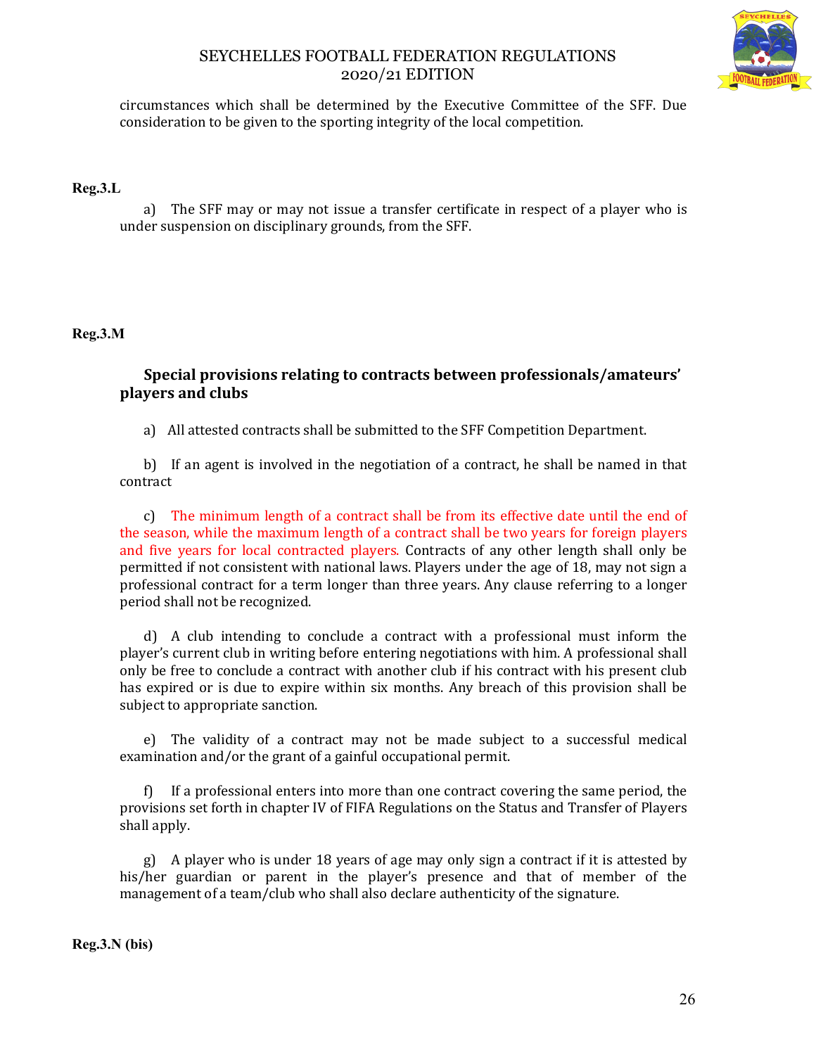circumstances which shall be determined by the Executive Committee of the SFF. Due consideration to be given to the sporting integrity of the local competition.

**Reg.3.L**

a) The SFF may or may not issue a transfer certificate in respect of a player who is under suspension on disciplinary grounds, from the SFF.

**Reg.3.M**

### Special provisions relating to contracts between professionals/amateurs' players and clubs

a) All attested contracts shall be submitted to the SFF Competition Department.

b) If an agent is involved in the negotiation of a contract, he shall be named in that contract

c) The minimum length of a contract shall be from its effective date until the end of the season, while the maximum length of a contract shall be two years for foreign players and five years for local contracted players. Contracts of any other length shall only be permitted if not consistent with national laws. Players under the age of 18, may not sign a professional contract for a term longer than three years. Any clause referring to a longer period shall not be recognized.

d) A club intending to conclude a contract with a professional must inform the player's current club in writing before entering negotiations with him. A professional shall only be free to conclude a contract with another club if his contract with his present club has expired or is due to expire within six months. Any breach of this provision shall be subject to appropriate sanction.

e) The validity of a contract may not be made subject to a successful medical examination and/or the grant of a gainful occupational permit.

f) If a professional enters into more than one contract covering the same period, the provisions set forth in chapter IV of FIFA Regulations on the Status and Transfer of Players shall apply.

g) A player who is under 18 years of age may only sign a contract if it is attested by his/her guardian or parent in the player's presence and that of member of the management of a team/club who shall also declare authenticity of the signature.

**Reg.3.N (bis)**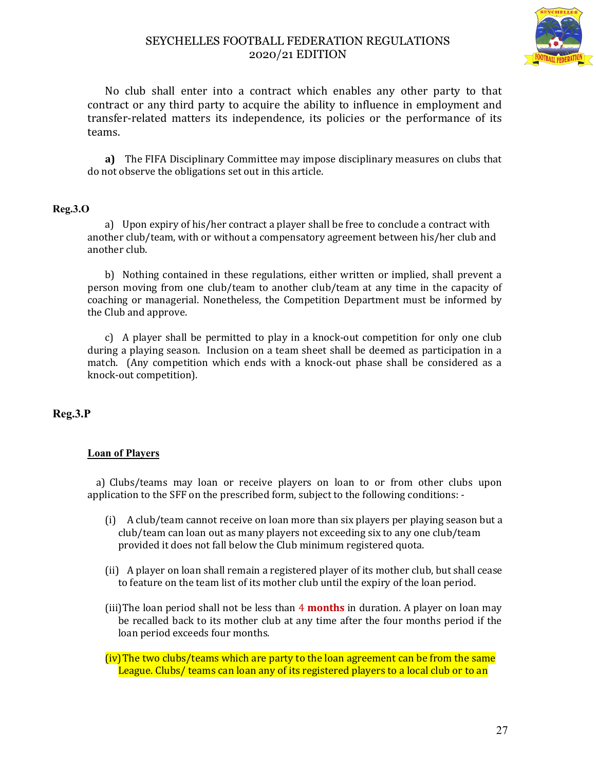No club shall enter into a contract which enables any other party to that contract or any third party to acquire the ability to influence in employment and transfer-related matters its independence, its policies or the performance of its teams.

**a)** The FIFA Disciplinary Committee may impose disciplinary measures on clubs that do not observe the obligations set out in this article.

**Reg.3.O**

a) Upon expiry of his/her contract a player shall be free to conclude a contract with another club/team, with or without a compensatory agreement between his/her club and another club.

b) Nothing contained in these regulations, either written or implied, shall prevent a person moving from one club/team to another club/team at any time in the capacity of coaching or managerial. Nonetheless, the Competition Department must be informed by the Club and approve.

c) A player shall be permitted to play in a knock-out competition for only one club during a playing season. Inclusion on a team sheet shall be deemed as participation in a match. (Any competition which ends with a knock-out phase shall be considered as a knock-out competition).

**Reg.3.P**

**Loan of Players**

a) Clubs/teams may loan or receive players on loan to or from other clubs upon application to the SFF on the prescribed form, subject to the following conditions: -

(i) A club/team cannot receive on loan more than six players per playing season but a club/team can loan out as many players not exceeding six to any one club/team provided it does not fall below the Club minimum registered quota.

(ii) A player on loan shall remain a registered player of its mother club, but shall cease to feature on the team list of its mother club until the expiry of the loan period.

(iii) The loan period shall not be less than 4 **months** in duration. A player on loan may be recalled back to its mother club at any time after the four months period if the loan period exceeds four months.

(iv) The two clubs/teams which are party to the loan agreement can be from the same League. Clubs/ teams can loan any of its registered players to a local club or to an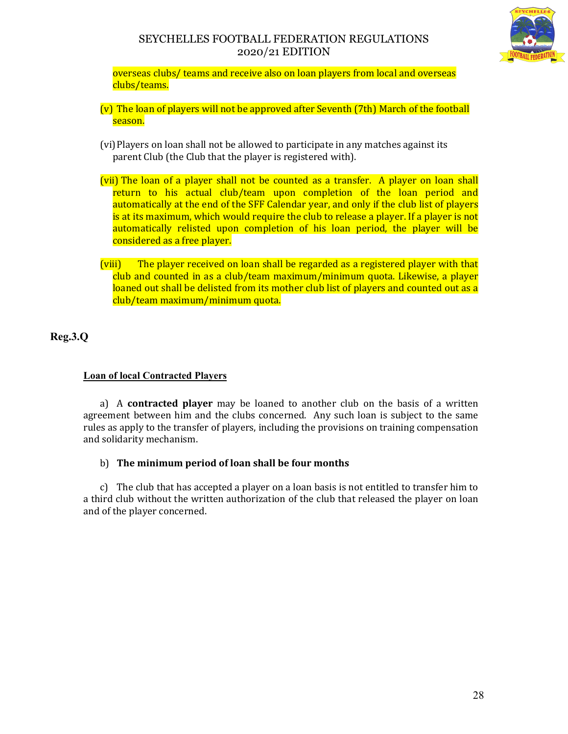overseas clubs/ teams and receive also on loan players from local and overseas clubs/teams.

(v) The loan of players will not be approved after Seventh (7th) March of the football season.

(vi) Players on loan shall not be allowed to participate in any matches against its parent Club (the Club that the player is registered with).

(vii) The loan of a player shall not be counted as a transfer. A player on loan shall return to his actual club/team upon completion of the loan period and automatically at the end of the SFF Calendar year, and only if the club list of players is at its maximum, which would require the club to release a player. If a player is not automatically relisted upon completion of his loan period, the player will be considered as a free player.

(viii) The player received on loan shall be regarded as a registered player with that club and counted in as a club/team maximum/minimum quota. Likewise, a player loaned out shall be delisted from its mother club list of players and counted out as a club/team maximum/minimum quota.

## Reg.3.Q

### Loan of local Contracted Players

a) A **contracted player** may be loaned to another club on the basis of a written agreement between him and the clubs concerned. Any such loan is subject to the same rules as apply to the transfer of players, including the provisions on training compensation and solidarity mechanism.

b) **The minimum period of loan shall be four months**

c) The club that has accepted a player on a loan basis is not entitled to transfer him to a third club without the written authorization of the club that released the player on loan and of the player concerned.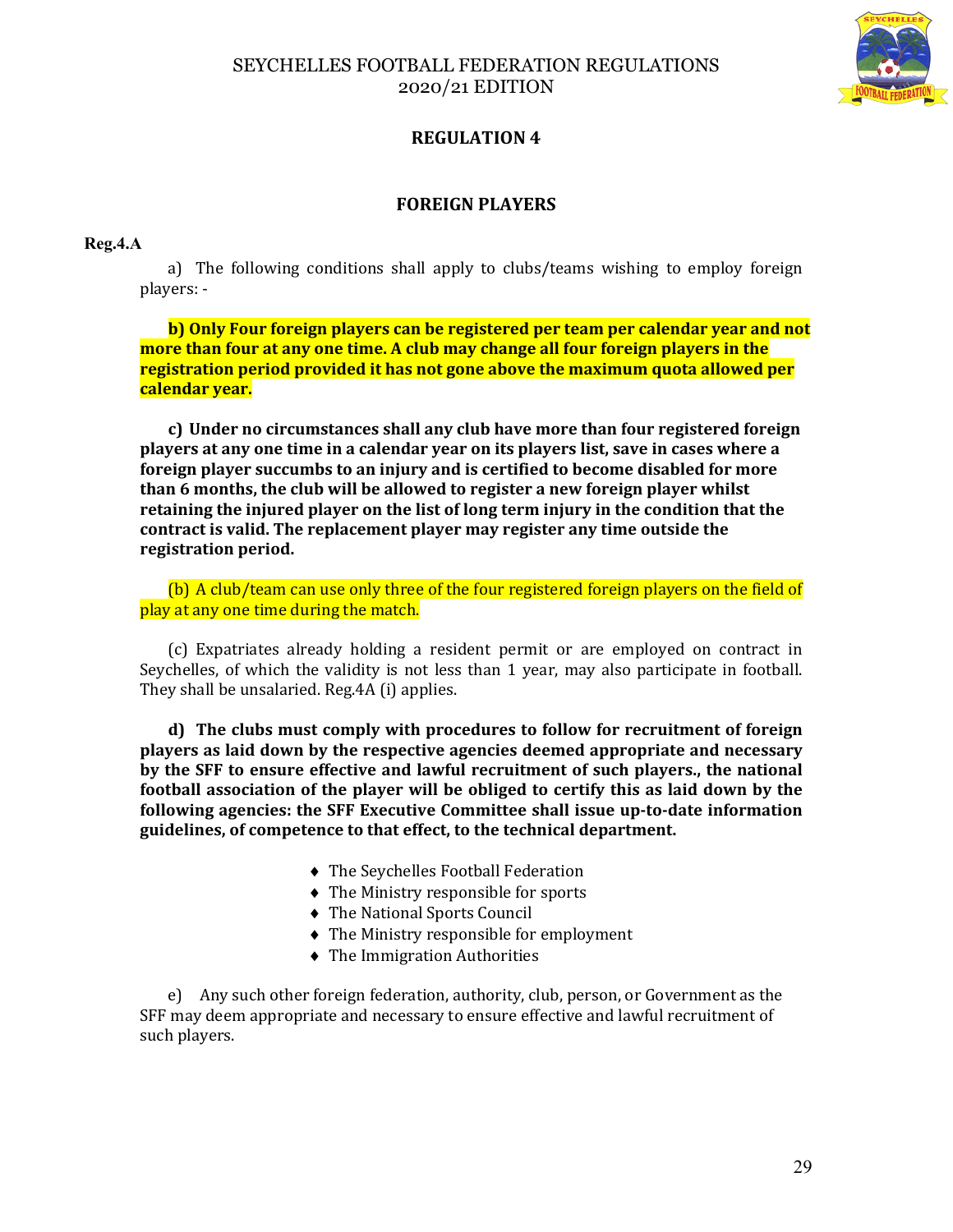## REGULATION 4

## FOREIGN PLAYERS

**Reg.4.A**

a) The following conditions shall apply to clubs/teams wishing to employ foreign players: -

**b) Only Four foreign players can be registered per team per calendar year and not more than four at any one time. A club may change all four foreign players in the registration period provided it has not gone above the maximum quota allowed per calendar year.**

**c) Under no circumstances shall any club have more than four registered foreign players at any one time in a calendar year on its players list, save in cases where a foreign player succumbs to an injury and is certified to become disabled for more than 6 months, the club will be allowed to register a new foreign player whilst retaining the injured player on the list of long term injury in the condition that the contract is valid. The replacement player may register any time outside the registration period.**

(b) A club/team can use only three of the four registered foreign players on the field of play at any one time during the match.

(c) Expatriates already holding a resident permit or are employed on contract in Seychelles, of which the validity is not less than 1 year, may also participate in football. They shall be unsalaried. Reg.4A (i) applies.

**d) The clubs must comply with procedures to follow for recruitment of foreign players as laid down by the respective agencies deemed appropriate and necessary by the SFF to ensure effective and lawful recruitment of such players., the national football association of the player will be obliged to certify this as laid down by the following agencies: the SFF Executive Committee shall issue up-to-date information guidelines, of competence to that effect, to the technical department.**

- The Seychelles Football Federation
- The Ministry responsible for sports
- The National Sports Council
- The Ministry responsible for employment
- The Immigration Authorities

e) Any such other foreign federation, authority, club, person, or Government as the SFF may deem appropriate and necessary to ensure effective and lawful recruitment of such players.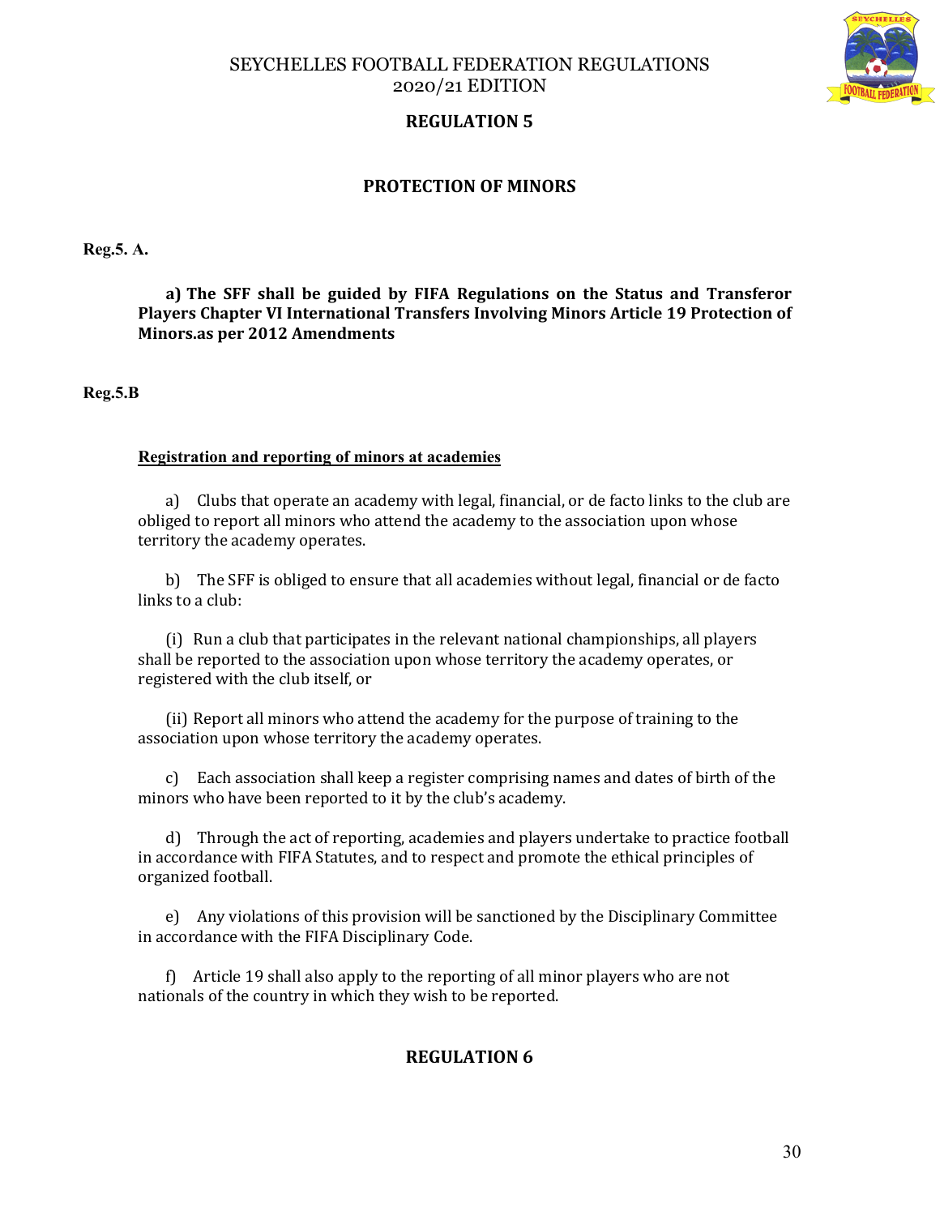## REGULATION 5

### PROTECTION OF MINORS

**Reg.5. A.**

**a) The SFF shall be guided by FIFA Regulations on the Status and Transferor Players Chapter VI International Transfers Involving Minors Article 19 Protection of Minors.as per 2012 Amendments**

**Reg.5.B**

**Registration and reporting of minors at academies**

a) Clubs that operate an academy with legal, financial, or de facto links to the club are obliged to report all minors who attend the academy to the association upon whose territory the academy operates.

b) The SFF is obliged to ensure that all academies without legal, financial or de facto links to a club:

(i) Run a club that participates in the relevant national championships, all players shall be reported to the association upon whose territory the academy operates, or registered with the club itself, or

(ii) Report all minors who attend the academy for the purpose of training to the association upon whose territory the academy operates.

c) Each association shall keep a register comprising names and dates of birth of the minors who have been reported to it by the club's academy.

d) Through the act of reporting, academies and players undertake to practice football in accordance with FIFA Statutes, and to respect and promote the ethical principles of organized football.

e) Any violations of this provision will be sanctioned by the Disciplinary Committee in accordance with the FIFA Disciplinary Code.

f) Article 19 shall also apply to the reporting of all minor players who are not nationals of the country in which they wish to be reported.

## REGULATION 6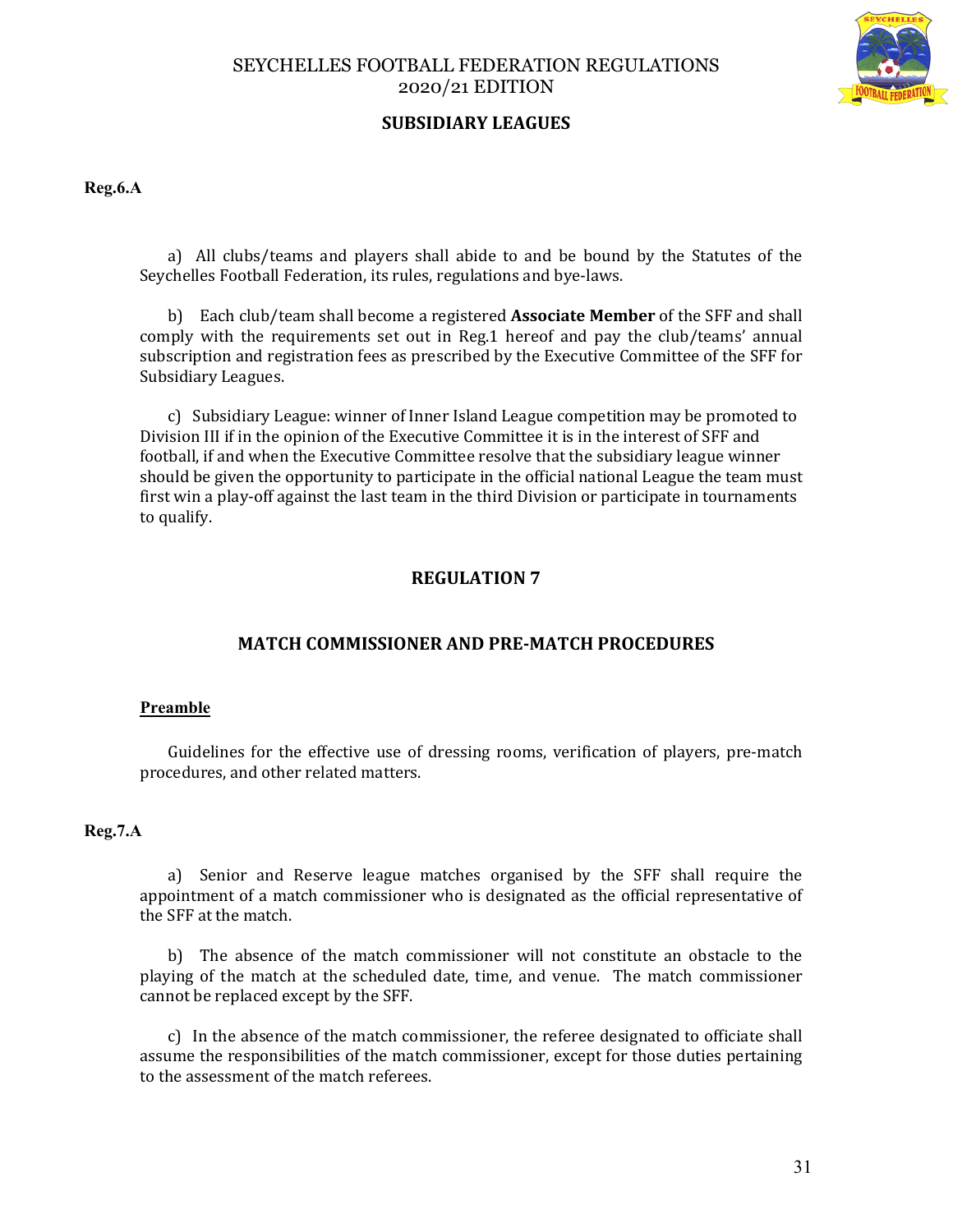## SUBSIDIARY LEAGUES

**Reg.6.A**

a) All clubs/teams and players shall abide to and be bound by the Statutes of the Seychelles Football Federation, its rules, regulations and bye-laws.

b) Each club/team shall become a registered **Associate Member** of the SFF and shall comply with the requirements set out in Reg.1 hereof and pay the club/teams' annual subscription and registration fees as prescribed by the Executive Committee of the SFF for Subsidiary Leagues.

c) Subsidiary League: winner of Inner Island League competition may be promoted to Division III if in the opinion of the Executive Committee it is in the interest of SFF and football, if and when the Executive Committee resolve that the subsidiary league winner should be given the opportunity to participate in the official national League the team must first win a play-off against the last team in the third Division or participate in tournaments to qualify.

## REGULATION 7

## MATCH COMMISSIONER AND PRE-MATCH PROCEDURES

**Preamble**

Guidelines for the effective use of dressing rooms, verification of players, pre-match procedures, and other related matters.

**Reg.7.A**

a) Senior and Reserve league matches organised by the SFF shall require the appointment of a match commissioner who is designated as the official representative of the SFF at the match.

b) The absence of the match commissioner will not constitute an obstacle to the playing of the match at the scheduled date, time, and venue. The match commissioner cannot be replaced except by the SFF.

c) In the absence of the match commissioner, the referee designated to officiate shall assume the responsibilities of the match commissioner, except for those duties pertaining to the assessment of the match referees.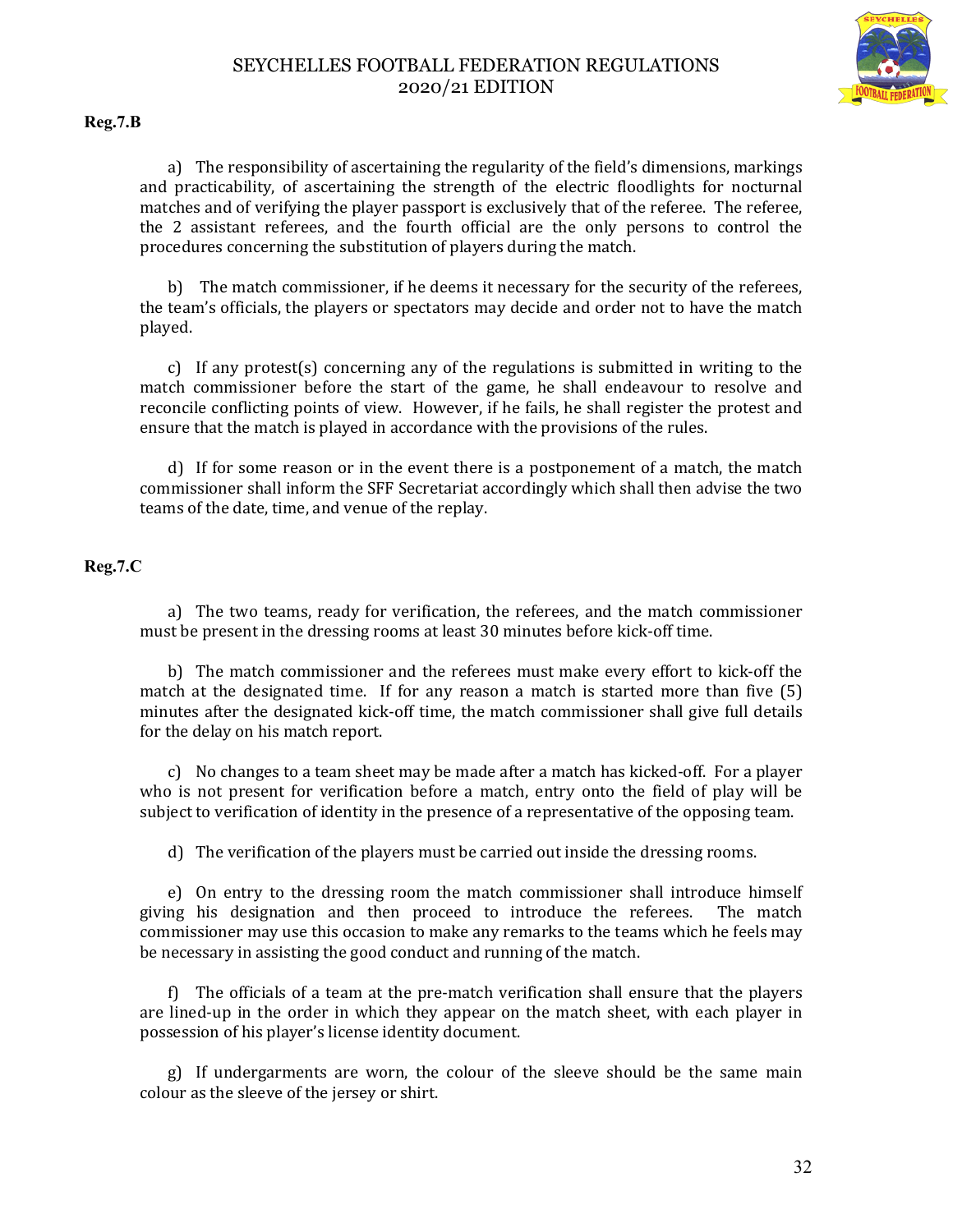**Reg.7.B**

a) The responsibility of ascertaining the regularity of the field's dimensions, markings and practicability, of ascertaining the strength of the electric floodlights for nocturnal matches and of verifying the player passport is exclusively that of the referee. The referee, the 2 assistant referees, and the fourth official are the only persons to control the procedures concerning the substitution of players during the match.

b) The match commissioner, if he deems it necessary for the security of the referees, the team's officials, the players or spectators may decide and order not to have the match played.

c) If any protest(s) concerning any of the regulations is submitted in writing to the match commissioner before the start of the game, he shall endeavour to resolve and reconcile conflicting points of view. However, if he fails, he shall register the protest and ensure that the match is played in accordance with the provisions of the rules.

d) If for some reason or in the event there is a postponement of a match, the match commissioner shall inform the SFF Secretariat accordingly which shall then advise the two teams of the date, time, and venue of the replay.

**Reg.7.C**

a) The two teams, ready for verification, the referees, and the match commissioner must be present in the dressing rooms at least 30 minutes before kick-off time.

b) The match commissioner and the referees must make every effort to kick-off the match at the designated time. If for any reason a match is started more than five (5) minutes after the designated kick-off time, the match commissioner shall give full details for the delay on his match report.

c) No changes to a team sheet may be made after a match has kicked-off. For a player who is not present for verification before a match, entry onto the field of play will be subject to verification of identity in the presence of a representative of the opposing team.

d) The verification of the players must be carried out inside the dressing rooms.

e) On entry to the dressing room the match commissioner shall introduce himself giving his designation and then proceed to introduce the referees. The match commissioner may use this occasion to make any remarks to the teams which he feels may be necessary in assisting the good conduct and running of the match.

f) The officials of a team at the pre-match verification shall ensure that the players are lined-up in the order in which they appear on the match sheet, with each player in possession of his player's license identity document.

g) If undergarments are worn, the colour of the sleeve should be the same main colour as the sleeve of the jersey or shirt.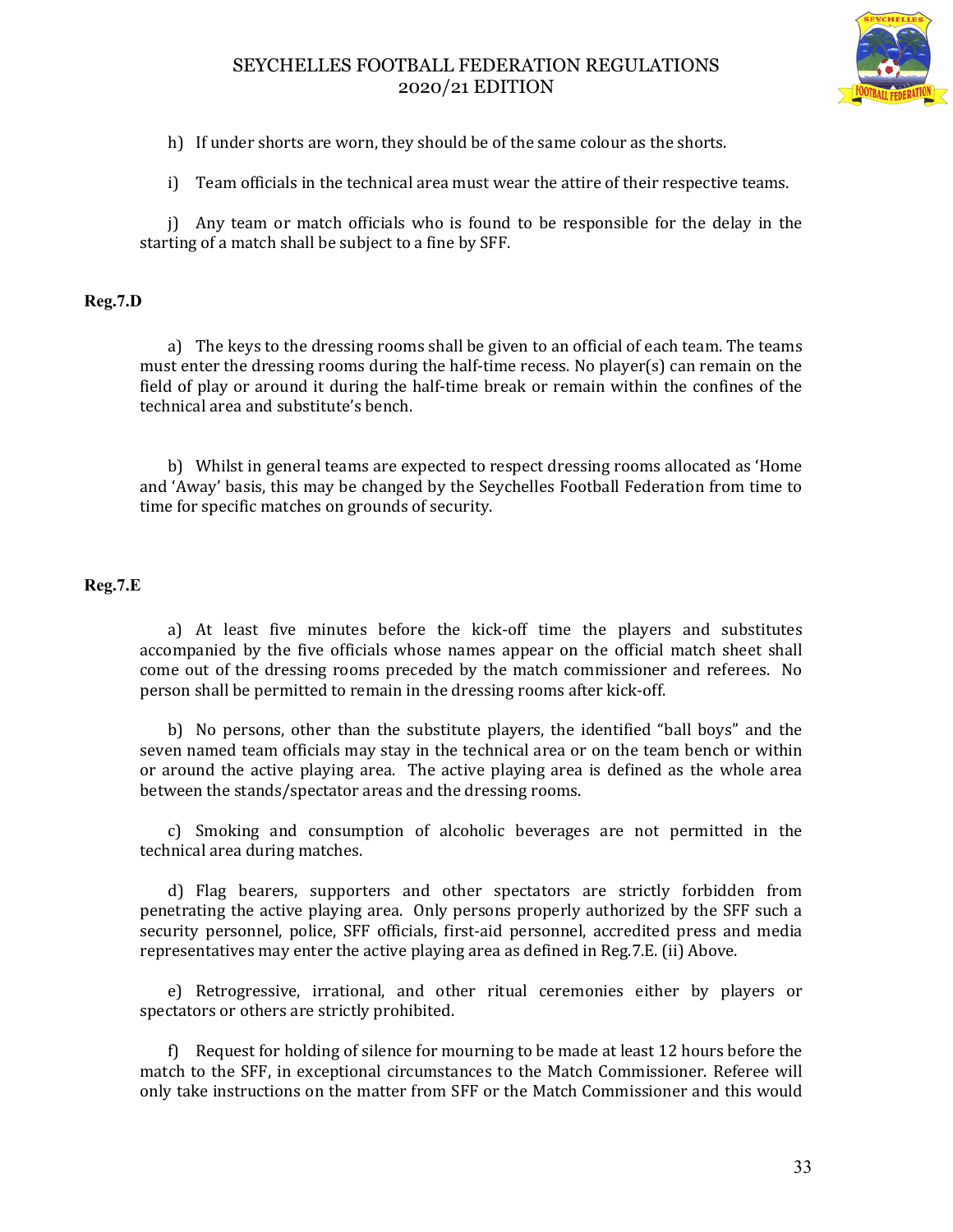h) If under shorts are worn, they should be of the same colour as the shorts.

i) Team officials in the technical area must wear the attire of their respective teams.

j) Any team or match officials who is found to be responsible for the delay in the starting of a match shall be subject to a fine by SFF.

**Reg.7.D**

a) The keys to the dressing rooms shall be given to an official of each team. The teams must enter the dressing rooms during the half-time recess. No player(s) can remain on the field of play or around it during the half-time break or remain within the confines of the technical area and substitute's bench.

b) Whilst in general teams are expected to respect dressing rooms allocated as 'Home and 'Away' basis, this may be changed by the Seychelles Football Federation from time to time for specific matches on grounds of security.

**Reg.7.E**

a) At least five minutes before the kick-off time the players and substitutes accompanied by the five officials whose names appear on the official match sheet shall come out of the dressing rooms preceded by the match commissioner and referees. No person shall be permitted to remain in the dressing rooms after kick-off.

b) No persons, other than the substitute players, the identified "ball boys" and the seven named team officials may stay in the technical area or on the team bench or within or around the active playing area. The active playing area is defined as the whole area between the stands/spectator areas and the dressing rooms.

c) Smoking and consumption of alcoholic beverages are not permitted in the technical area during matches.

d) Flag bearers, supporters and other spectators are strictly forbidden from penetrating the active playing area. Only persons properly authorized by the SFF such a security personnel, police, SFF officials, first-aid personnel, accredited press and media representatives may enter the active playing area as defined in Reg.7.E. (ii) Above.

e) Retrogressive, irrational, and other ritual ceremonies either by players or spectators or others are strictly prohibited.

f) Request for holding of silence for mourning to be made at least 12 hours before the match to the SFF, in exceptional circumstances to the Match Commissioner. Referee will only take instructions on the matter from SFF or the Match Commissioner and this would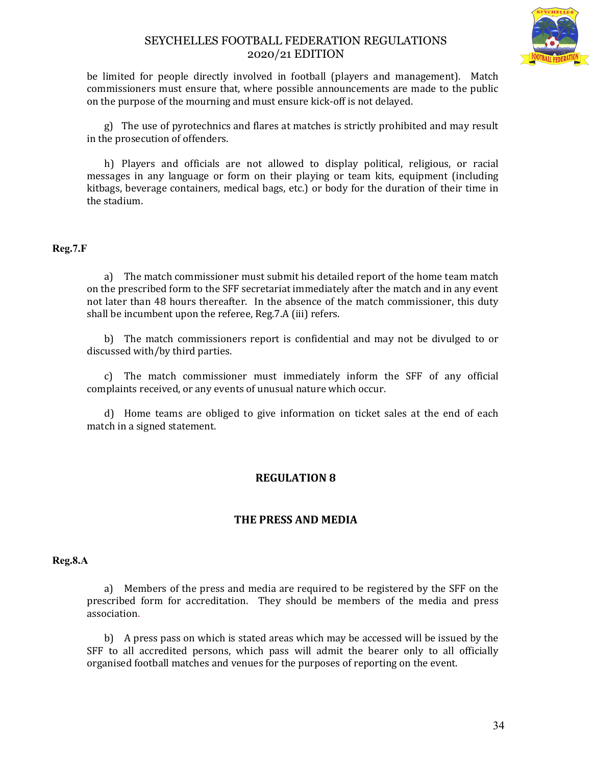be limited for people directly involved in football (players and management). Match commissioners must ensure that, where possible announcements are made to the public on the purpose of the mourning and must ensure kick-off is not delayed.

g) The use of pyrotechnics and flares at matches is strictly prohibited and may result in the prosecution of offenders.

h) Players and officials are not allowed to display political, religious, or racial messages in any language or form on their playing or team kits, equipment (including kitbags, beverage containers, medical bags, etc.) or body for the duration of their time in the stadium.

**Reg.7.F**

a) The match commissioner must submit his detailed report of the home team match on the prescribed form to the SFF secretariat immediately after the match and in any event not later than 48 hours thereafter. In the absence of the match commissioner, this duty shall be incumbent upon the referee, Reg.7.A (iii) refers.

b) The match commissioners report is confidential and may not be divulged to or discussed with/by third parties.

c) The match commissioner must immediately inform the SFF of any official complaints received, or any events of unusual nature which occur.

d) Home teams are obliged to give information on ticket sales at the end of each match in a signed statement.

## REGULATION 8

## THE PRESS AND MEDIA

**Reg.8.A**

a) Members of the press and media are required to be registered by the SFF on the prescribed form for accreditation. They should be members of the media and press association.

b) A press pass on which is stated areas which may be accessed will be issued by the SFF to all accredited persons, which pass will admit the bearer only to all officially organised football matches and venues for the purposes of reporting on the event.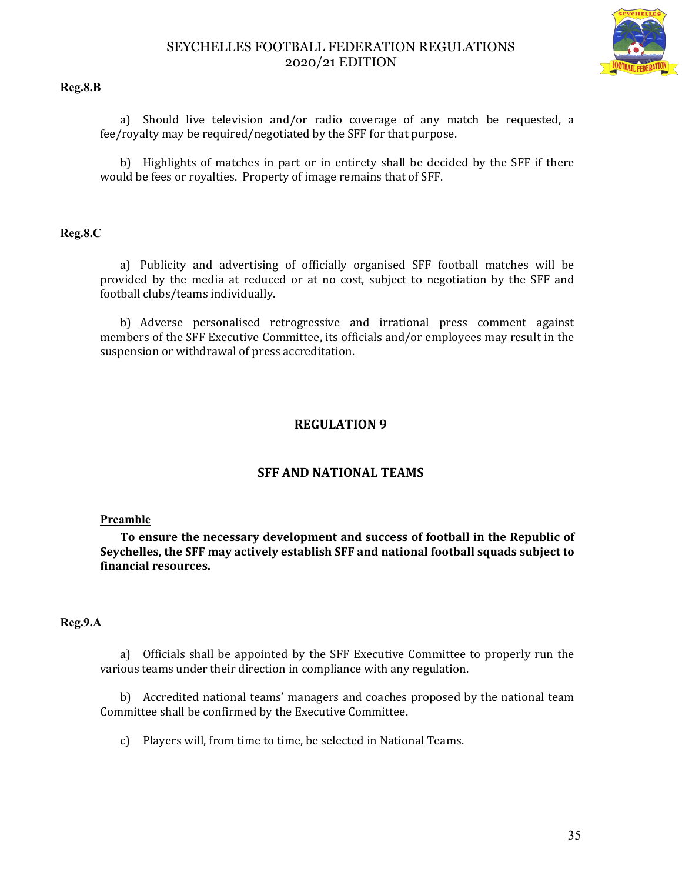**Reg.8.B**

a) Should live television and/or radio coverage of any match be requested, a fee/royalty may be required/negotiated by the SFF for that purpose.

b) Highlights of matches in part or in entirety shall be decided by the SFF if there would be fees or royalties. Property of image remains that of SFF.

**Reg.8.C**

a) Publicity and advertising of officially organised SFF football matches will be provided by the media at reduced or at no cost, subject to negotiation by the SFF and football clubs/teams individually.

b) Adverse personalised retrogressive and irrational press comment against members of the SFF Executive Committee, its officials and/or employees may result in the suspension or withdrawal of press accreditation.

## REGULATION 9

## SFF AND NATIONAL TEAMS

**Preamble**

**To ensure the necessary development and success of football in the Republic of Seychelles, the SFF may actively establish SFF and national football squads subject to financial resources.**

**Reg.9.A**

a) Officials shall be appointed by the SFF Executive Committee to properly run the various teams under their direction in compliance with any regulation.

b) Accredited national teams' managers and coaches proposed by the national team Committee shall be confirmed by the Executive Committee.

c) Players will, from time to time, be selected in National Teams.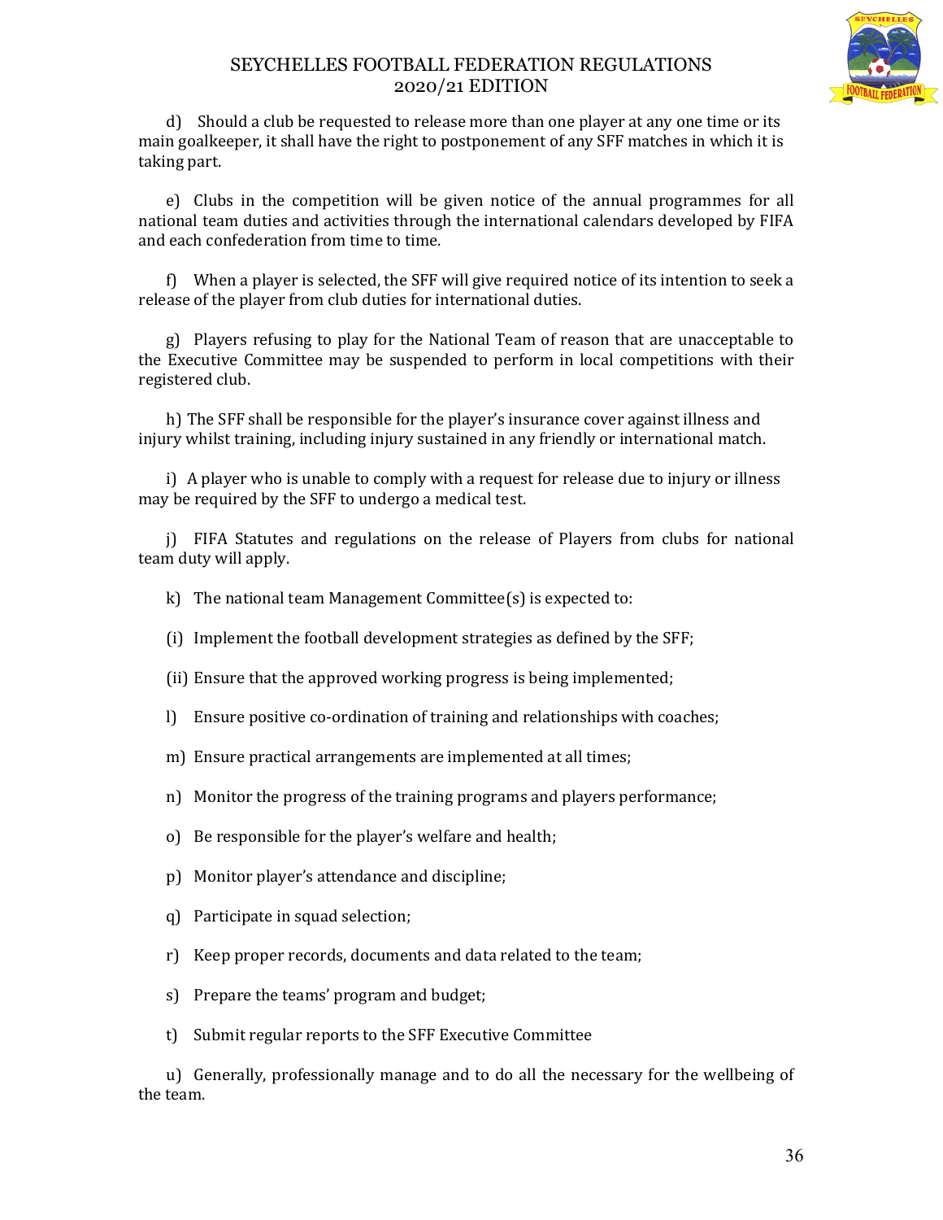d) Should a club be requested to release more than one player at any one time or its main goalkeeper, it shall have the right to postponement of any SFF matches in which it is taking part.

e) Clubs in the competition will be given notice of the annual programmes for all national team duties and activities through the international calendars developed by FIFA and each confederation from time to time.

f) When a player is selected, the SFF will give required notice of its intention to seek a release of the player from club duties for international duties.

g) Players refusing to play for the National Team of reason that are unacceptable to the Executive Committee may be suspended to perform in local competitions with their registered club.

h) The SFF shall be responsible for the player's insurance cover against illness and injury whilst training, including injury sustained in any friendly or international match.

i) A player who is unable to comply with a request for release due to injury or illness may be required by the SFF to undergo a medical test.

j) FIFA Statutes and regulations on the release of Players from clubs for national team duty will apply.

k) The national team Management Committee(s) is expected to:

(i) Implement the football development strategies as defined by the SFF;

(ii) Ensure that the approved working progress is being implemented;

l) Ensure positive co-ordination of training and relationships with coaches;

m) Ensure practical arrangements are implemented at all times;

n) Monitor the progress of the training programs and players performance;

o) Be responsible for the player's welfare and health;

p) Monitor player's attendance and discipline;

q) Participate in squad selection;

r) Keep proper records, documents and data related to the team;

s) Prepare the teams' program and budget;

t) Submit regular reports to the SFF Executive Committee

u) Generally, professionally manage and to do all the necessary for the wellbeing of the team.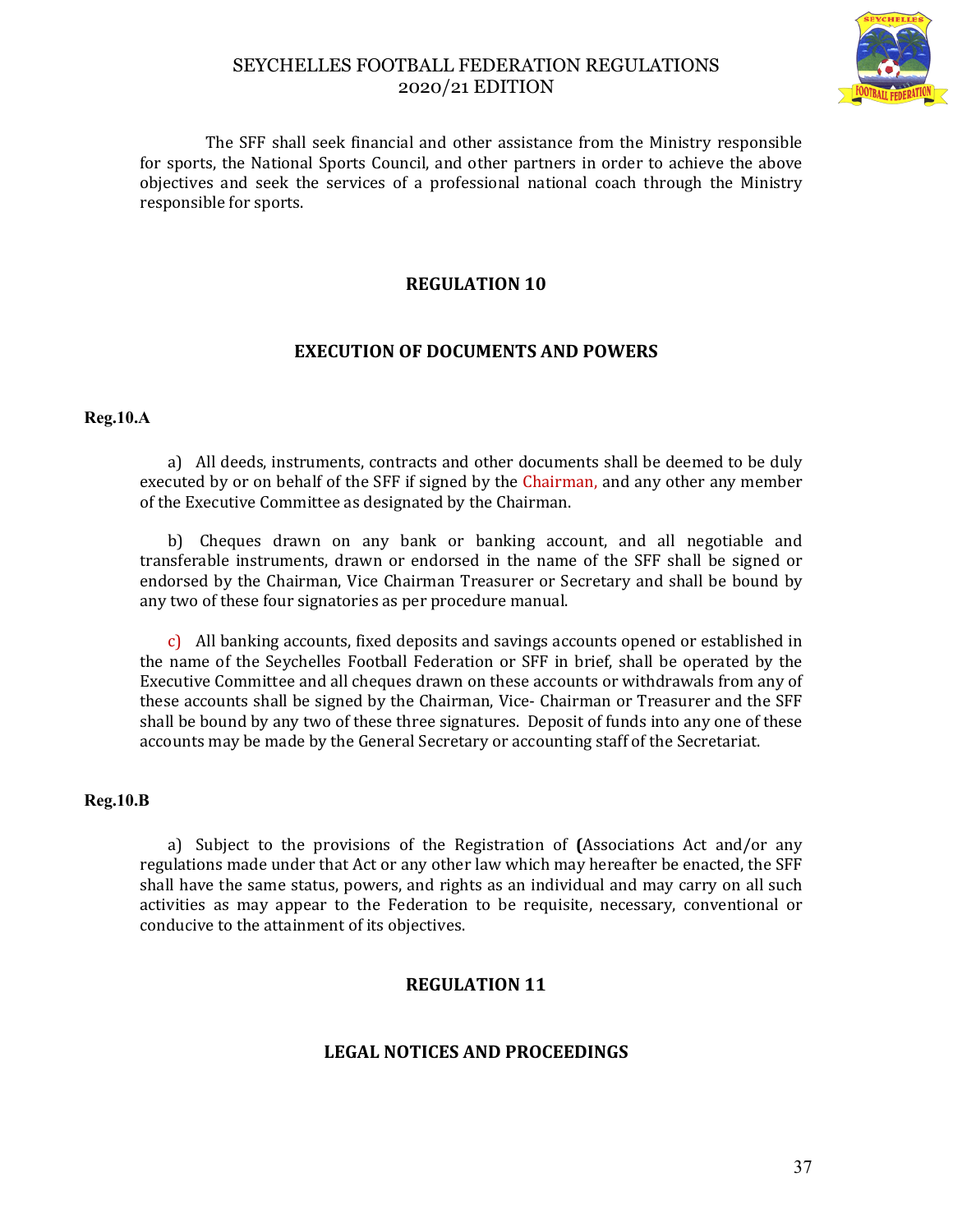The SFF shall seek financial and other assistance from the Ministry responsible for sports, the National Sports Council, and other partners in order to achieve the above objectives and seek the services of a professional national coach through the Ministry responsible for sports.

## REGULATION 10

## EXECUTION OF DOCUMENTS AND POWERS

**Reg.10.A**

a) All deeds, instruments, contracts and other documents shall be deemed to be duly executed by or on behalf of the SFF if signed by the Chairman, and any other any member of the Executive Committee as designated by the Chairman.

b) Cheques drawn on any bank or banking account, and all negotiable and transferable instruments, drawn or endorsed in the name of the SFF shall be signed or endorsed by the Chairman, Vice Chairman Treasurer or Secretary and shall be bound by any two of these four signatories as per procedure manual.

c) All banking accounts, fixed deposits and savings accounts opened or established in the name of the Seychelles Football Federation or SFF in brief, shall be operated by the Executive Committee and all cheques drawn on these accounts or withdrawals from any of these accounts shall be signed by the Chairman, Vice- Chairman or Treasurer and the SFF shall be bound by any two of these three signatures. Deposit of funds into any one of these accounts may be made by the General Secretary or accounting staff of the Secretariat.

**Reg.10.B**

a) Subject to the provisions of the Registration of **(**Associations Act and/or any regulations made under that Act or any other law which may hereafter be enacted, the SFF shall have the same status, powers, and rights as an individual and may carry on all such activities as may appear to the Federation to be requisite, necessary, conventional or conducive to the attainment of its objectives.

## REGULATION 11

## LEGAL NOTICES AND PROCEEDINGS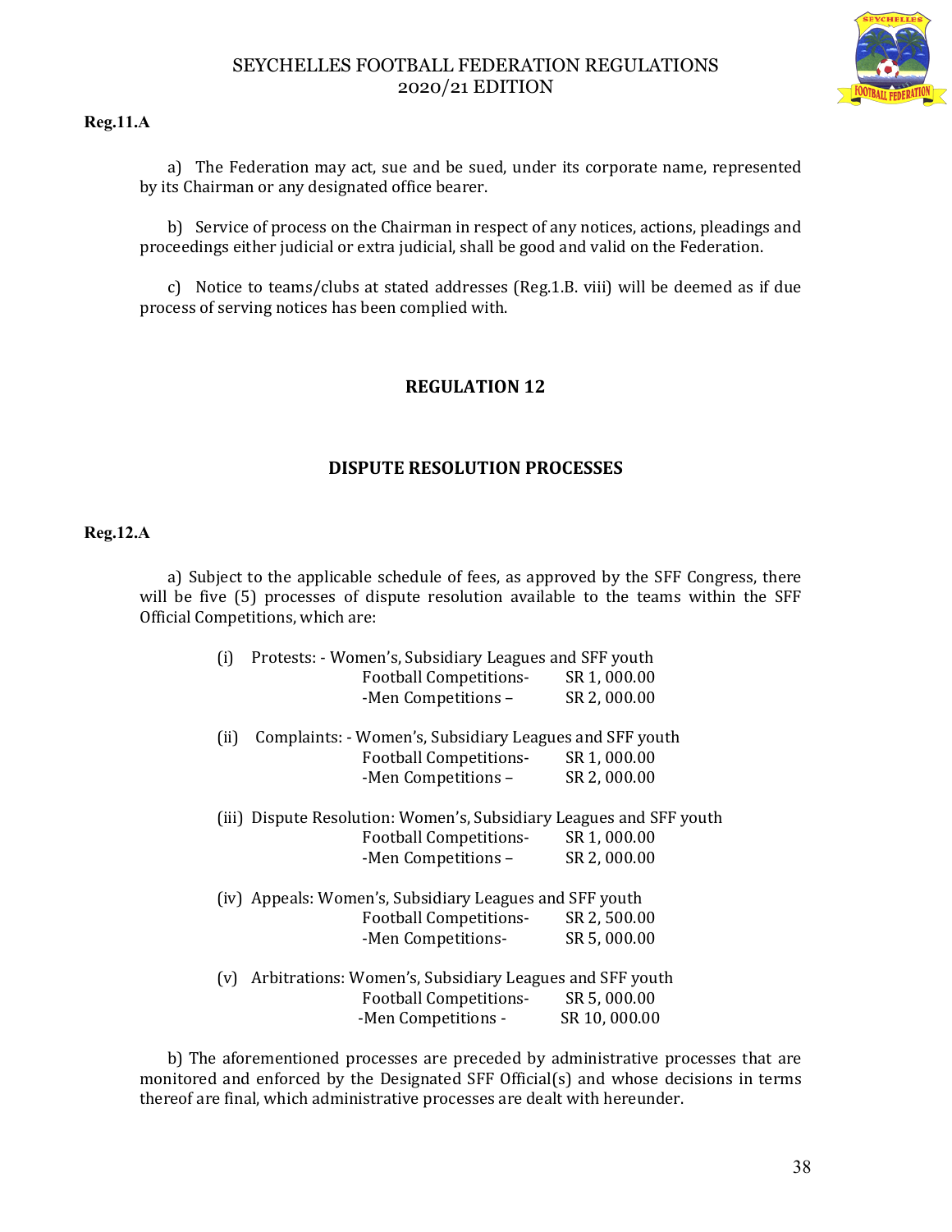**Reg.11.A**

a) The Federation may act, sue and be sued, under its corporate name, represented by its Chairman or any designated office bearer.

b) Service of process on the Chairman in respect of any notices, actions, pleadings and proceedings either judicial or extra judicial, shall be good and valid on the Federation.

c) Notice to teams/clubs at stated addresses (Reg.1.B. viii) will be deemed as if due process of serving notices has been complied with.

## REGULATION 12

## DISPUTE RESOLUTION PROCESSES

**Reg.12.A**

a) Subject to the applicable schedule of fees, as approved by the SFF Congress, there will be five (5) processes of dispute resolution available to the teams within the SFF Official Competitions, which are:

(i) Protests: - Women's, Subsidiary Leagues and SFF youth
Football Competitions- SR 1, 000.00
-Men Competitions – SR 2, 000.00

(ii) Complaints: - Women's, Subsidiary Leagues and SFF youth
Football Competitions- SR 1, 000.00
-Men Competitions – SR 2, 000.00

(iii) Dispute Resolution: Women's, Subsidiary Leagues and SFF youth
Football Competitions- SR 1, 000.00
-Men Competitions – SR 2, 000.00

(iv) Appeals: Women's, Subsidiary Leagues and SFF youth
Football Competitions- SR 2, 500.00
-Men Competitions- SR 5, 000.00

(v) Arbitrations: Women's, Subsidiary Leagues and SFF youth
Football Competitions- SR 5, 000.00
-Men Competitions - SR 10, 000.00

b) The aforementioned processes are preceded by administrative processes that are monitored and enforced by the Designated SFF Official(s) and whose decisions in terms thereof are final, which administrative processes are dealt with hereunder.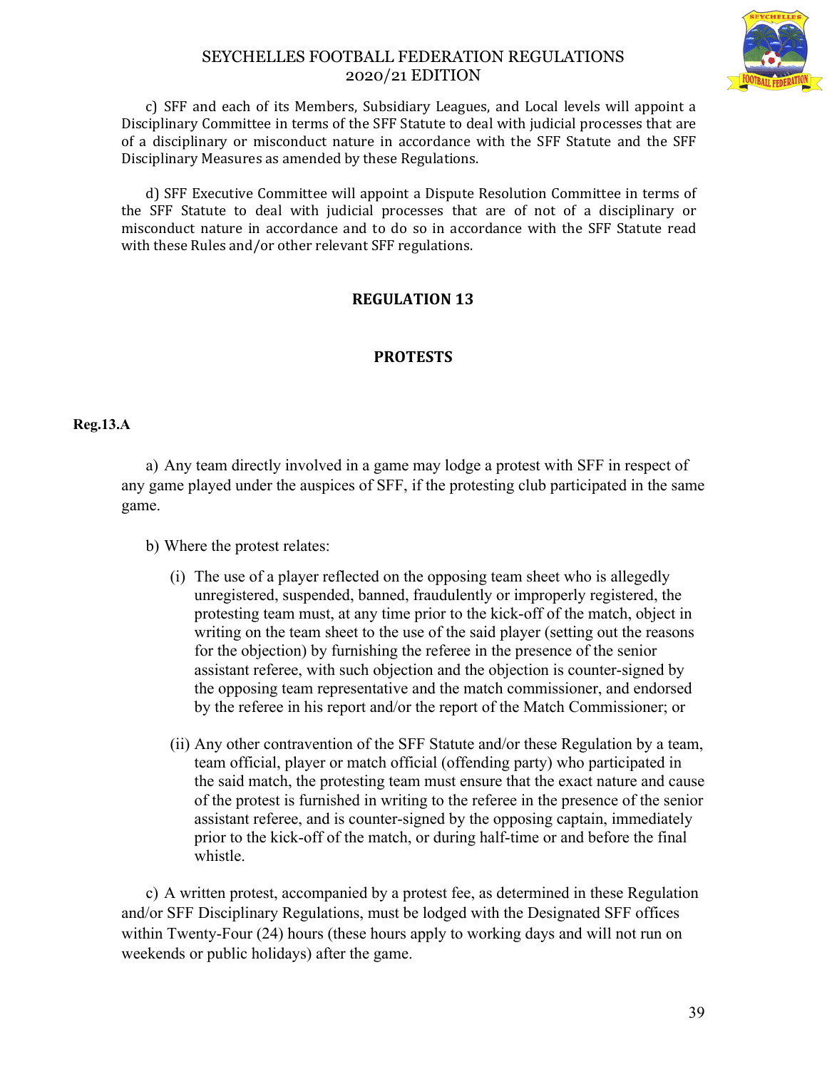c) SFF and each of its Members, Subsidiary Leagues, and Local levels will appoint a Disciplinary Committee in terms of the SFF Statute to deal with judicial processes that are of a disciplinary or misconduct nature in accordance with the SFF Statute and the SFF Disciplinary Measures as amended by these Regulations.

d) SFF Executive Committee will appoint a Dispute Resolution Committee in terms of the SFF Statute to deal with judicial processes that are of not of a disciplinary or misconduct nature in accordance and to do so in accordance with the SFF Statute read with these Rules and/or other relevant SFF regulations.

## REGULATION 13

## PROTESTS

**Reg.13.A**

a) Any team directly involved in a game may lodge a protest with SFF in respect of any game played under the auspices of SFF, if the protesting club participated in the same game.

b) Where the protest relates:

(i) The use of a player reflected on the opposing team sheet who is allegedly unregistered, suspended, banned, fraudulently or improperly registered, the protesting team must, at any time prior to the kick-off of the match, object in writing on the team sheet to the use of the said player (setting out the reasons for the objection) by furnishing the referee in the presence of the senior assistant referee, with such objection and the objection is counter-signed by the opposing team representative and the match commissioner, and endorsed by the referee in his report and/or the report of the Match Commissioner; or

(ii) Any other contravention of the SFF Statute and/or these Regulation by a team, team official, player or match official (offending party) who participated in the said match, the protesting team must ensure that the exact nature and cause of the protest is furnished in writing to the referee in the presence of the senior assistant referee, and is counter-signed by the opposing captain, immediately prior to the kick-off of the match, or during half-time or and before the final whistle.

c) A written protest, accompanied by a protest fee, as determined in these Regulation and/or SFF Disciplinary Regulations, must be lodged with the Designated SFF offices within Twenty-Four (24) hours (these hours apply to working days and will not run on weekends or public holidays) after the game.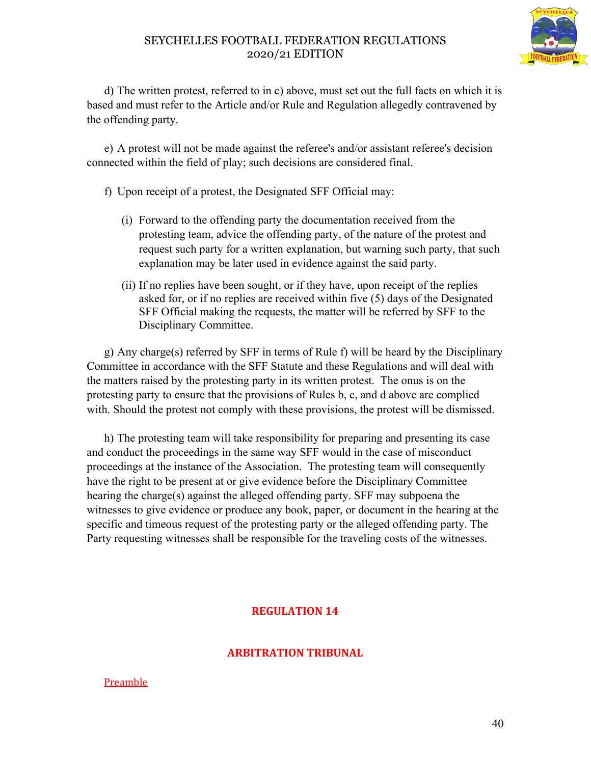d) The written protest, referred to in c) above, must set out the full facts on which it is based and must refer to the Article and/or Rule and Regulation allegedly contravened by the offending party.

e) A protest will not be made against the referee's and/or assistant referee's decision connected within the field of play; such decisions are considered final.

f) Upon receipt of a protest, the Designated SFF Official may:

(i) Forward to the offending party the documentation received from the protesting team, advice the offending party, of the nature of the protest and request such party for a written explanation, but warning such party, that such explanation may be later used in evidence against the said party.

(ii) If no replies have been sought, or if they have, upon receipt of the replies asked for, or if no replies are received within five (5) days of the Designated SFF Official making the requests, the matter will be referred by SFF to the Disciplinary Committee.

g) Any charge(s) referred by SFF in terms of Rule f) will be heard by the Disciplinary Committee in accordance with the SFF Statute and these Regulations and will deal with the matters raised by the protesting party in its written protest. The onus is on the protesting party to ensure that the provisions of Rules b, c, and d above are complied with. Should the protest not comply with these provisions, the protest will be dismissed.

h) The protesting team will take responsibility for preparing and presenting its case and conduct the proceedings in the same way SFF would in the case of misconduct proceedings at the instance of the Association. The protesting team will consequently have the right to be present at or give evidence before the Disciplinary Committee hearing the charge(s) against the alleged offending party. SFF may subpoena the witnesses to give evidence or produce any book, paper, or document in the hearing at the specific and timeous request of the protesting party or the alleged offending party. The Party requesting witnesses shall be responsible for the traveling costs of the witnesses.

## REGULATION 14

## ARBITRATION TRIBUNAL

Preamble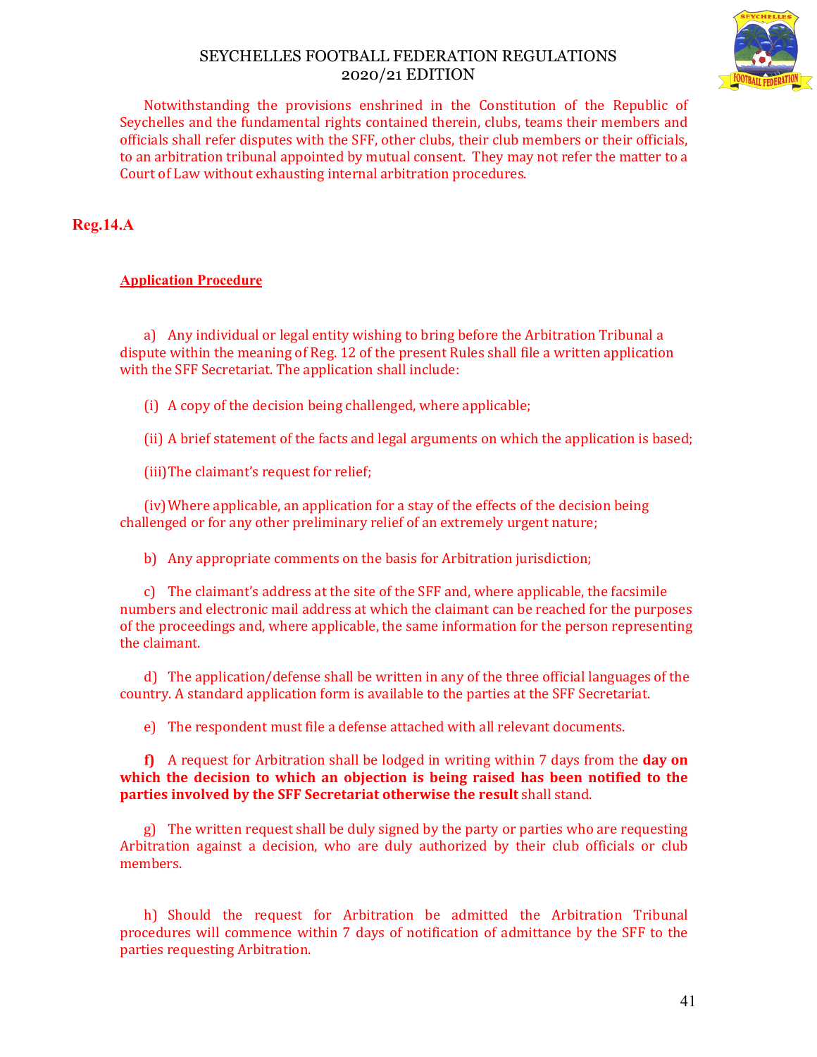Notwithstanding the provisions enshrined in the Constitution of the Republic of Seychelles and the fundamental rights contained therein, clubs, teams their members and officials shall refer disputes with the SFF, other clubs, their club members or their officials, to an arbitration tribunal appointed by mutual consent. They may not refer the matter to a Court of Law without exhausting internal arbitration procedures.

## Reg.14.A

**Application Procedure**

a) Any individual or legal entity wishing to bring before the Arbitration Tribunal a dispute within the meaning of Reg. 12 of the present Rules shall file a written application with the SFF Secretariat. The application shall include:

(i) A copy of the decision being challenged, where applicable;

(ii) A brief statement of the facts and legal arguments on which the application is based;

(iii) The claimant's request for relief;

(iv) Where applicable, an application for a stay of the effects of the decision being challenged or for any other preliminary relief of an extremely urgent nature;

b) Any appropriate comments on the basis for Arbitration jurisdiction;

c) The claimant's address at the site of the SFF and, where applicable, the facsimile numbers and electronic mail address at which the claimant can be reached for the purposes of the proceedings and, where applicable, the same information for the person representing the claimant.

d) The application/defense shall be written in any of the three official languages of the country. A standard application form is available to the parties at the SFF Secretariat.

e) The respondent must file a defense attached with all relevant documents.

**f)** A request for Arbitration shall be lodged in writing within 7 days from the **day on which the decision to which an objection is being raised has been notified to the parties involved by the SFF Secretariat otherwise the result** shall stand.

g) The written request shall be duly signed by the party or parties who are requesting Arbitration against a decision, who are duly authorized by their club officials or club members.

h) Should the request for Arbitration be admitted the Arbitration Tribunal procedures will commence within 7 days of notification of admittance by the SFF to the parties requesting Arbitration.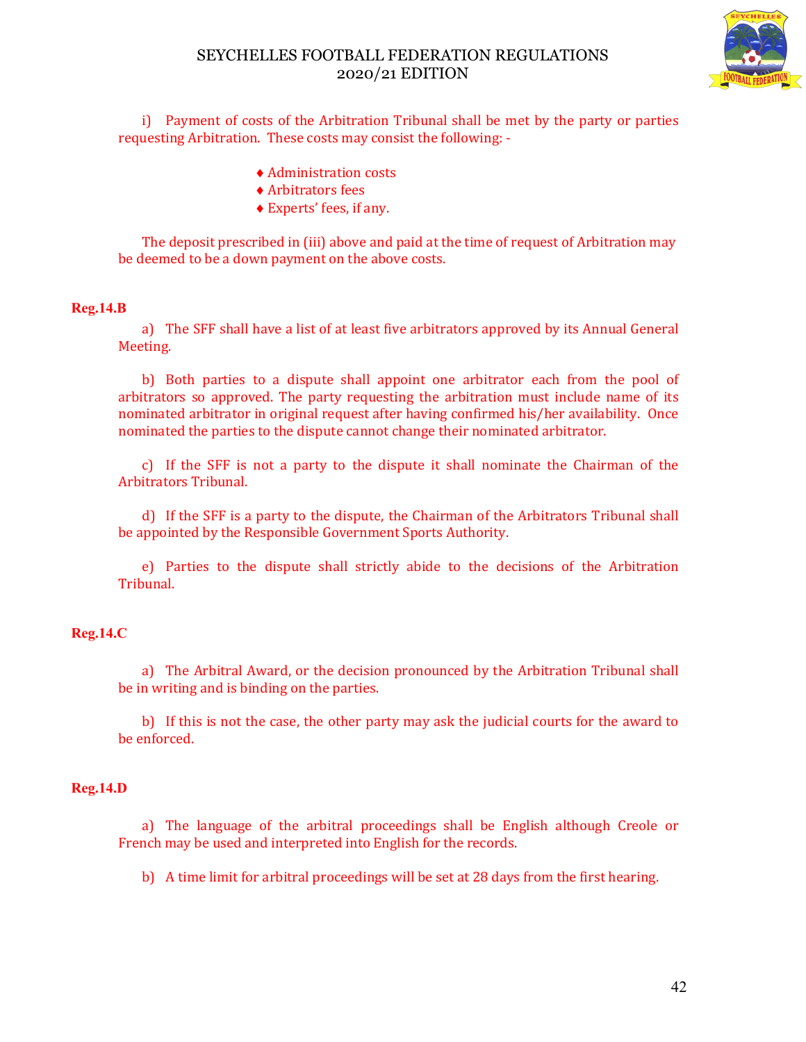i) Payment of costs of the Arbitration Tribunal shall be met by the party or parties requesting Arbitration. These costs may consist the following: -

- ♦ Administration costs
- ♦ Arbitrators fees
- ♦ Experts' fees, if any.

The deposit prescribed in (iii) above and paid at the time of request of Arbitration may be deemed to be a down payment on the above costs.

**Reg.14.B**

a) The SFF shall have a list of at least five arbitrators approved by its Annual General Meeting.

b) Both parties to a dispute shall appoint one arbitrator each from the pool of arbitrators so approved. The party requesting the arbitration must include name of its nominated arbitrator in original request after having confirmed his/her availability. Once nominated the parties to the dispute cannot change their nominated arbitrator.

c) If the SFF is not a party to the dispute it shall nominate the Chairman of the Arbitrators Tribunal.

d) If the SFF is a party to the dispute, the Chairman of the Arbitrators Tribunal shall be appointed by the Responsible Government Sports Authority.

e) Parties to the dispute shall strictly abide to the decisions of the Arbitration Tribunal.

**Reg.14.C**

a) The Arbitral Award, or the decision pronounced by the Arbitration Tribunal shall be in writing and is binding on the parties.

b) If this is not the case, the other party may ask the judicial courts for the award to be enforced.

**Reg.14.D**

a) The language of the arbitral proceedings shall be English although Creole or French may be used and interpreted into English for the records.

b) A time limit for arbitral proceedings will be set at 28 days from the first hearing.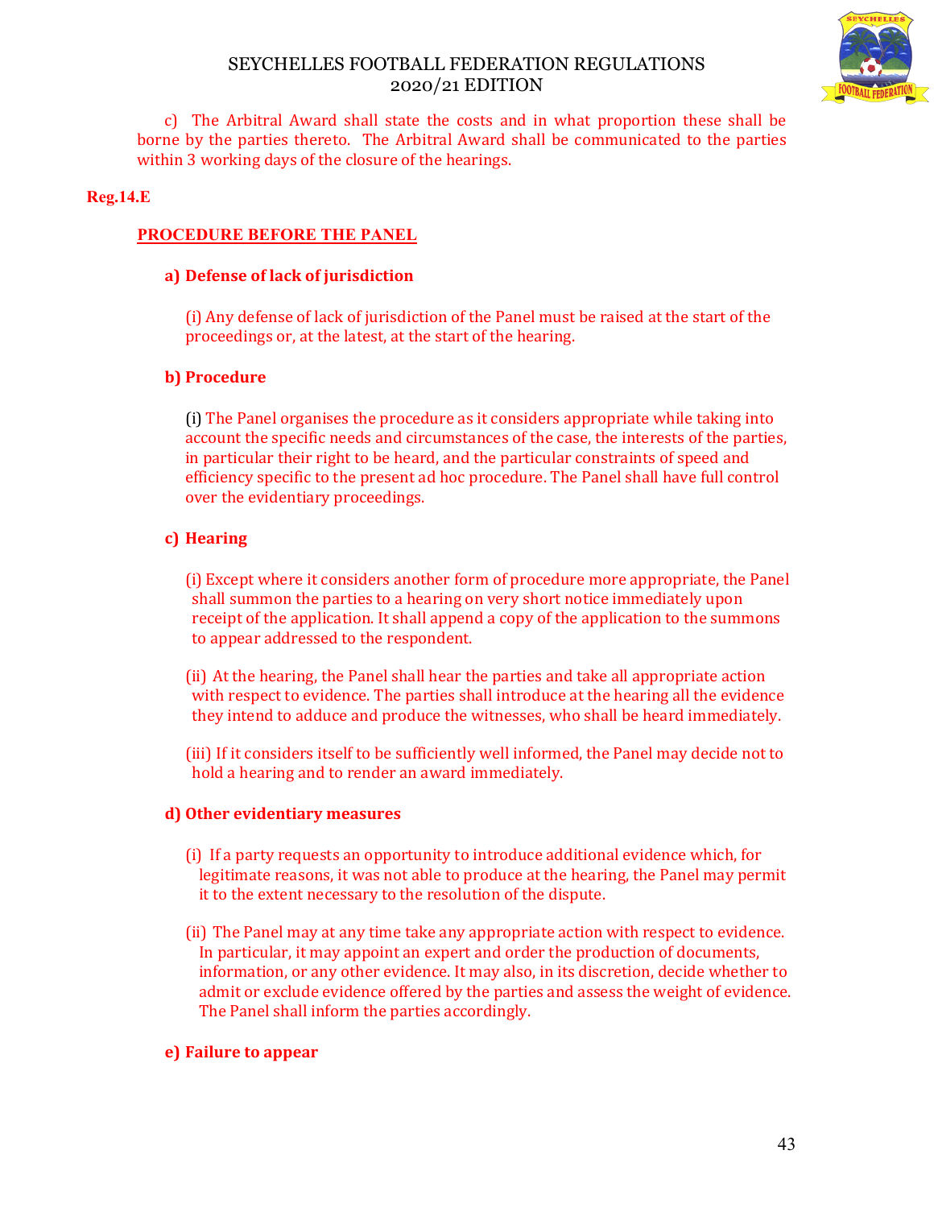c) The Arbitral Award shall state the costs and in what proportion these shall be borne by the parties thereto. The Arbitral Award shall be communicated to the parties within 3 working days of the closure of the hearings.

**Reg.14.E**

## PROCEDURE BEFORE THE PANEL

**a) Defense of lack of jurisdiction**

(i) Any defense of lack of jurisdiction of the Panel must be raised at the start of the proceedings or, at the latest, at the start of the hearing.

**b) Procedure**

(i) The Panel organises the procedure as it considers appropriate while taking into account the specific needs and circumstances of the case, the interests of the parties, in particular their right to be heard, and the particular constraints of speed and efficiency specific to the present ad hoc procedure. The Panel shall have full control over the evidentiary proceedings.

**c) Hearing**

(i) Except where it considers another form of procedure more appropriate, the Panel shall summon the parties to a hearing on very short notice immediately upon receipt of the application. It shall append a copy of the application to the summons to appear addressed to the respondent.

(ii) At the hearing, the Panel shall hear the parties and take all appropriate action with respect to evidence. The parties shall introduce at the hearing all the evidence they intend to adduce and produce the witnesses, who shall be heard immediately.

(iii) If it considers itself to be sufficiently well informed, the Panel may decide not to hold a hearing and to render an award immediately.

**d) Other evidentiary measures**

(i) If a party requests an opportunity to introduce additional evidence which, for legitimate reasons, it was not able to produce at the hearing, the Panel may permit it to the extent necessary to the resolution of the dispute.

(ii) The Panel may at any time take any appropriate action with respect to evidence. In particular, it may appoint an expert and order the production of documents, information, or any other evidence. It may also, in its discretion, decide whether to admit or exclude evidence offered by the parties and assess the weight of evidence. The Panel shall inform the parties accordingly.

**e) Failure to appear**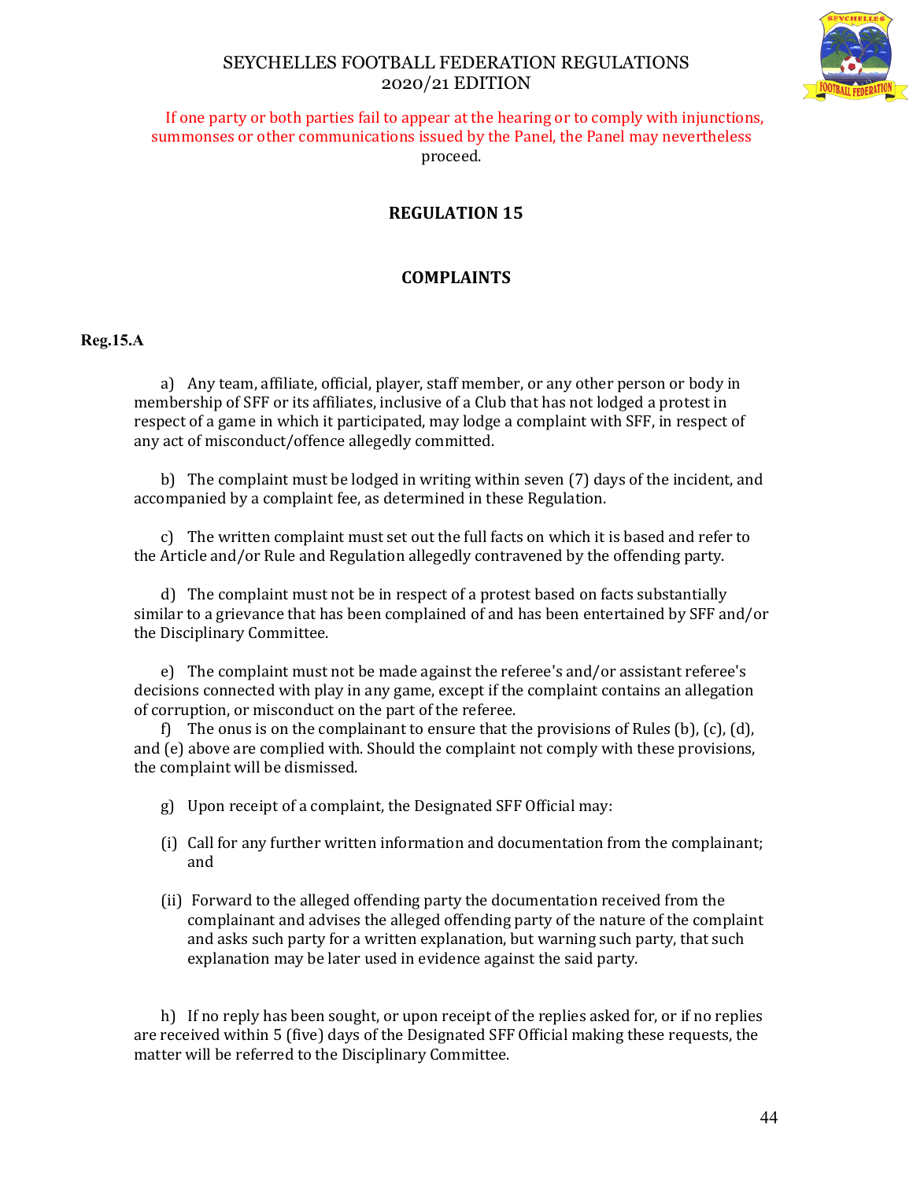If one party or both parties fail to appear at the hearing or to comply with injunctions, summonses or other communications issued by the Panel, the Panel may nevertheless proceed.

## REGULATION 15

## COMPLAINTS

**Reg.15.A**

a) Any team, affiliate, official, player, staff member, or any other person or body in membership of SFF or its affiliates, inclusive of a Club that has not lodged a protest in respect of a game in which it participated, may lodge a complaint with SFF, in respect of any act of misconduct/offence allegedly committed.

b) The complaint must be lodged in writing within seven (7) days of the incident, and accompanied by a complaint fee, as determined in these Regulation.

c) The written complaint must set out the full facts on which it is based and refer to the Article and/or Rule and Regulation allegedly contravened by the offending party.

d) The complaint must not be in respect of a protest based on facts substantially similar to a grievance that has been complained of and has been entertained by SFF and/or the Disciplinary Committee.

e) The complaint must not be made against the referee's and/or assistant referee's decisions connected with play in any game, except if the complaint contains an allegation of corruption, or misconduct on the part of the referee.

f) The onus is on the complainant to ensure that the provisions of Rules (b), (c), (d), and (e) above are complied with. Should the complaint not comply with these provisions, the complaint will be dismissed.

g) Upon receipt of a complaint, the Designated SFF Official may:

(i) Call for any further written information and documentation from the complainant; and

(ii) Forward to the alleged offending party the documentation received from the complainant and advises the alleged offending party of the nature of the complaint and asks such party for a written explanation, but warning such party, that such explanation may be later used in evidence against the said party.

h) If no reply has been sought, or upon receipt of the replies asked for, or if no replies are received within 5 (five) days of the Designated SFF Official making these requests, the matter will be referred to the Disciplinary Committee.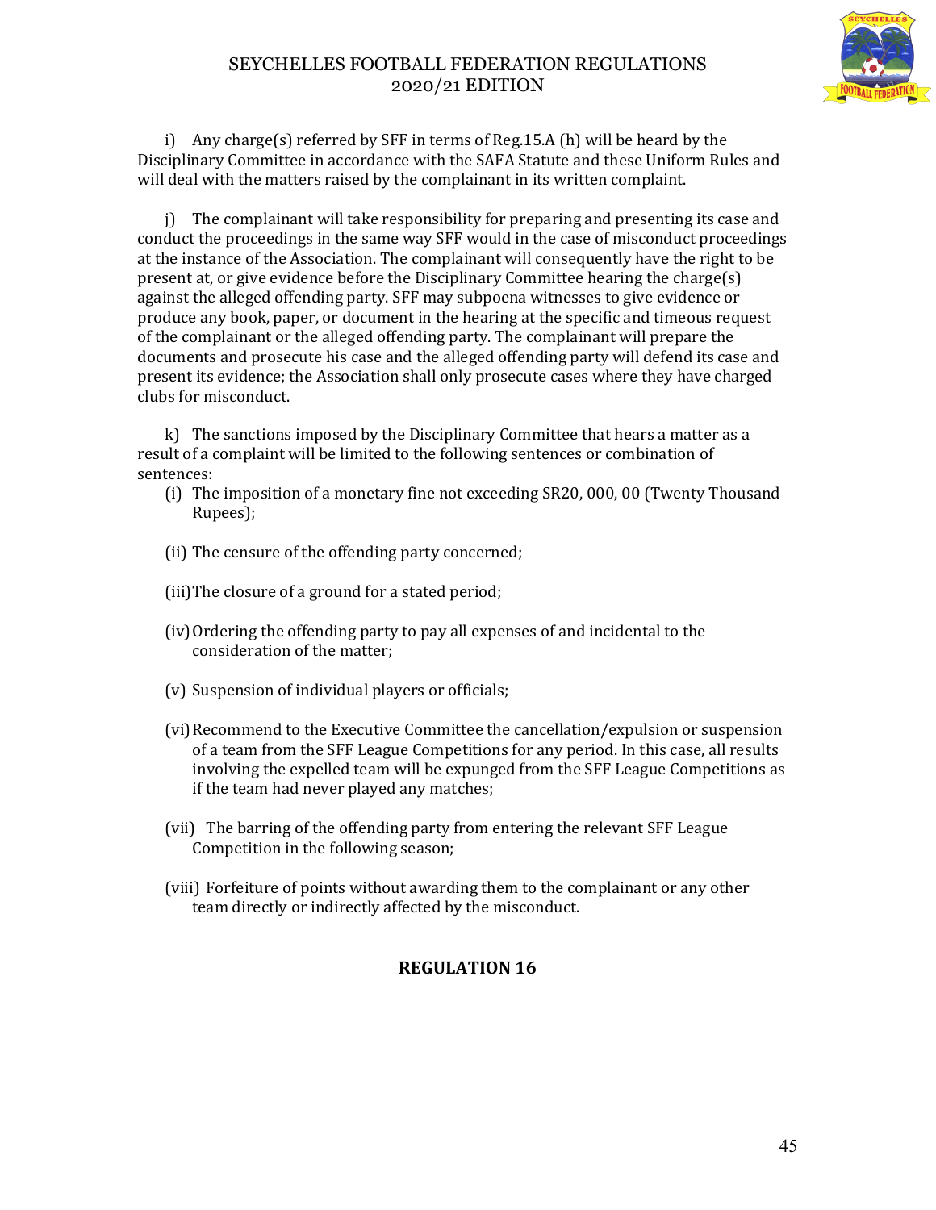i) Any charge(s) referred by SFF in terms of Reg.15.A (h) will be heard by the Disciplinary Committee in accordance with the SAFA Statute and these Uniform Rules and will deal with the matters raised by the complainant in its written complaint.

j) The complainant will take responsibility for preparing and presenting its case and conduct the proceedings in the same way SFF would in the case of misconduct proceedings at the instance of the Association. The complainant will consequently have the right to be present at, or give evidence before the Disciplinary Committee hearing the charge(s) against the alleged offending party. SFF may subpoena witnesses to give evidence or produce any book, paper, or document in the hearing at the specific and timeous request of the complainant or the alleged offending party. The complainant will prepare the documents and prosecute his case and the alleged offending party will defend its case and present its evidence; the Association shall only prosecute cases where they have charged clubs for misconduct.

k) The sanctions imposed by the Disciplinary Committee that hears a matter as a result of a complaint will be limited to the following sentences or combination of sentences:

(i) The imposition of a monetary fine not exceeding SR20, 000, 00 (Twenty Thousand Rupees);

(ii) The censure of the offending party concerned;

(iii) The closure of a ground for a stated period;

(iv) Ordering the offending party to pay all expenses of and incidental to the consideration of the matter;

(v) Suspension of individual players or officials;

(vi) Recommend to the Executive Committee the cancellation/expulsion or suspension of a team from the SFF League Competitions for any period. In this case, all results involving the expelled team will be expunged from the SFF League Competitions as if the team had never played any matches;

(vii) The barring of the offending party from entering the relevant SFF League Competition in the following season;

(viii) Forfeiture of points without awarding them to the complainant or any other team directly or indirectly affected by the misconduct.

## REGULATION 16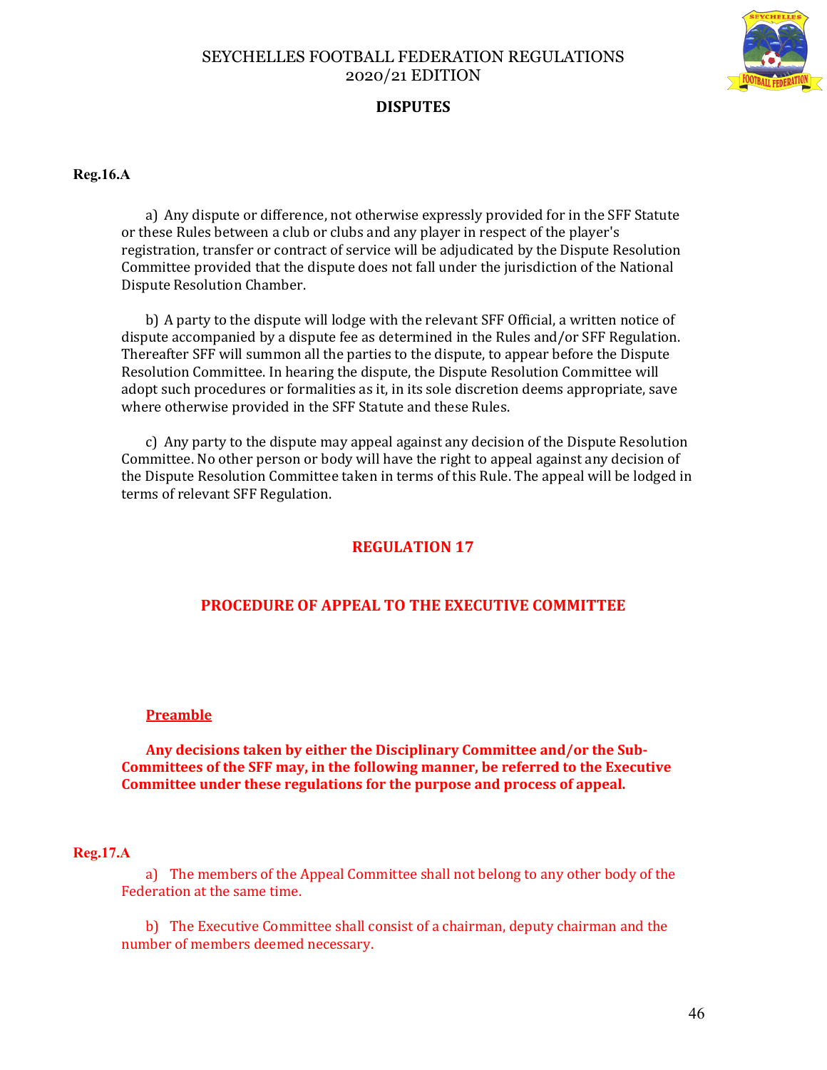## DISPUTES

**Reg.16.A**

a) Any dispute or difference, not otherwise expressly provided for in the SFF Statute or these Rules between a club or clubs and any player in respect of the player's registration, transfer or contract of service will be adjudicated by the Dispute Resolution Committee provided that the dispute does not fall under the jurisdiction of the National Dispute Resolution Chamber.

b) A party to the dispute will lodge with the relevant SFF Official, a written notice of dispute accompanied by a dispute fee as determined in the Rules and/or SFF Regulation. Thereafter SFF will summon all the parties to the dispute, to appear before the Dispute Resolution Committee. In hearing the dispute, the Dispute Resolution Committee will adopt such procedures or formalities as it, in its sole discretion deems appropriate, save where otherwise provided in the SFF Statute and these Rules.

c) Any party to the dispute may appeal against any decision of the Dispute Resolution Committee. No other person or body will have the right to appeal against any decision of the Dispute Resolution Committee taken in terms of this Rule. The appeal will be lodged in terms of relevant SFF Regulation.

## REGULATION 17

## PROCEDURE OF APPEAL TO THE EXECUTIVE COMMITTEE

**Preamble**

**Any decisions taken by either the Disciplinary Committee and/or the Sub-Committees of the SFF may, in the following manner, be referred to the Executive Committee under these regulations for the purpose and process of appeal.**

**Reg.17.A**

a) The members of the Appeal Committee shall not belong to any other body of the Federation at the same time.

b) The Executive Committee shall consist of a chairman, deputy chairman and the number of members deemed necessary.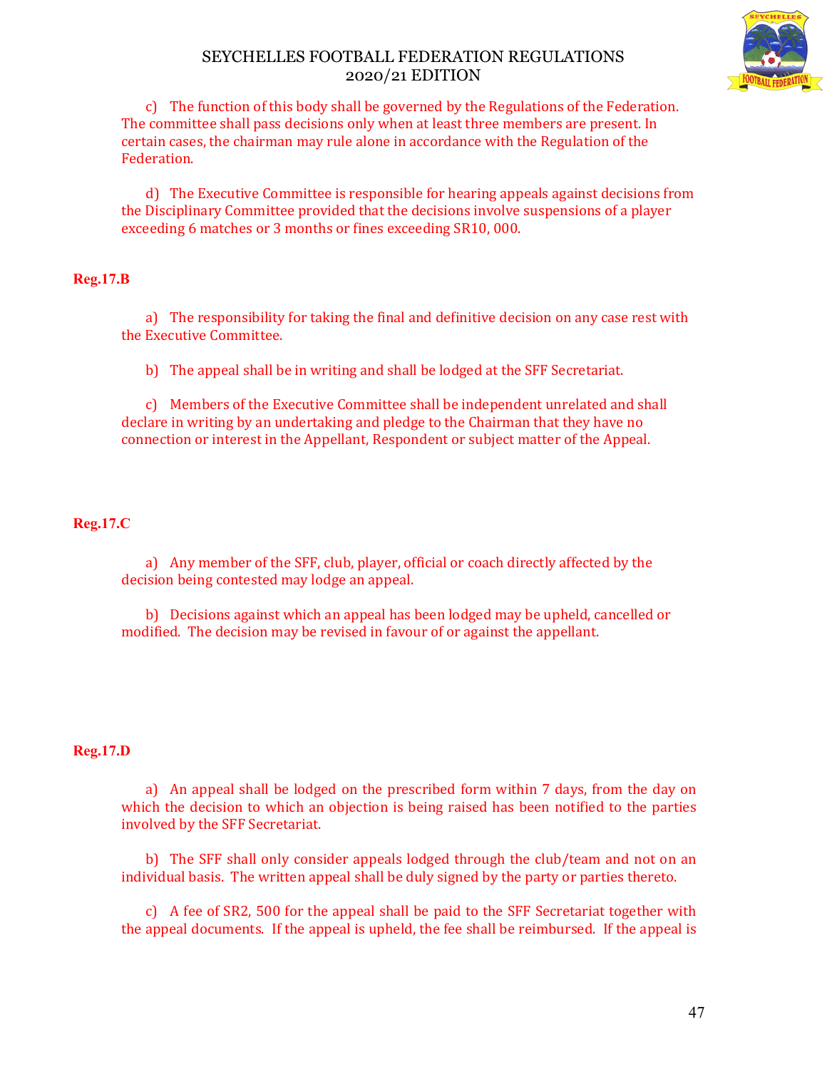c) The function of this body shall be governed by the Regulations of the Federation. The committee shall pass decisions only when at least three members are present. In certain cases, the chairman may rule alone in accordance with the Regulation of the Federation.

d) The Executive Committee is responsible for hearing appeals against decisions from the Disciplinary Committee provided that the decisions involve suspensions of a player exceeding 6 matches or 3 months or fines exceeding SR10, 000.

**Reg.17.B**

a) The responsibility for taking the final and definitive decision on any case rest with the Executive Committee.

b) The appeal shall be in writing and shall be lodged at the SFF Secretariat.

c) Members of the Executive Committee shall be independent unrelated and shall declare in writing by an undertaking and pledge to the Chairman that they have no connection or interest in the Appellant, Respondent or subject matter of the Appeal.

**Reg.17.C**

a) Any member of the SFF, club, player, official or coach directly affected by the decision being contested may lodge an appeal.

b) Decisions against which an appeal has been lodged may be upheld, cancelled or modified. The decision may be revised in favour of or against the appellant.

**Reg.17.D**

a) An appeal shall be lodged on the prescribed form within 7 days, from the day on which the decision to which an objection is being raised has been notified to the parties involved by the SFF Secretariat.

b) The SFF shall only consider appeals lodged through the club/team and not on an individual basis. The written appeal shall be duly signed by the party or parties thereto.

c) A fee of SR2, 500 for the appeal shall be paid to the SFF Secretariat together with the appeal documents. If the appeal is upheld, the fee shall be reimbursed. If the appeal is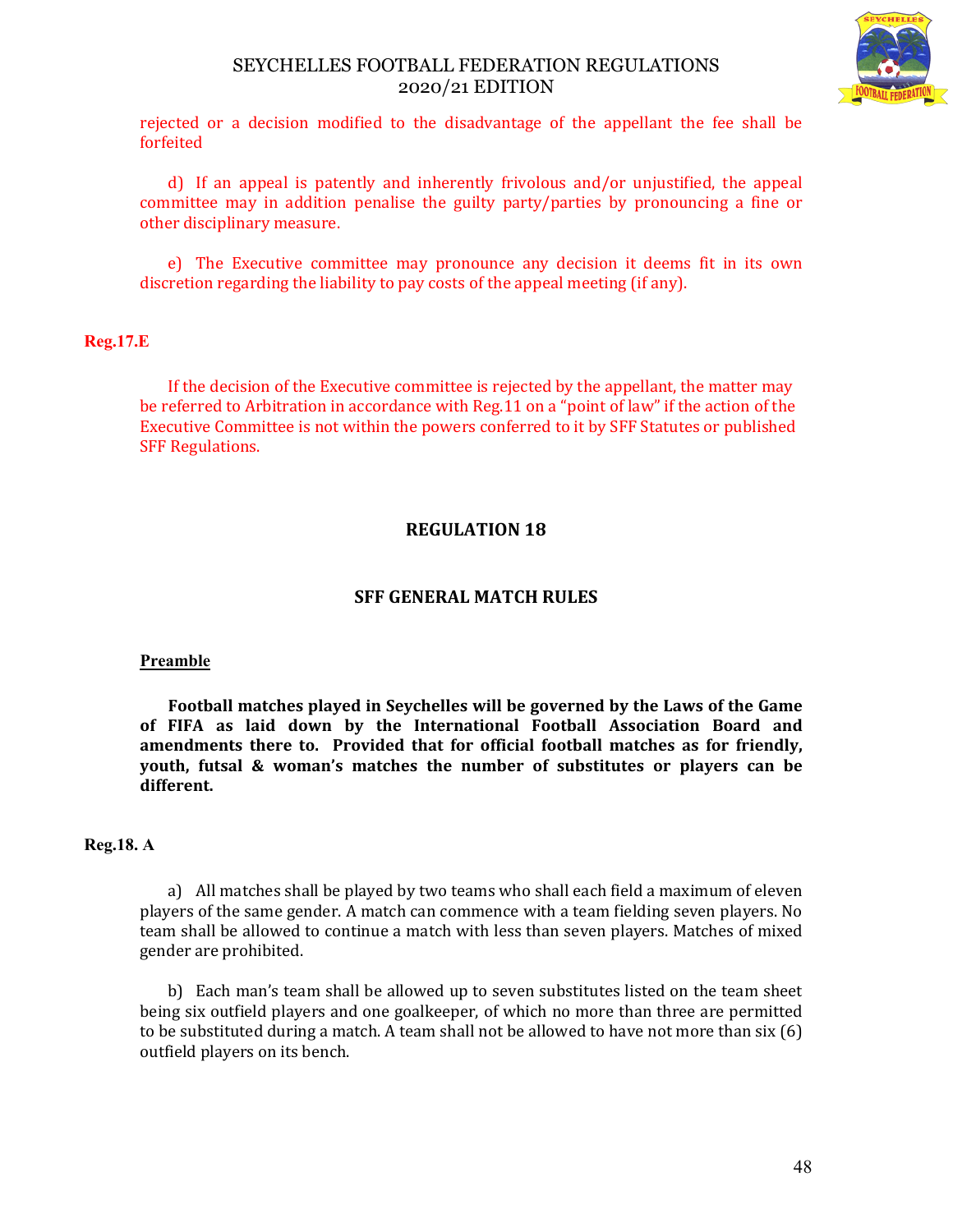rejected or a decision modified to the disadvantage of the appellant the fee shall be forfeited

d) If an appeal is patently and inherently frivolous and/or unjustified, the appeal committee may in addition penalise the guilty party/parties by pronouncing a fine or other disciplinary measure.

e) The Executive committee may pronounce any decision it deems fit in its own discretion regarding the liability to pay costs of the appeal meeting (if any).

**Reg.17.E**

If the decision of the Executive committee is rejected by the appellant, the matter may be referred to Arbitration in accordance with Reg.11 on a "point of law" if the action of the Executive Committee is not within the powers conferred to it by SFF Statutes or published SFF Regulations.

## REGULATION 18

## SFF GENERAL MATCH RULES

**Preamble**

**Football matches played in Seychelles will be governed by the Laws of the Game of FIFA as laid down by the International Football Association Board and amendments there to. Provided that for official football matches as for friendly, youth, futsal & woman's matches the number of substitutes or players can be different.**

**Reg.18. A**

a) All matches shall be played by two teams who shall each field a maximum of eleven players of the same gender. A match can commence with a team fielding seven players. No team shall be allowed to continue a match with less than seven players. Matches of mixed gender are prohibited.

b) Each man's team shall be allowed up to seven substitutes listed on the team sheet being six outfield players and one goalkeeper, of which no more than three are permitted to be substituted during a match. A team shall not be allowed to have not more than six (6) outfield players on its bench.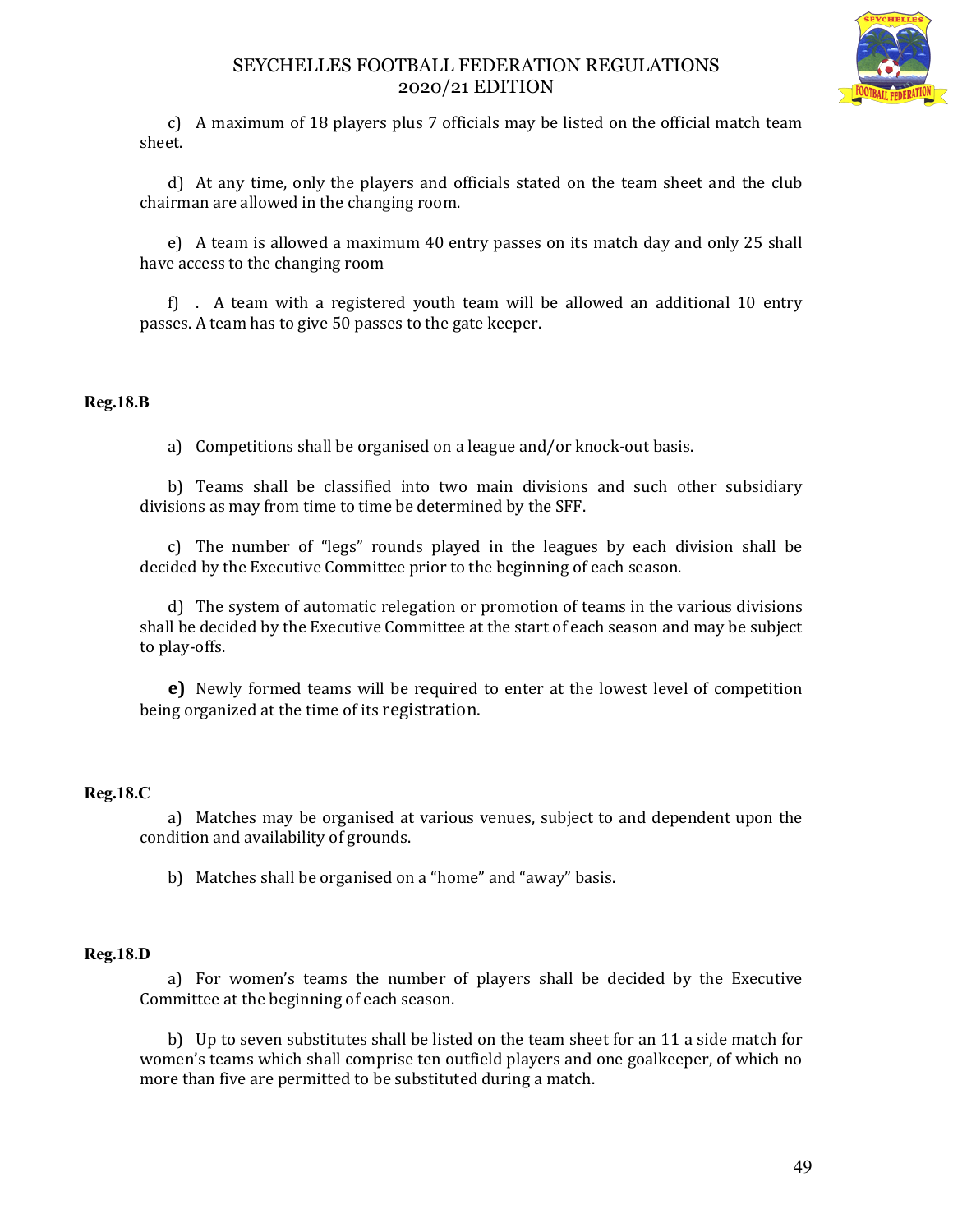c) A maximum of 18 players plus 7 officials may be listed on the official match team sheet.

d) At any time, only the players and officials stated on the team sheet and the club chairman are allowed in the changing room.

e) A team is allowed a maximum 40 entry passes on its match day and only 25 shall have access to the changing room

f) . A team with a registered youth team will be allowed an additional 10 entry passes. A team has to give 50 passes to the gate keeper.

**Reg.18.B**

a) Competitions shall be organised on a league and/or knock-out basis.

b) Teams shall be classified into two main divisions and such other subsidiary divisions as may from time to time be determined by the SFF.

c) The number of "legs" rounds played in the leagues by each division shall be decided by the Executive Committee prior to the beginning of each season.

d) The system of automatic relegation or promotion of teams in the various divisions shall be decided by the Executive Committee at the start of each season and may be subject to play-offs.

**e)** Newly formed teams will be required to enter at the lowest level of competition being organized at the time of its registration.

**Reg.18.C**

a) Matches may be organised at various venues, subject to and dependent upon the condition and availability of grounds.

b) Matches shall be organised on a "home" and "away" basis.

**Reg.18.D**

a) For women's teams the number of players shall be decided by the Executive Committee at the beginning of each season.

b) Up to seven substitutes shall be listed on the team sheet for an 11 a side match for women's teams which shall comprise ten outfield players and one goalkeeper, of which no more than five are permitted to be substituted during a match.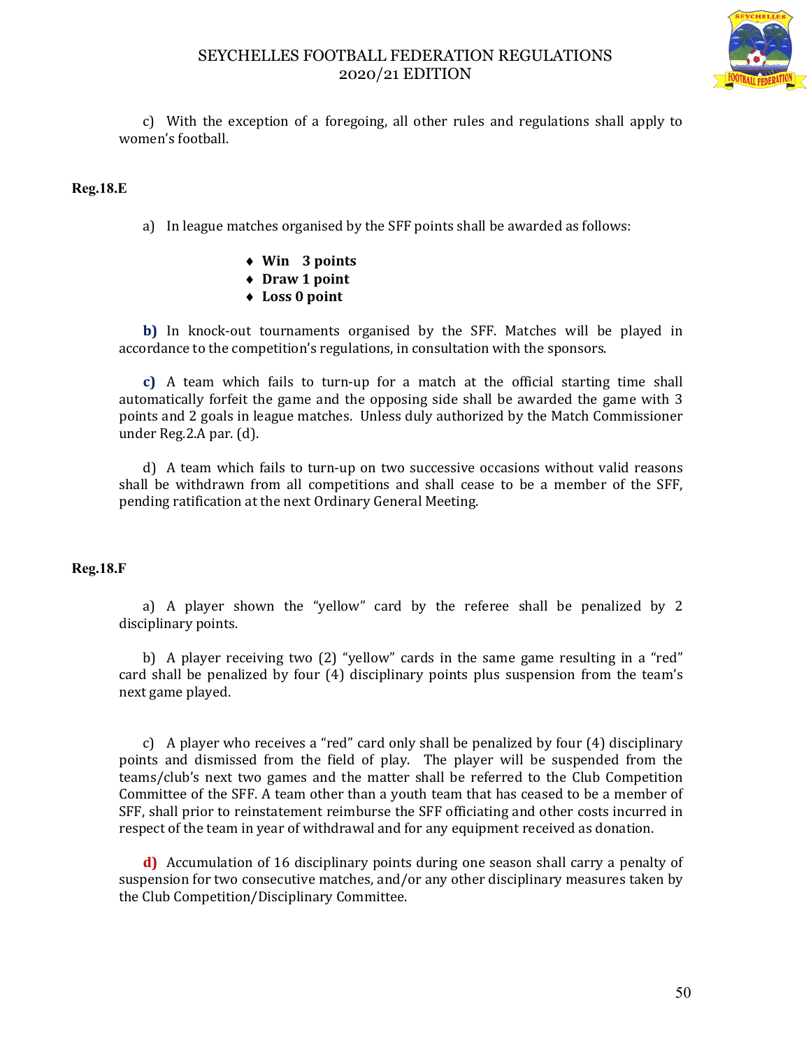c) With the exception of a foregoing, all other rules and regulations shall apply to women's football.

**Reg.18.E**

a) In league matches organised by the SFF points shall be awarded as follows:

- **Win 3 points**
- **Draw 1 point**
- **Loss 0 point**

**b)** In knock-out tournaments organised by the SFF. Matches will be played in accordance to the competition's regulations, in consultation with the sponsors.

**c)** A team which fails to turn-up for a match at the official starting time shall automatically forfeit the game and the opposing side shall be awarded the game with 3 points and 2 goals in league matches. Unless duly authorized by the Match Commissioner under Reg.2.A par. (d).

d) A team which fails to turn-up on two successive occasions without valid reasons shall be withdrawn from all competitions and shall cease to be a member of the SFF, pending ratification at the next Ordinary General Meeting.

**Reg.18.F**

a) A player shown the "yellow" card by the referee shall be penalized by 2 disciplinary points.

b) A player receiving two (2) "yellow" cards in the same game resulting in a "red" card shall be penalized by four (4) disciplinary points plus suspension from the team's next game played.

c) A player who receives a "red" card only shall be penalized by four (4) disciplinary points and dismissed from the field of play. The player will be suspended from the teams/club's next two games and the matter shall be referred to the Club Competition Committee of the SFF. A team other than a youth team that has ceased to be a member of SFF, shall prior to reinstatement reimburse the SFF officiating and other costs incurred in respect of the team in year of withdrawal and for any equipment received as donation.

**d)** Accumulation of 16 disciplinary points during one season shall carry a penalty of suspension for two consecutive matches, and/or any other disciplinary measures taken by the Club Competition/Disciplinary Committee.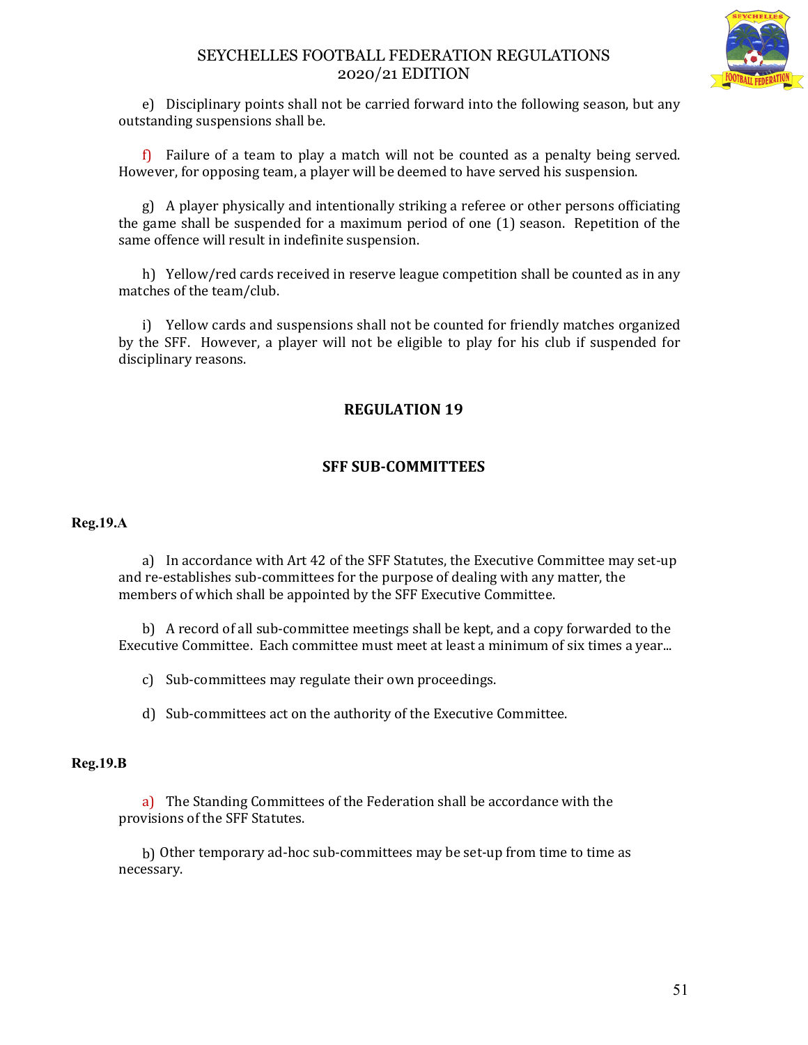e) Disciplinary points shall not be carried forward into the following season, but any outstanding suspensions shall be.

f) Failure of a team to play a match will not be counted as a penalty being served. However, for opposing team, a player will be deemed to have served his suspension.

g) A player physically and intentionally striking a referee or other persons officiating the game shall be suspended for a maximum period of one (1) season. Repetition of the same offence will result in indefinite suspension.

h) Yellow/red cards received in reserve league competition shall be counted as in any matches of the team/club.

i) Yellow cards and suspensions shall not be counted for friendly matches organized by the SFF. However, a player will not be eligible to play for his club if suspended for disciplinary reasons.

## REGULATION 19

## SFF SUB-COMMITTEES

### Reg.19.A

a) In accordance with Art 42 of the SFF Statutes, the Executive Committee may set-up and re-establishes sub-committees for the purpose of dealing with any matter, the members of which shall be appointed by the SFF Executive Committee.

b) A record of all sub-committee meetings shall be kept, and a copy forwarded to the Executive Committee. Each committee must meet at least a minimum of six times a year...

c) Sub-committees may regulate their own proceedings.

d) Sub-committees act on the authority of the Executive Committee.

### Reg.19.B

a) The Standing Committees of the Federation shall be accordance with the provisions of the SFF Statutes.

b) Other temporary ad-hoc sub-committees may be set-up from time to time as necessary.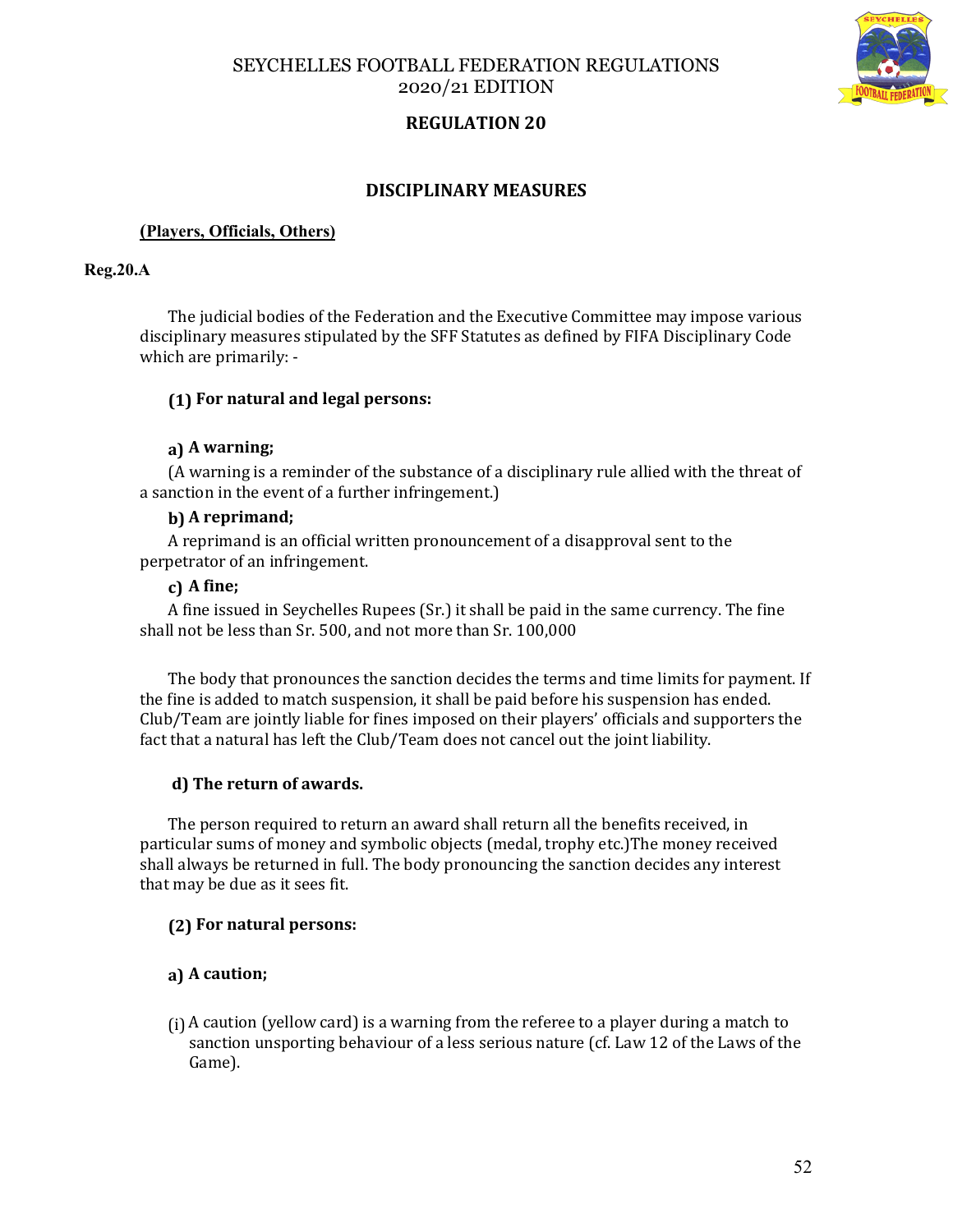# SEYCHELLES FOOTBALL FEDERATION REGULATIONS 2020/21 EDITION

## REGULATION 20

### DISCIPLINARY MEASURES

**(Players, Officials, Others)**

**Reg.20.A**

The judicial bodies of the Federation and the Executive Committee may impose various disciplinary measures stipulated by the SFF Statutes as defined by FIFA Disciplinary Code which are primarily: -

**(1) For natural and legal persons:**

**a) A warning;**

(A warning is a reminder of the substance of a disciplinary rule allied with the threat of a sanction in the event of a further infringement.)

**b) A reprimand;**

A reprimand is an official written pronouncement of a disapproval sent to the perpetrator of an infringement.

**c) A fine;**

A fine issued in Seychelles Rupees (Sr.) it shall be paid in the same currency. The fine shall not be less than Sr. 500, and not more than Sr. 100,000

The body that pronounces the sanction decides the terms and time limits for payment. If the fine is added to match suspension, it shall be paid before his suspension has ended. Club/Team are jointly liable for fines imposed on their players' officials and supporters the fact that a natural has left the Club/Team does not cancel out the joint liability.

**d) The return of awards.**

The person required to return an award shall return all the benefits received, in particular sums of money and symbolic objects (medal, trophy etc.)The money received shall always be returned in full. The body pronouncing the sanction decides any interest that may be due as it sees fit.

**(2) For natural persons:**

**a) A caution;**

(i) A caution (yellow card) is a warning from the referee to a player during a match to sanction unsporting behaviour of a less serious nature (cf. Law 12 of the Laws of the Game).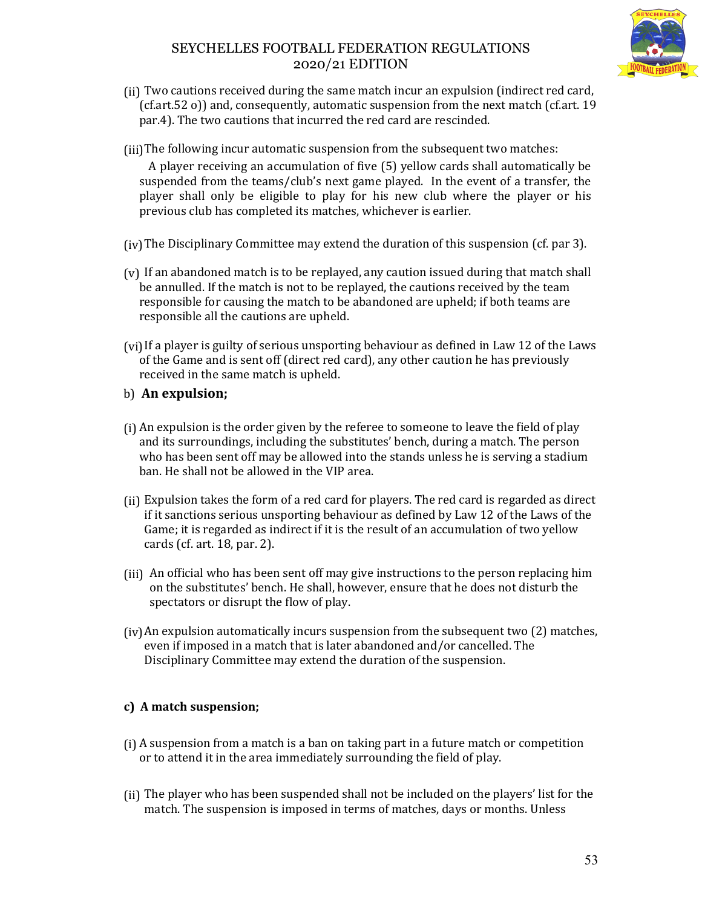(ii) Two cautions received during the same match incur an expulsion (indirect red card, (cf.art.52 o)) and, consequently, automatic suspension from the next match (cf.art. 19 par.4). The two cautions that incurred the red card are rescinded.

(iii) The following incur automatic suspension from the subsequent two matches:

A player receiving an accumulation of five (5) yellow cards shall automatically be suspended from the teams/club's next game played. In the event of a transfer, the player shall only be eligible to play for his new club where the player or his previous club has completed its matches, whichever is earlier.

(iv) The Disciplinary Committee may extend the duration of this suspension (cf. par 3).

(v) If an abandoned match is to be replayed, any caution issued during that match shall be annulled. If the match is not to be replayed, the cautions received by the team responsible for causing the match to be abandoned are upheld; if both teams are responsible all the cautions are upheld.

(vi) If a player is guilty of serious unsporting behaviour as defined in Law 12 of the Laws of the Game and is sent off (direct red card), any other caution he has previously received in the same match is upheld.

b) **An expulsion;**

(i) An expulsion is the order given by the referee to someone to leave the field of play and its surroundings, including the substitutes' bench, during a match. The person who has been sent off may be allowed into the stands unless he is serving a stadium ban. He shall not be allowed in the VIP area.

(ii) Expulsion takes the form of a red card for players. The red card is regarded as direct if it sanctions serious unsporting behaviour as defined by Law 12 of the Laws of the Game; it is regarded as indirect if it is the result of an accumulation of two yellow cards (cf. art. 18, par. 2).

(iii) An official who has been sent off may give instructions to the person replacing him on the substitutes' bench. He shall, however, ensure that he does not disturb the spectators or disrupt the flow of play.

(iv) An expulsion automatically incurs suspension from the subsequent two (2) matches, even if imposed in a match that is later abandoned and/or cancelled. The Disciplinary Committee may extend the duration of the suspension.

**c) A match suspension;**

(i) A suspension from a match is a ban on taking part in a future match or competition or to attend it in the area immediately surrounding the field of play.

(ii) The player who has been suspended shall not be included on the players' list for the match. The suspension is imposed in terms of matches, days or months. Unless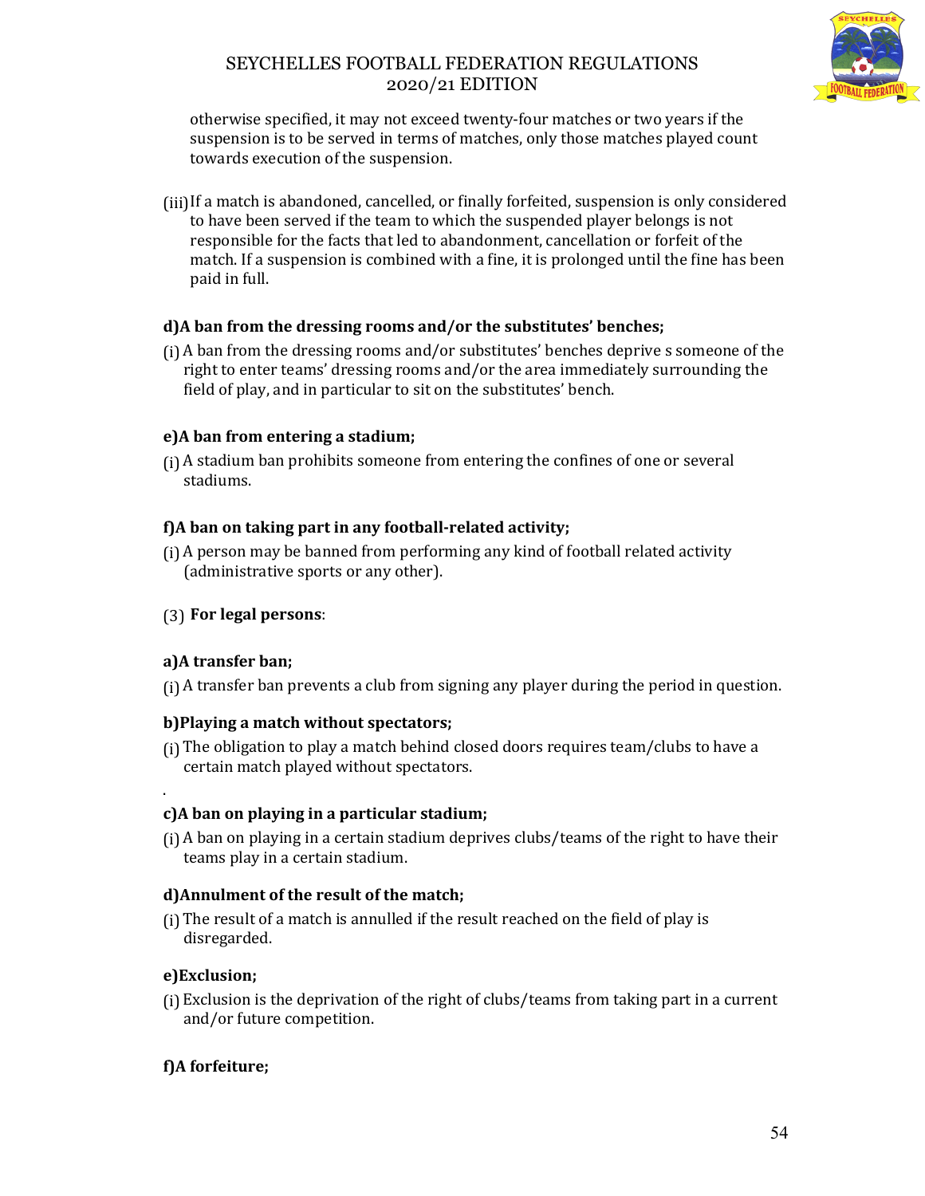otherwise specified, it may not exceed twenty-four matches or two years if the suspension is to be served in terms of matches, only those matches played count towards execution of the suspension.

(iii) If a match is abandoned, cancelled, or finally forfeited, suspension is only considered to have been served if the team to which the suspended player belongs is not responsible for the facts that led to abandonment, cancellation or forfeit of the match. If a suspension is combined with a fine, it is prolonged until the fine has been paid in full.

**d) A ban from the dressing rooms and/or the substitutes' benches;**

(i) A ban from the dressing rooms and/or substitutes' benches deprive s someone of the right to enter teams' dressing rooms and/or the area immediately surrounding the field of play, and in particular to sit on the substitutes' bench.

**e) A ban from entering a stadium;**

(i) A stadium ban prohibits someone from entering the confines of one or several stadiums.

**f) A ban on taking part in any football-related activity;**

(i) A person may be banned from performing any kind of football related activity (administrative sports or any other).

(3) **For legal persons**:

**a) A transfer ban;**

(i) A transfer ban prevents a club from signing any player during the period in question.

**b) Playing a match without spectators;**

(i) The obligation to play a match behind closed doors requires team/clubs to have a certain match played without spectators.

.

**c) A ban on playing in a particular stadium;**

(i) A ban on playing in a certain stadium deprives clubs/teams of the right to have their teams play in a certain stadium.

**d) Annulment of the result of the match;**

(i) The result of a match is annulled if the result reached on the field of play is disregarded.

**e) Exclusion;**

(i) Exclusion is the deprivation of the right of clubs/teams from taking part in a current and/or future competition.

**f) A forfeiture;**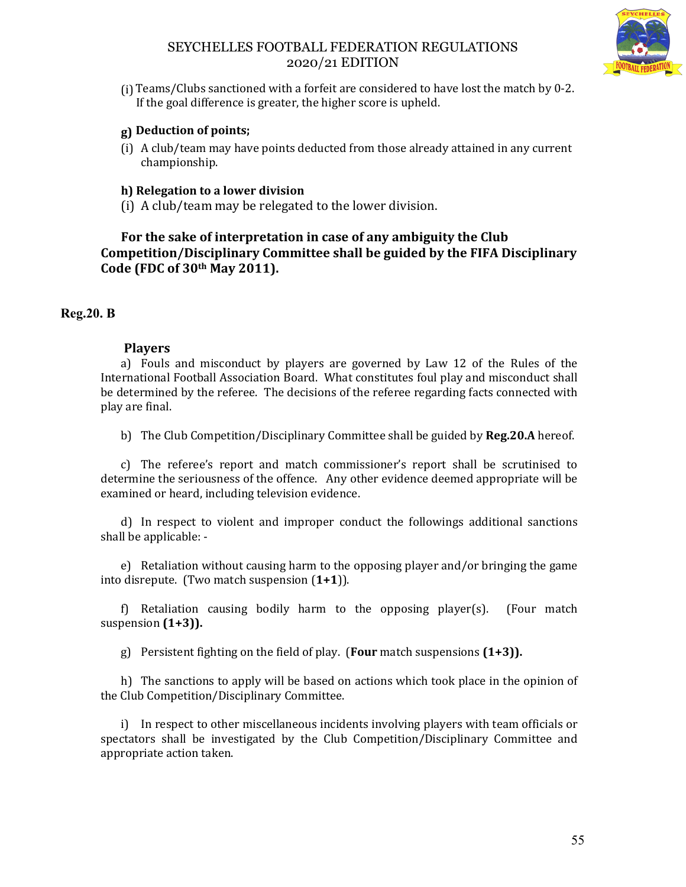(i) Teams/Clubs sanctioned with a forfeit are considered to have lost the match by 0-2. If the goal difference is greater, the higher score is upheld.

**g) Deduction of points;**

(i) A club/team may have points deducted from those already attained in any current championship.

**h) Relegation to a lower division**

(i) A club/team may be relegated to the lower division.

**For the sake of interpretation in case of any ambiguity the Club Competition/Disciplinary Committee shall be guided by the FIFA Disciplinary Code (FDC of 30th May 2011).**

## Reg.20. B

### Players

a) Fouls and misconduct by players are governed by Law 12 of the Rules of the International Football Association Board. What constitutes foul play and misconduct shall be determined by the referee. The decisions of the referee regarding facts connected with play are final.

b) The Club Competition/Disciplinary Committee shall be guided by **Reg.20.A** hereof.

c) The referee's report and match commissioner's report shall be scrutinised to determine the seriousness of the offence. Any other evidence deemed appropriate will be examined or heard, including television evidence.

d) In respect to violent and improper conduct the followings additional sanctions shall be applicable: -

e) Retaliation without causing harm to the opposing player and/or bringing the game into disrepute. (Two match suspension (**1+1**)).

f) Retaliation causing bodily harm to the opposing player(s). (Four match suspension **(1+3)).**

g) Persistent fighting on the field of play. (**Four** match suspensions **(1+3)).**

h) The sanctions to apply will be based on actions which took place in the opinion of the Club Competition/Disciplinary Committee.

i) In respect to other miscellaneous incidents involving players with team officials or spectators shall be investigated by the Club Competition/Disciplinary Committee and appropriate action taken.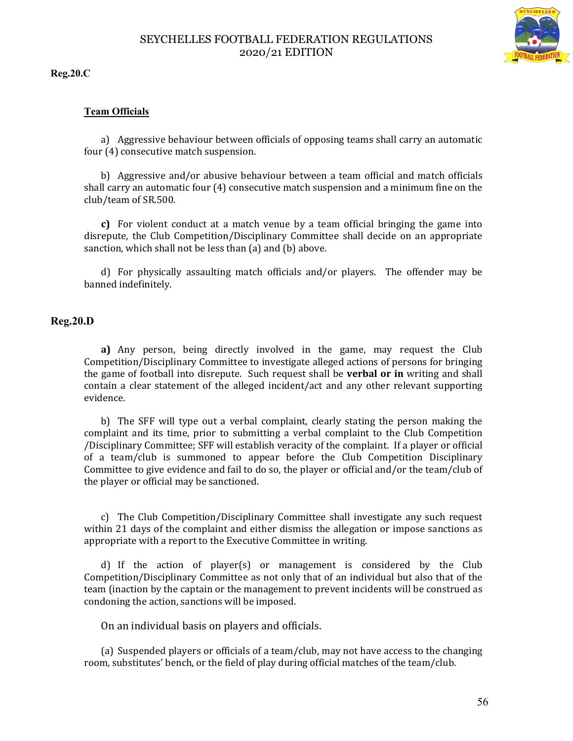**Reg.20.C**

**Team Officials**

a) Aggressive behaviour between officials of opposing teams shall carry an automatic four (4) consecutive match suspension.

b) Aggressive and/or abusive behaviour between a team official and match officials shall carry an automatic four (4) consecutive match suspension and a minimum fine on the club/team of SR.500.

**c)** For violent conduct at a match venue by a team official bringing the game into disrepute, the Club Competition/Disciplinary Committee shall decide on an appropriate sanction, which shall not be less than (a) and (b) above.

d) For physically assaulting match officials and/or players. The offender may be banned indefinitely.

**Reg.20.D**

**a)** Any person, being directly involved in the game, may request the Club Competition/Disciplinary Committee to investigate alleged actions of persons for bringing the game of football into disrepute. Such request shall be **verbal or in** writing and shall contain a clear statement of the alleged incident/act and any other relevant supporting evidence.

b) The SFF will type out a verbal complaint, clearly stating the person making the complaint and its time, prior to submitting a verbal complaint to the Club Competition /Disciplinary Committee; SFF will establish veracity of the complaint. If a player or official of a team/club is summoned to appear before the Club Competition Disciplinary Committee to give evidence and fail to do so, the player or official and/or the team/club of the player or official may be sanctioned.

c) The Club Competition/Disciplinary Committee shall investigate any such request within 21 days of the complaint and either dismiss the allegation or impose sanctions as appropriate with a report to the Executive Committee in writing.

d) If the action of player(s) or management is considered by the Club Competition/Disciplinary Committee as not only that of an individual but also that of the team (inaction by the captain or the management to prevent incidents will be construed as condoning the action, sanctions will be imposed.

On an individual basis on players and officials.

(a) Suspended players or officials of a team/club, may not have access to the changing room, substitutes' bench, or the field of play during official matches of the team/club.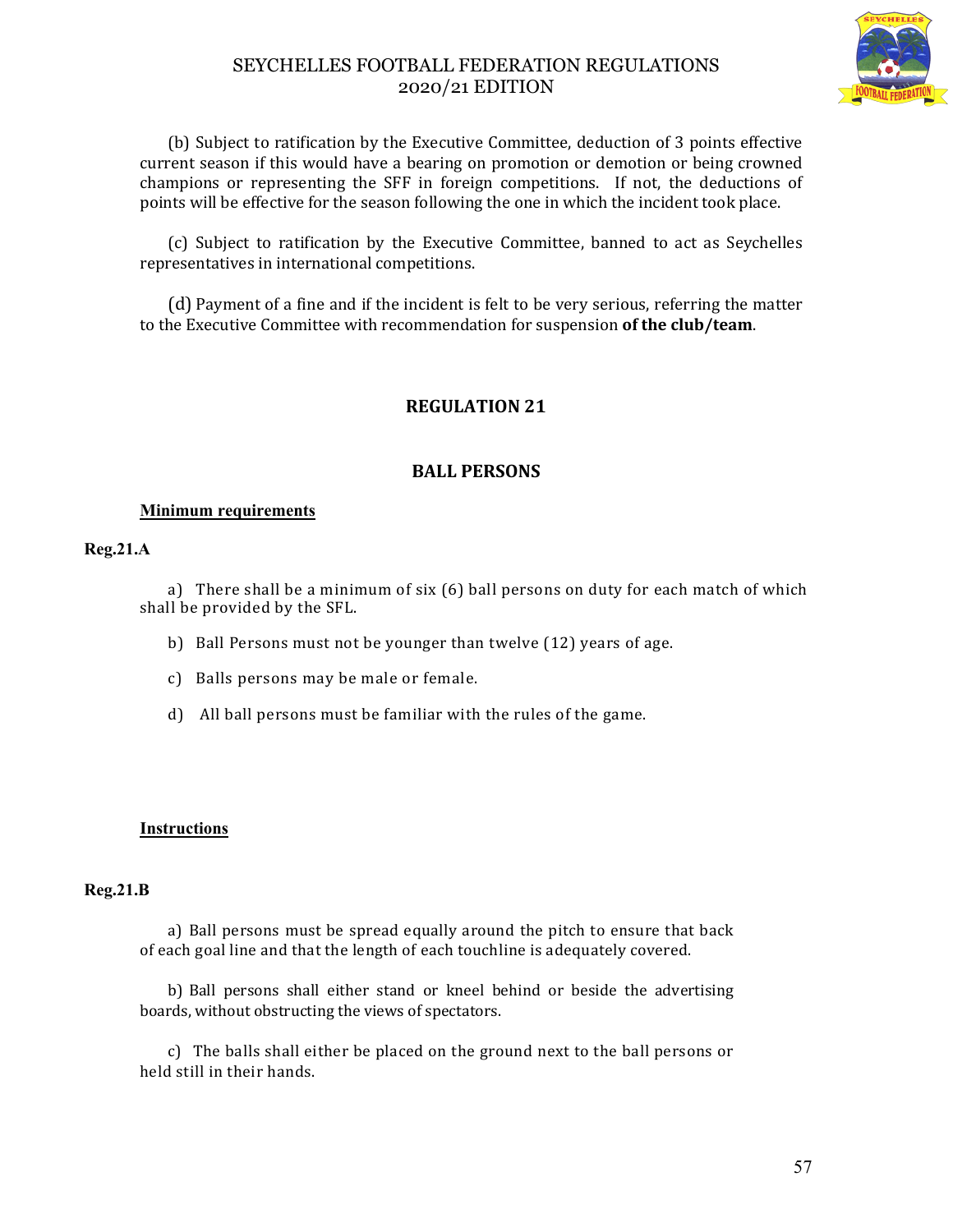(b) Subject to ratification by the Executive Committee, deduction of 3 points effective current season if this would have a bearing on promotion or demotion or being crowned champions or representing the SFF in foreign competitions. If not, the deductions of points will be effective for the season following the one in which the incident took place.

(c) Subject to ratification by the Executive Committee, banned to act as Seychelles representatives in international competitions.

(d) Payment of a fine and if the incident is felt to be very serious, referring the matter to the Executive Committee with recommendation for suspension **of the club/team**.

## REGULATION 21

## BALL PERSONS

**Minimum requirements**

**Reg.21.A**

a) There shall be a minimum of six (6) ball persons on duty for each match of which shall be provided by the SFL.

b) Ball Persons must not be younger than twelve (12) years of age.

c) Balls persons may be male or female.

d) All ball persons must be familiar with the rules of the game.

**Instructions**

**Reg.21.B**

a) Ball persons must be spread equally around the pitch to ensure that back of each goal line and that the length of each touchline is adequately covered.

b) Ball persons shall either stand or kneel behind or beside the advertising boards, without obstructing the views of spectators.

c) The balls shall either be placed on the ground next to the ball persons or held still in their hands.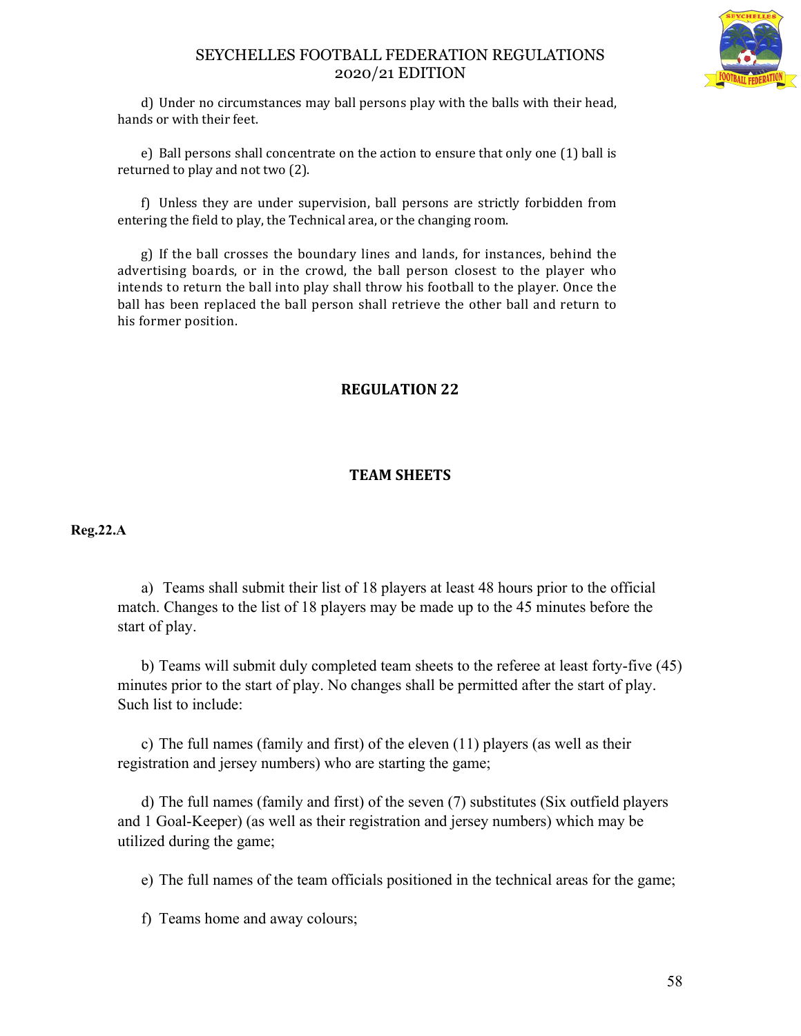d) Under no circumstances may ball persons play with the balls with their head, hands or with their feet.

e) Ball persons shall concentrate on the action to ensure that only one (1) ball is returned to play and not two (2).

f) Unless they are under supervision, ball persons are strictly forbidden from entering the field to play, the Technical area, or the changing room.

g) If the ball crosses the boundary lines and lands, for instances, behind the advertising boards, or in the crowd, the ball person closest to the player who intends to return the ball into play shall throw his football to the player. Once the ball has been replaced the ball person shall retrieve the other ball and return to his former position.

## REGULATION 22

## TEAM SHEETS

**Reg.22.A**

a) Teams shall submit their list of 18 players at least 48 hours prior to the official match. Changes to the list of 18 players may be made up to the 45 minutes before the start of play.

b) Teams will submit duly completed team sheets to the referee at least forty-five (45) minutes prior to the start of play. No changes shall be permitted after the start of play. Such list to include:

c) The full names (family and first) of the eleven (11) players (as well as their registration and jersey numbers) who are starting the game;

d) The full names (family and first) of the seven (7) substitutes (Six outfield players and 1 Goal-Keeper) (as well as their registration and jersey numbers) which may be utilized during the game;

e) The full names of the team officials positioned in the technical areas for the game;

f) Teams home and away colours;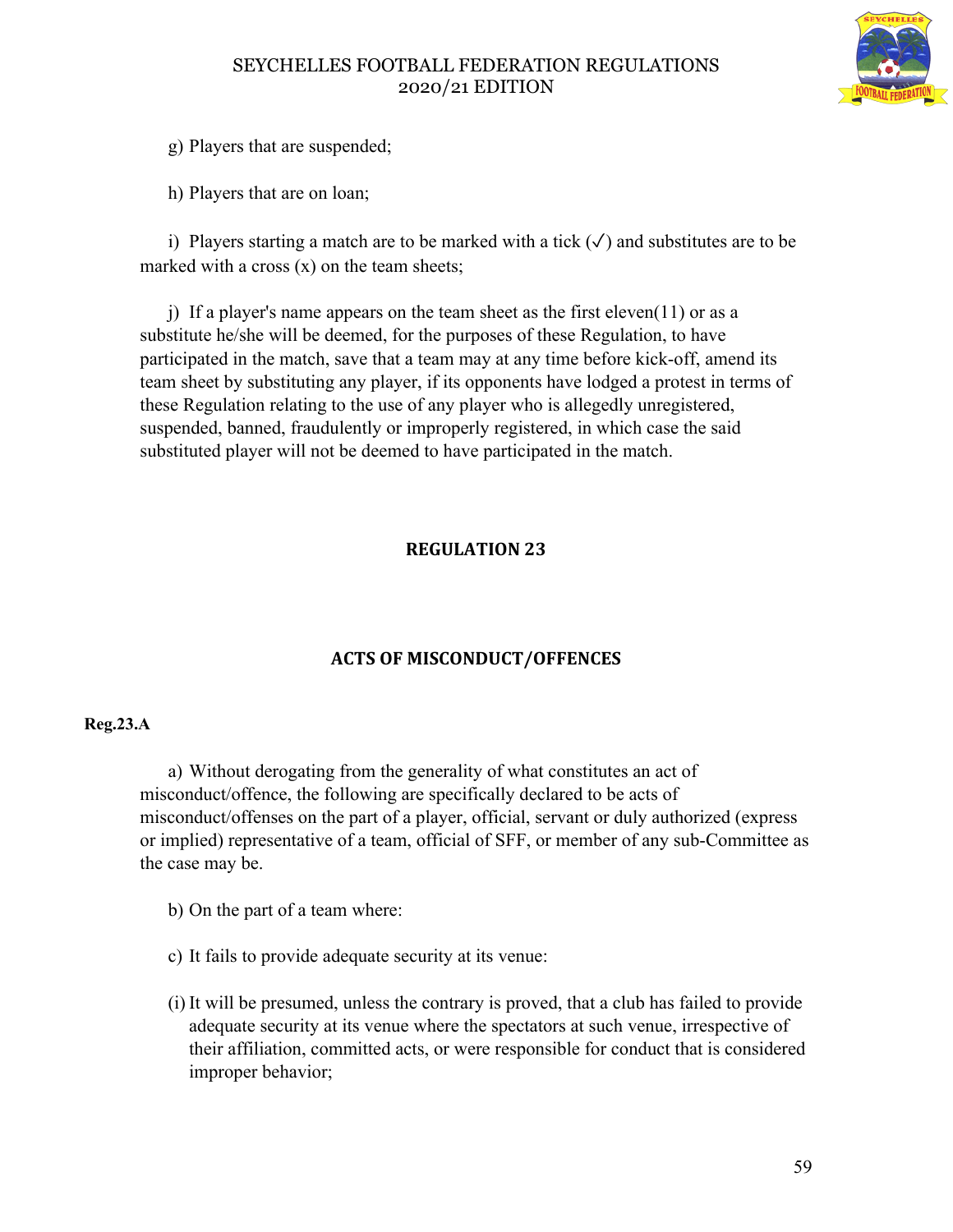g) Players that are suspended;

h) Players that are on loan;

i) Players starting a match are to be marked with a tick (✓) and substitutes are to be marked with a cross (x) on the team sheets;

j) If a player's name appears on the team sheet as the first eleven(11) or as a substitute he/she will be deemed, for the purposes of these Regulation, to have participated in the match, save that a team may at any time before kick-off, amend its team sheet by substituting any player, if its opponents have lodged a protest in terms of these Regulation relating to the use of any player who is allegedly unregistered, suspended, banned, fraudulently or improperly registered, in which case the said substituted player will not be deemed to have participated in the match.

## REGULATION 23

## ACTS OF MISCONDUCT/OFFENCES

**Reg.23.A**

a) Without derogating from the generality of what constitutes an act of misconduct/offence, the following are specifically declared to be acts of misconduct/offenses on the part of a player, official, servant or duly authorized (express or implied) representative of a team, official of SFF, or member of any sub-Committee as the case may be.

b) On the part of a team where:

c) It fails to provide adequate security at its venue:

(i) It will be presumed, unless the contrary is proved, that a club has failed to provide adequate security at its venue where the spectators at such venue, irrespective of their affiliation, committed acts, or were responsible for conduct that is considered improper behavior;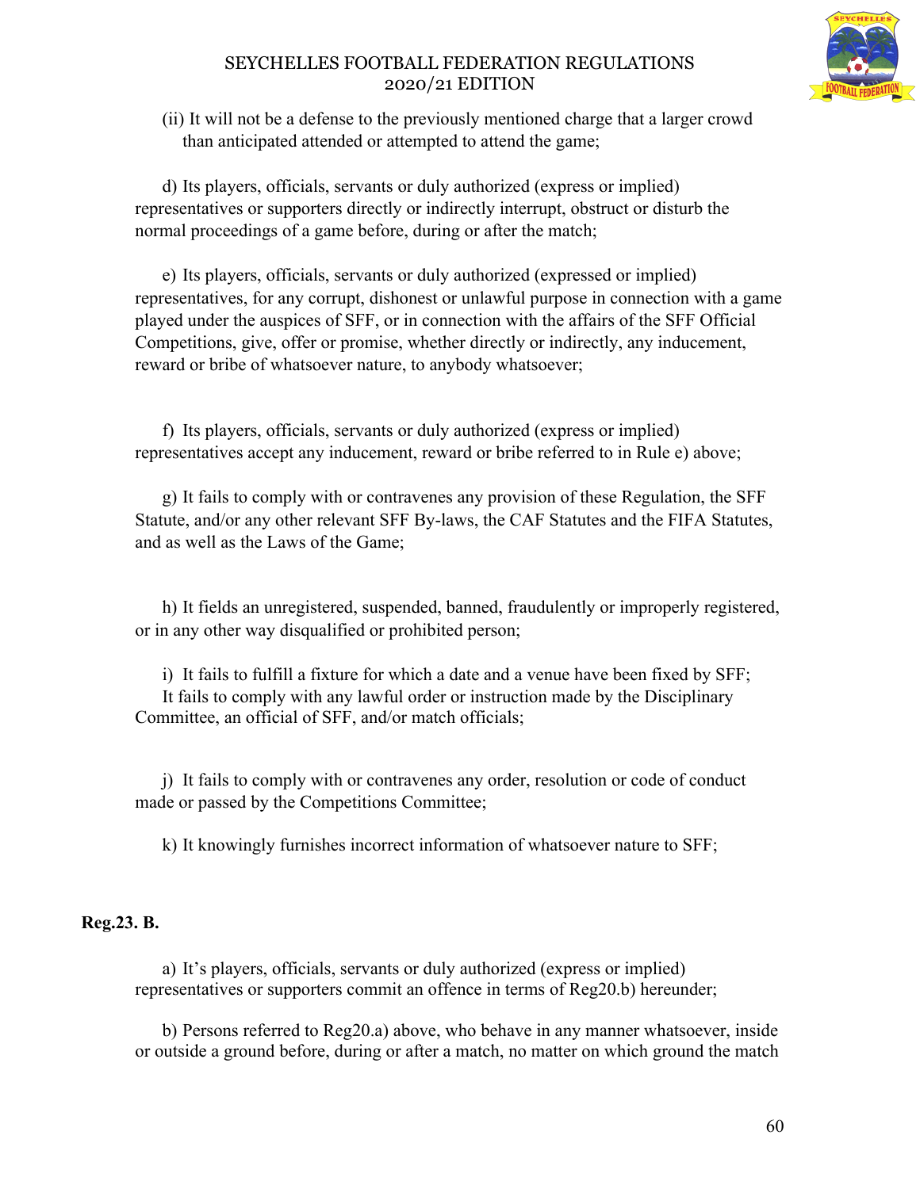(ii) It will not be a defense to the previously mentioned charge that a larger crowd than anticipated attended or attempted to attend the game;

d) Its players, officials, servants or duly authorized (express or implied) representatives or supporters directly or indirectly interrupt, obstruct or disturb the normal proceedings of a game before, during or after the match;

e) Its players, officials, servants or duly authorized (expressed or implied) representatives, for any corrupt, dishonest or unlawful purpose in connection with a game played under the auspices of SFF, or in connection with the affairs of the SFF Official Competitions, give, offer or promise, whether directly or indirectly, any inducement, reward or bribe of whatsoever nature, to anybody whatsoever;

f) Its players, officials, servants or duly authorized (express or implied) representatives accept any inducement, reward or bribe referred to in Rule e) above;

g) It fails to comply with or contravenes any provision of these Regulation, the SFF Statute, and/or any other relevant SFF By-laws, the CAF Statutes and the FIFA Statutes, and as well as the Laws of the Game;

h) It fields an unregistered, suspended, banned, fraudulently or improperly registered, or in any other way disqualified or prohibited person;

i) It fails to fulfill a fixture for which a date and a venue have been fixed by SFF; It fails to comply with any lawful order or instruction made by the Disciplinary Committee, an official of SFF, and/or match officials;

j) It fails to comply with or contravenes any order, resolution or code of conduct made or passed by the Competitions Committee;

k) It knowingly furnishes incorrect information of whatsoever nature to SFF;

**Reg.23. B.**

a) It's players, officials, servants or duly authorized (express or implied) representatives or supporters commit an offence in terms of Reg20.b) hereunder;

b) Persons referred to Reg20.a) above, who behave in any manner whatsoever, inside or outside a ground before, during or after a match, no matter on which ground the match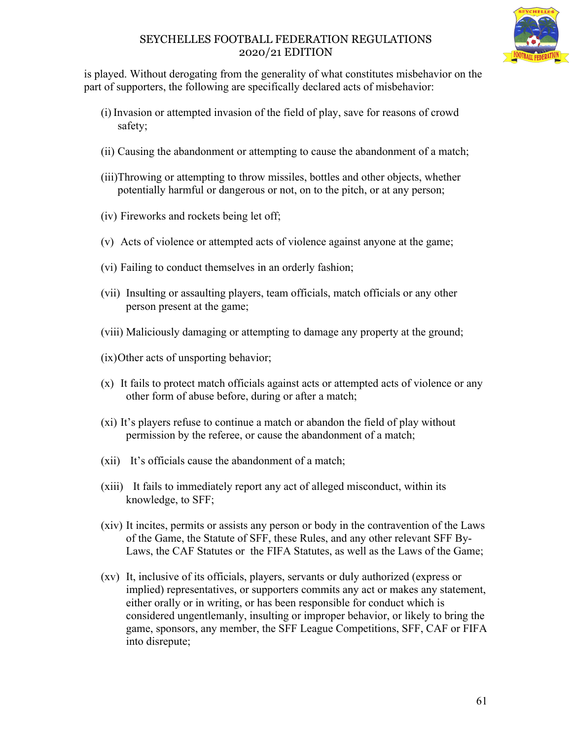is played. Without derogating from the generality of what constitutes misbehavior on the part of supporters, the following are specifically declared acts of misbehavior:

(i) Invasion or attempted invasion of the field of play, save for reasons of crowd safety;

(ii) Causing the abandonment or attempting to cause the abandonment of a match;

(iii) Throwing or attempting to throw missiles, bottles and other objects, whether potentially harmful or dangerous or not, on to the pitch, or at any person;

(iv) Fireworks and rockets being let off;

(v) Acts of violence or attempted acts of violence against anyone at the game;

(vi) Failing to conduct themselves in an orderly fashion;

(vii) Insulting or assaulting players, team officials, match officials or any other person present at the game;

(viii) Maliciously damaging or attempting to damage any property at the ground;

(ix) Other acts of unsporting behavior;

(x) It fails to protect match officials against acts or attempted acts of violence or any other form of abuse before, during or after a match;

(xi) It's players refuse to continue a match or abandon the field of play without permission by the referee, or cause the abandonment of a match;

(xii) It's officials cause the abandonment of a match;

(xiii) It fails to immediately report any act of alleged misconduct, within its knowledge, to SFF;

(xiv) It incites, permits or assists any person or body in the contravention of the Laws of the Game, the Statute of SFF, these Rules, and any other relevant SFF By-Laws, the CAF Statutes or the FIFA Statutes, as well as the Laws of the Game;

(xv) It, inclusive of its officials, players, servants or duly authorized (express or implied) representatives, or supporters commits any act or makes any statement, either orally or in writing, or has been responsible for conduct which is considered ungentlemanly, insulting or improper behavior, or likely to bring the game, sponsors, any member, the SFF League Competitions, SFF, CAF or FIFA into disrepute;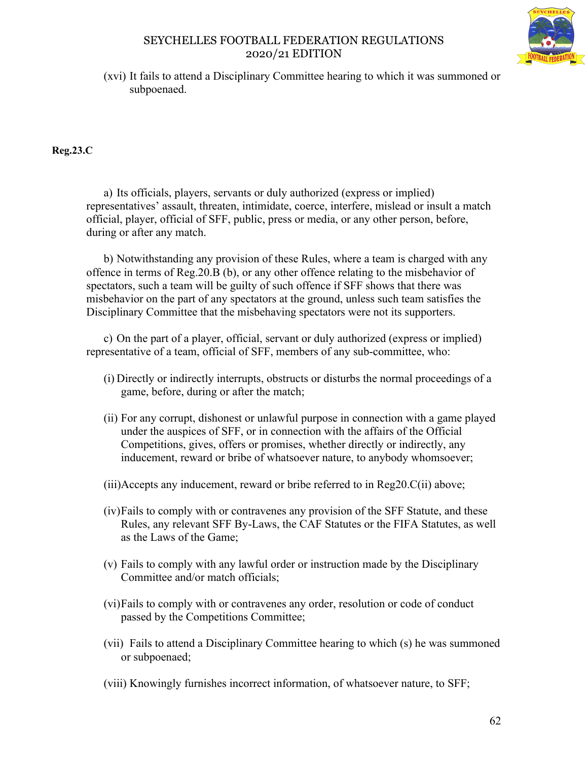(xvi) It fails to attend a Disciplinary Committee hearing to which it was summoned or subpoenaed.

**Reg.23.C**

a) Its officials, players, servants or duly authorized (express or implied) representatives' assault, threaten, intimidate, coerce, interfere, mislead or insult a match official, player, official of SFF, public, press or media, or any other person, before, during or after any match.

b) Notwithstanding any provision of these Rules, where a team is charged with any offence in terms of Reg.20.B (b), or any other offence relating to the misbehavior of spectators, such a team will be guilty of such offence if SFF shows that there was misbehavior on the part of any spectators at the ground, unless such team satisfies the Disciplinary Committee that the misbehaving spectators were not its supporters.

c) On the part of a player, official, servant or duly authorized (express or implied) representative of a team, official of SFF, members of any sub-committee, who:

(i) Directly or indirectly interrupts, obstructs or disturbs the normal proceedings of a game, before, during or after the match;

(ii) For any corrupt, dishonest or unlawful purpose in connection with a game played under the auspices of SFF, or in connection with the affairs of the Official Competitions, gives, offers or promises, whether directly or indirectly, any inducement, reward or bribe of whatsoever nature, to anybody whomsoever;

(iii) Accepts any inducement, reward or bribe referred to in Reg20.C(ii) above;

(iv) Fails to comply with or contravenes any provision of the SFF Statute, and these Rules, any relevant SFF By-Laws, the CAF Statutes or the FIFA Statutes, as well as the Laws of the Game;

(v) Fails to comply with any lawful order or instruction made by the Disciplinary Committee and/or match officials;

(vi) Fails to comply with or contravenes any order, resolution or code of conduct passed by the Competitions Committee;

(vii) Fails to attend a Disciplinary Committee hearing to which (s) he was summoned or subpoenaed;

(viii) Knowingly furnishes incorrect information, of whatsoever nature, to SFF;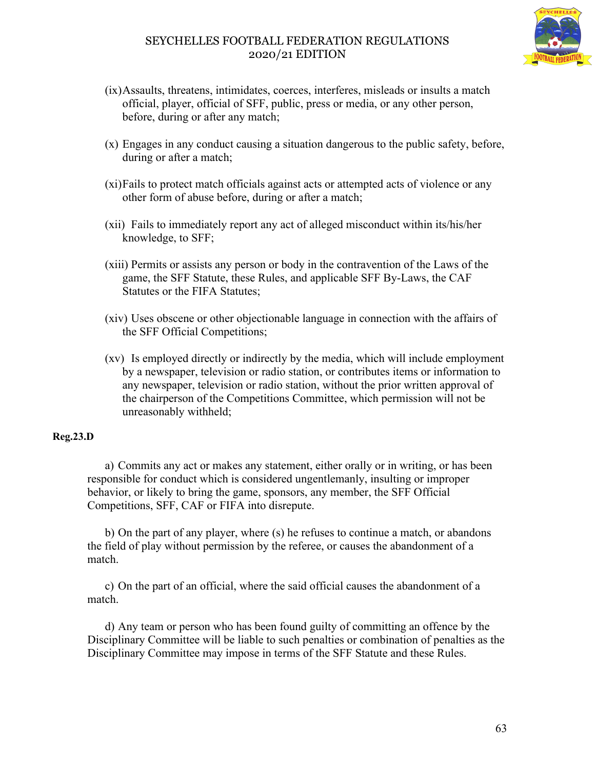(ix) Assaults, threatens, intimidates, coerces, interferes, misleads or insults a match official, player, official of SFF, public, press or media, or any other person, before, during or after any match;

(x) Engages in any conduct causing a situation dangerous to the public safety, before, during or after a match;

(xi) Fails to protect match officials against acts or attempted acts of violence or any other form of abuse before, during or after a match;

(xii) Fails to immediately report any act of alleged misconduct within its/his/her knowledge, to SFF;

(xiii) Permits or assists any person or body in the contravention of the Laws of the game, the SFF Statute, these Rules, and applicable SFF By-Laws, the CAF Statutes or the FIFA Statutes;

(xiv) Uses obscene or other objectionable language in connection with the affairs of the SFF Official Competitions;

(xv) Is employed directly or indirectly by the media, which will include employment by a newspaper, television or radio station, or contributes items or information to any newspaper, television or radio station, without the prior written approval of the chairperson of the Competitions Committee, which permission will not be unreasonably withheld;

**Reg.23.D**

a) Commits any act or makes any statement, either orally or in writing, or has been responsible for conduct which is considered ungentlemanly, insulting or improper behavior, or likely to bring the game, sponsors, any member, the SFF Official Competitions, SFF, CAF or FIFA into disrepute.

b) On the part of any player, where (s) he refuses to continue a match, or abandons the field of play without permission by the referee, or causes the abandonment of a match.

c) On the part of an official, where the said official causes the abandonment of a match.

d) Any team or person who has been found guilty of committing an offence by the Disciplinary Committee will be liable to such penalties or combination of penalties as the Disciplinary Committee may impose in terms of the SFF Statute and these Rules.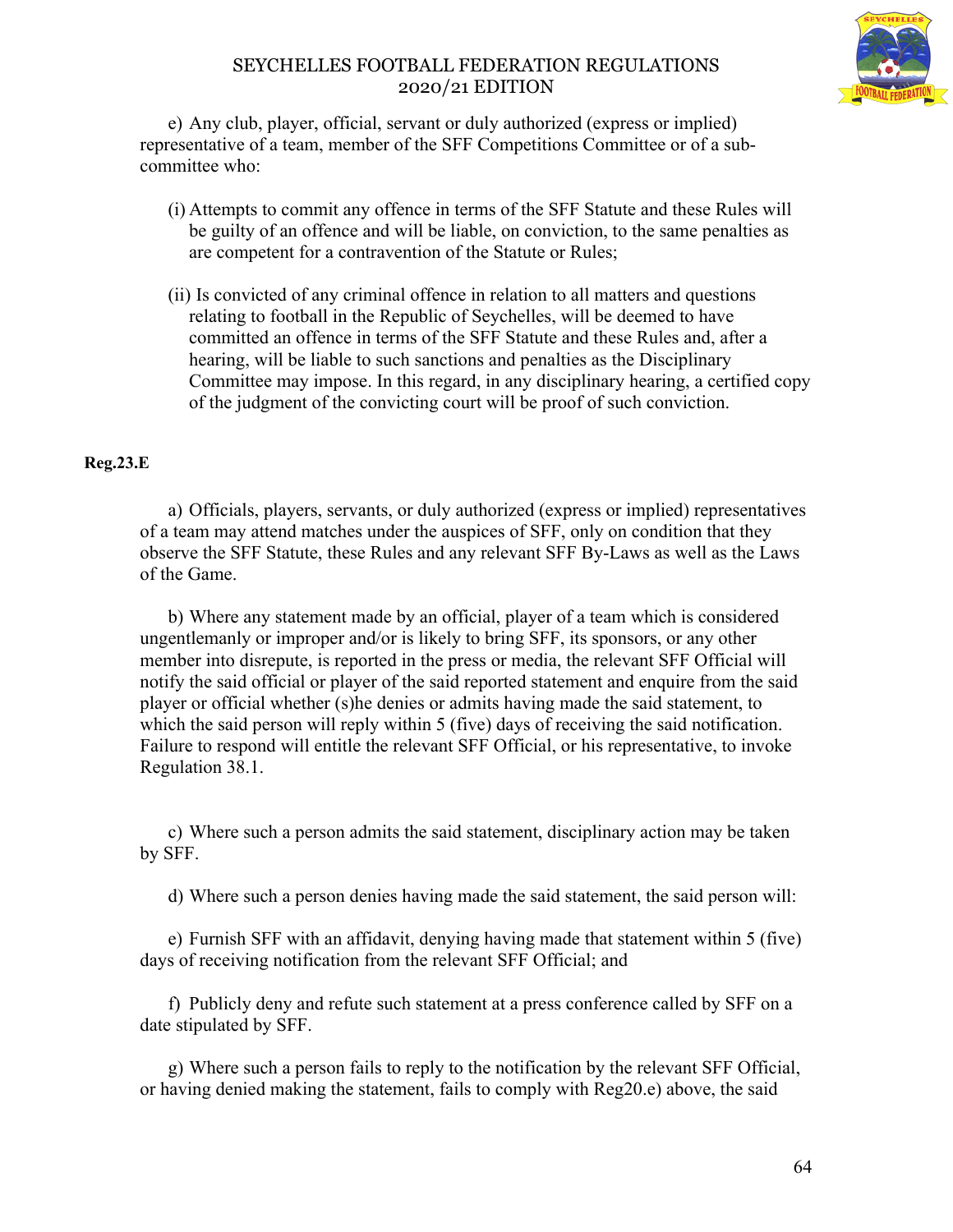e) Any club, player, official, servant or duly authorized (express or implied) representative of a team, member of the SFF Competitions Committee or of a sub-committee who:

(i) Attempts to commit any offence in terms of the SFF Statute and these Rules will be guilty of an offence and will be liable, on conviction, to the same penalties as are competent for a contravention of the Statute or Rules;

(ii) Is convicted of any criminal offence in relation to all matters and questions relating to football in the Republic of Seychelles, will be deemed to have committed an offence in terms of the SFF Statute and these Rules and, after a hearing, will be liable to such sanctions and penalties as the Disciplinary Committee may impose. In this regard, in any disciplinary hearing, a certified copy of the judgment of the convicting court will be proof of such conviction.

**Reg.23.E**

a) Officials, players, servants, or duly authorized (express or implied) representatives of a team may attend matches under the auspices of SFF, only on condition that they observe the SFF Statute, these Rules and any relevant SFF By-Laws as well as the Laws of the Game.

b) Where any statement made by an official, player of a team which is considered ungentlemanly or improper and/or is likely to bring SFF, its sponsors, or any other member into disrepute, is reported in the press or media, the relevant SFF Official will notify the said official or player of the said reported statement and enquire from the said player or official whether (s)he denies or admits having made the said statement, to which the said person will reply within 5 (five) days of receiving the said notification. Failure to respond will entitle the relevant SFF Official, or his representative, to invoke Regulation 38.1.

c) Where such a person admits the said statement, disciplinary action may be taken by SFF.

d) Where such a person denies having made the said statement, the said person will:

e) Furnish SFF with an affidavit, denying having made that statement within 5 (five) days of receiving notification from the relevant SFF Official; and

f) Publicly deny and refute such statement at a press conference called by SFF on a date stipulated by SFF.

g) Where such a person fails to reply to the notification by the relevant SFF Official, or having denied making the statement, fails to comply with Reg20.e) above, the said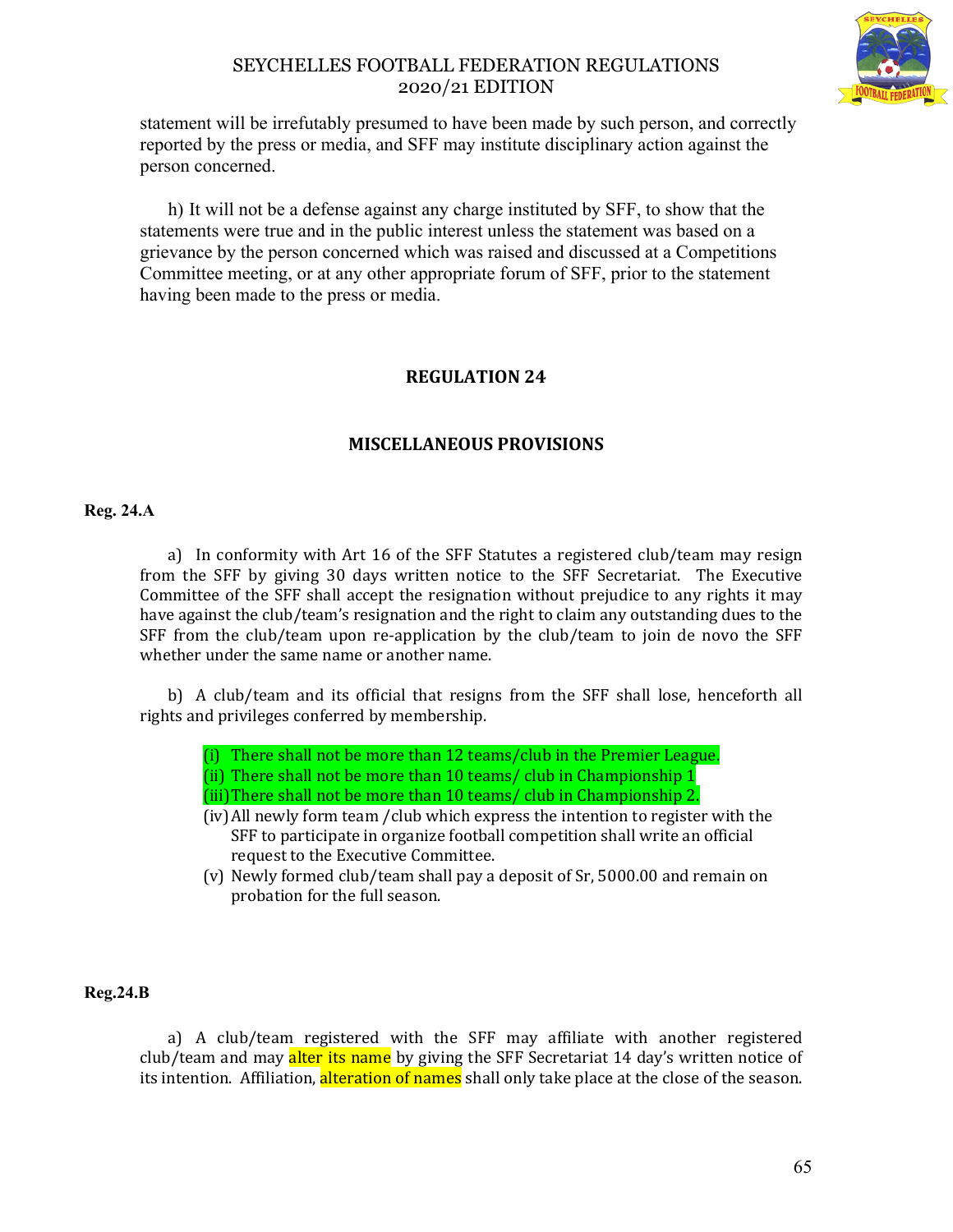statement will be irrefutably presumed to have been made by such person, and correctly reported by the press or media, and SFF may institute disciplinary action against the person concerned.

h) It will not be a defense against any charge instituted by SFF, to show that the statements were true and in the public interest unless the statement was based on a grievance by the person concerned which was raised and discussed at a Competitions Committee meeting, or at any other appropriate forum of SFF, prior to the statement having been made to the press or media.

## REGULATION 24

## MISCELLANEOUS PROVISIONS

**Reg. 24.A**

a) In conformity with Art 16 of the SFF Statutes a registered club/team may resign from the SFF by giving 30 days written notice to the SFF Secretariat. The Executive Committee of the SFF shall accept the resignation without prejudice to any rights it may have against the club/team's resignation and the right to claim any outstanding dues to the SFF from the club/team upon re-application by the club/team to join de novo the SFF whether under the same name or another name.

b) A club/team and its official that resigns from the SFF shall lose, henceforth all rights and privileges conferred by membership.

- (i) There shall not be more than 12 teams/club in the Premier League.
- (ii) There shall not be more than 10 teams/ club in Championship 1
- (iii) There shall not be more than 10 teams/ club in Championship 2.
- (iv) All newly form team /club which express the intention to register with the SFF to participate in organize football competition shall write an official request to the Executive Committee.
- (v) Newly formed club/team shall pay a deposit of Sr, 5000.00 and remain on probation for the full season.

**Reg.24.B**

a) A club/team registered with the SFF may affiliate with another registered club/team and may alter its name by giving the SFF Secretariat 14 day's written notice of its intention. Affiliation, alteration of names shall only take place at the close of the season.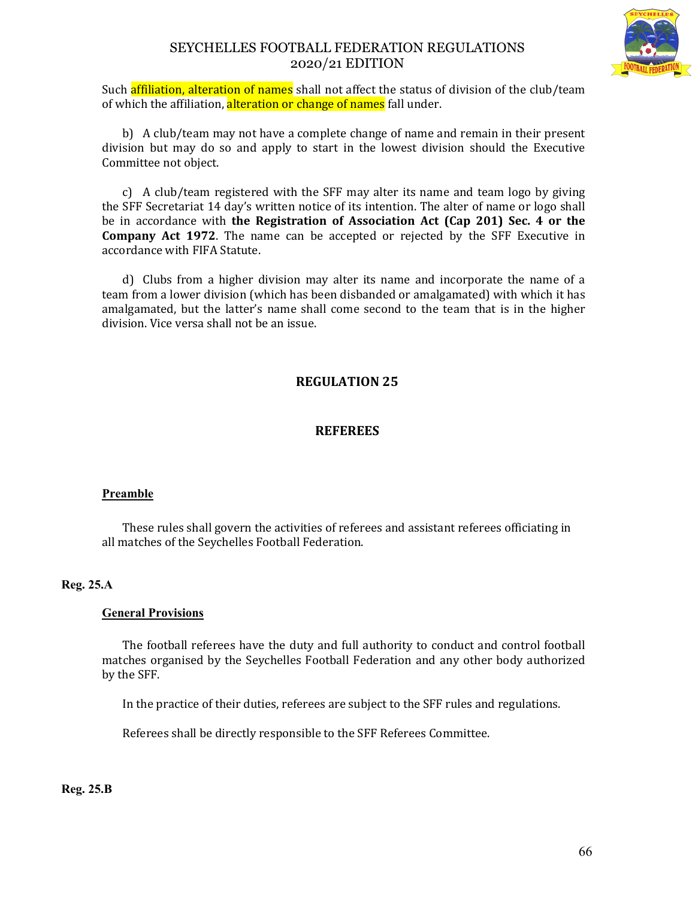Such affiliation, alteration of names shall not affect the status of division of the club/team of which the affiliation, alteration or change of names fall under.

b) A club/team may not have a complete change of name and remain in their present division but may do so and apply to start in the lowest division should the Executive Committee not object.

c) A club/team registered with the SFF may alter its name and team logo by giving the SFF Secretariat 14 day's written notice of its intention. The alter of name or logo shall be in accordance with **the Registration of Association Act (Cap 201) Sec. 4 or the Company Act 1972**. The name can be accepted or rejected by the SFF Executive in accordance with FIFA Statute.

d) Clubs from a higher division may alter its name and incorporate the name of a team from a lower division (which has been disbanded or amalgamated) with which it has amalgamated, but the latter's name shall come second to the team that is in the higher division. Vice versa shall not be an issue.

## REGULATION 25

## REFEREES

**Preamble**

These rules shall govern the activities of referees and assistant referees officiating in all matches of the Seychelles Football Federation.

### Reg. 25.A

**General Provisions**

The football referees have the duty and full authority to conduct and control football matches organised by the Seychelles Football Federation and any other body authorized by the SFF.

In the practice of their duties, referees are subject to the SFF rules and regulations.

Referees shall be directly responsible to the SFF Referees Committee.

### Reg. 25.B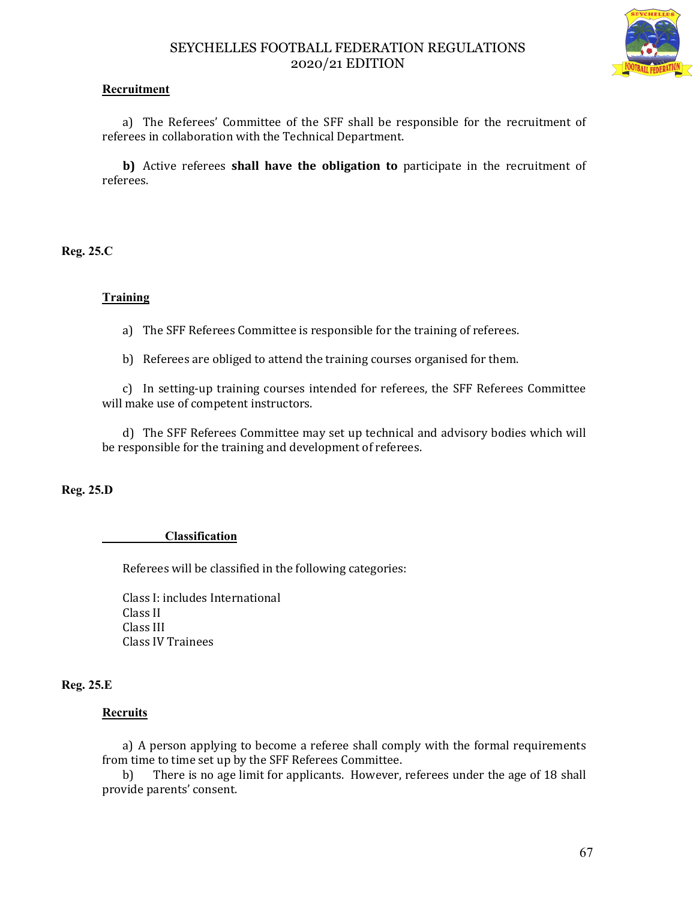**Recruitment**

a) The Referees' Committee of the SFF shall be responsible for the recruitment of referees in collaboration with the Technical Department.

**b)** Active referees **shall have the obligation to** participate in the recruitment of referees.

**Reg. 25.C**

**Training**

a) The SFF Referees Committee is responsible for the training of referees.

b) Referees are obliged to attend the training courses organised for them.

c) In setting-up training courses intended for referees, the SFF Referees Committee will make use of competent instructors.

d) The SFF Referees Committee may set up technical and advisory bodies which will be responsible for the training and development of referees.

**Reg. 25.D**

**Classification**

Referees will be classified in the following categories:

Class I: includes International
Class II
Class III
Class IV Trainees

**Reg. 25.E**

**Recruits**

a) A person applying to become a referee shall comply with the formal requirements from time to time set up by the SFF Referees Committee.

b) There is no age limit for applicants. However, referees under the age of 18 shall provide parents' consent.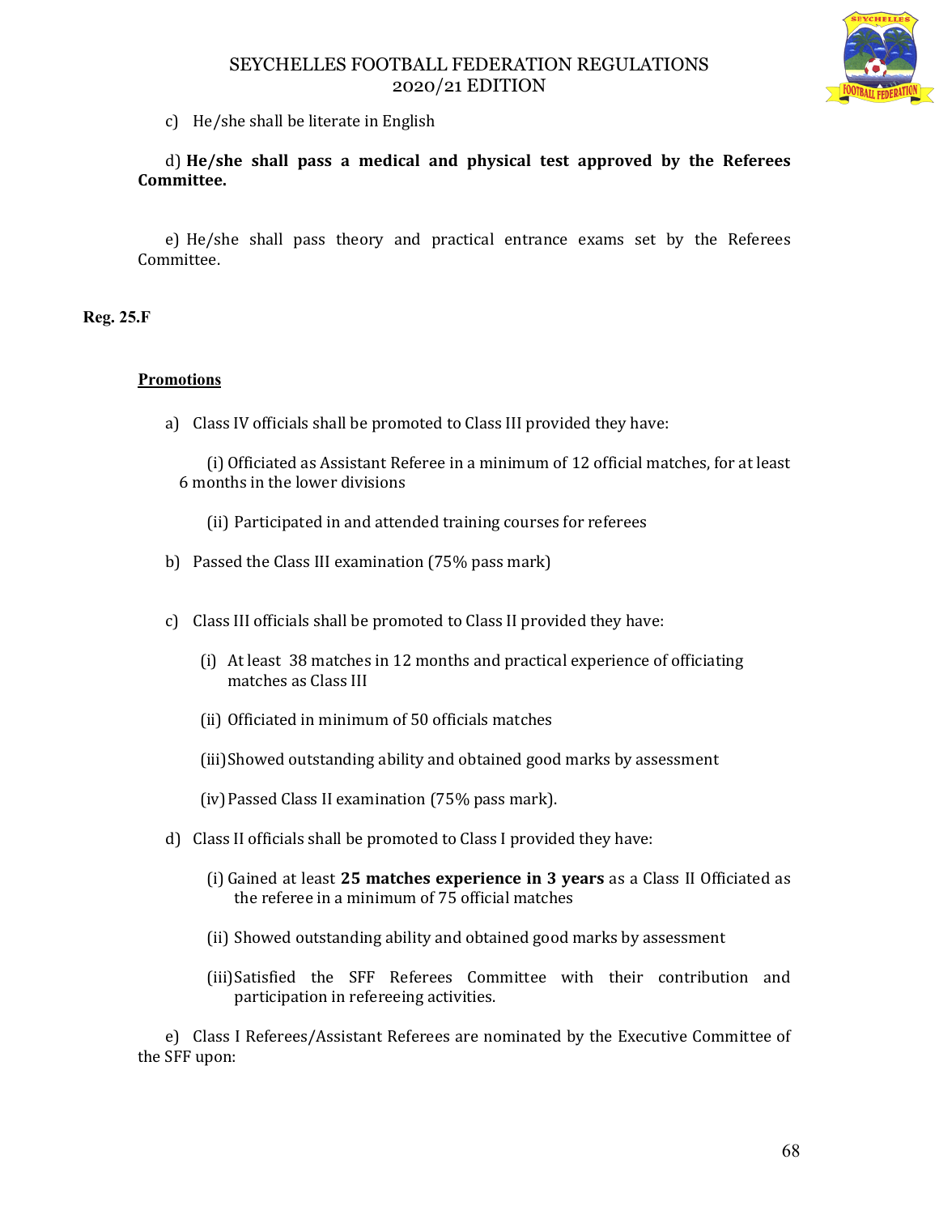c) He/she shall be literate in English

d) **He/she shall pass a medical and physical test approved by the Referees Committee.**

e) He/she shall pass theory and practical entrance exams set by the Referees Committee.

**Reg. 25.F**

**Promotions**

a) Class IV officials shall be promoted to Class III provided they have:

(i) Officiated as Assistant Referee in a minimum of 12 official matches, for at least 6 months in the lower divisions

(ii) Participated in and attended training courses for referees

b) Passed the Class III examination (75% pass mark)

c) Class III officials shall be promoted to Class II provided they have:

(i) At least 38 matches in 12 months and practical experience of officiating matches as Class III

(ii) Officiated in minimum of 50 officials matches

(iii) Showed outstanding ability and obtained good marks by assessment

(iv) Passed Class II examination (75% pass mark).

d) Class II officials shall be promoted to Class I provided they have:

(i) Gained at least **25 matches experience in 3 years** as a Class II Officiated as the referee in a minimum of 75 official matches

(ii) Showed outstanding ability and obtained good marks by assessment

(iii) Satisfied the SFF Referees Committee with their contribution and participation in refereeing activities.

e) Class I Referees/Assistant Referees are nominated by the Executive Committee of the SFF upon: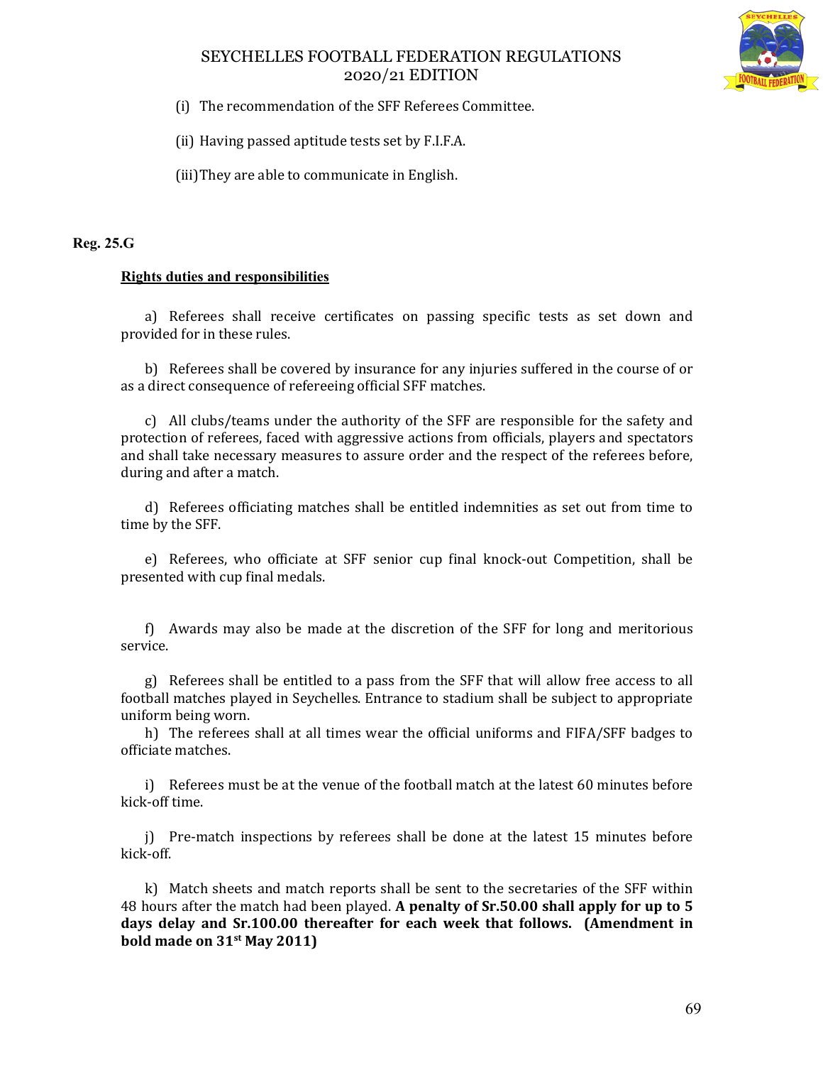(i) The recommendation of the SFF Referees Committee.

(ii) Having passed aptitude tests set by F.I.F.A.

(iii) They are able to communicate in English.

**Reg. 25.G**

**<u>Rights duties and responsibilities</u>**

a) Referees shall receive certificates on passing specific tests as set down and provided for in these rules.

b) Referees shall be covered by insurance for any injuries suffered in the course of or as a direct consequence of refereeing official SFF matches.

c) All clubs/teams under the authority of the SFF are responsible for the safety and protection of referees, faced with aggressive actions from officials, players and spectators and shall take necessary measures to assure order and the respect of the referees before, during and after a match.

d) Referees officiating matches shall be entitled indemnities as set out from time to time by the SFF.

e) Referees, who officiate at SFF senior cup final knock-out Competition, shall be presented with cup final medals.

f) Awards may also be made at the discretion of the SFF for long and meritorious service.

g) Referees shall be entitled to a pass from the SFF that will allow free access to all football matches played in Seychelles. Entrance to stadium shall be subject to appropriate uniform being worn.

h) The referees shall at all times wear the official uniforms and FIFA/SFF badges to officiate matches.

i) Referees must be at the venue of the football match at the latest 60 minutes before kick-off time.

j) Pre-match inspections by referees shall be done at the latest 15 minutes before kick-off.

k) Match sheets and match reports shall be sent to the secretaries of the SFF within 48 hours after the match had been played. **A penalty of Sr.50.00 shall apply for up to 5 days delay and Sr.100.00 thereafter for each week that follows. (Amendment in bold made on 31st May 2011)**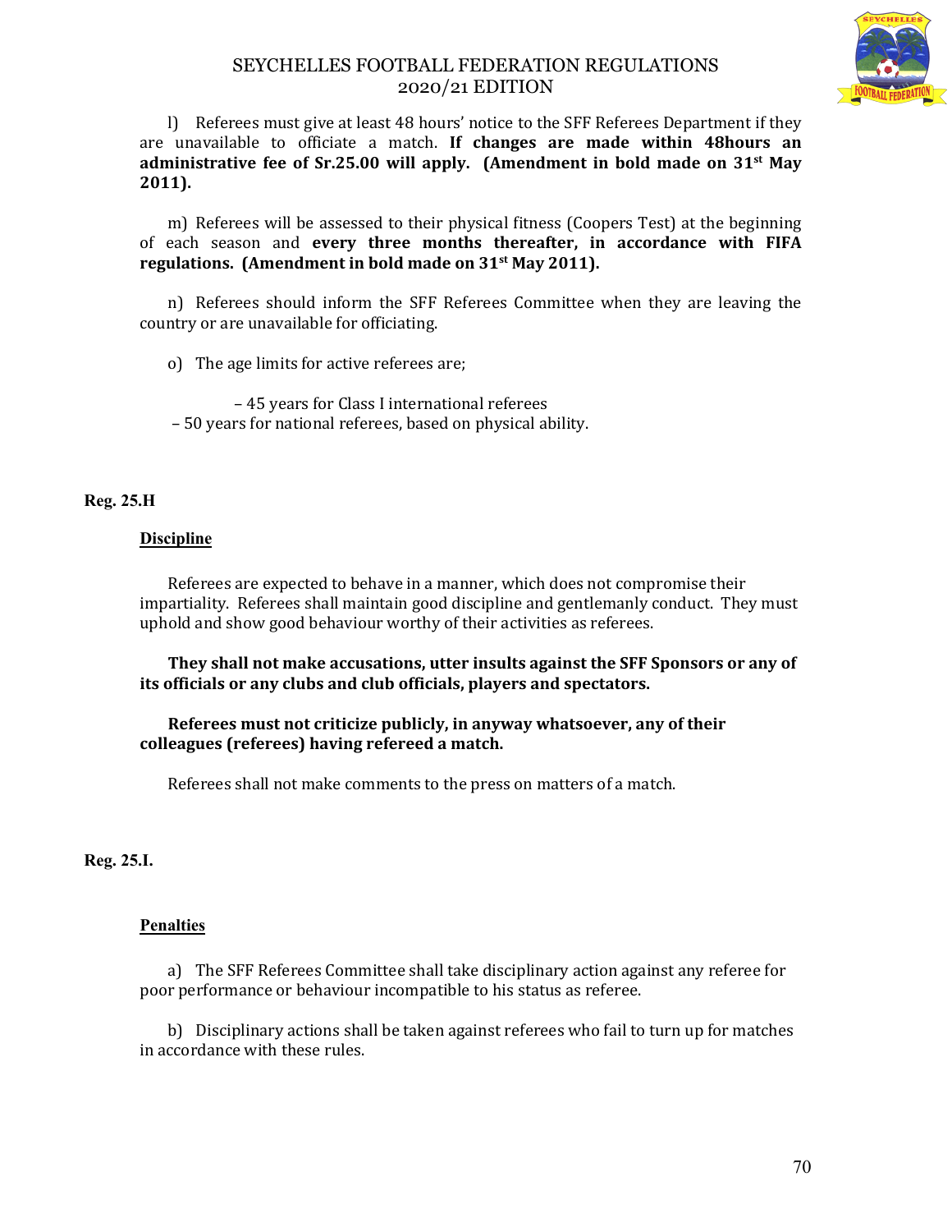l) Referees must give at least 48 hours' notice to the SFF Referees Department if they are unavailable to officiate a match. **If changes are made within 48hours an administrative fee of Sr.25.00 will apply. (Amendment in bold made on 31st May 2011).**

m) Referees will be assessed to their physical fitness (Coopers Test) at the beginning of each season and **every three months thereafter, in accordance with FIFA regulations. (Amendment in bold made on 31st May 2011).**

n) Referees should inform the SFF Referees Committee when they are leaving the country or are unavailable for officiating.

o) The age limits for active referees are;

– 45 years for Class I international referees
– 50 years for national referees, based on physical ability.

## Reg. 25.H

### Discipline

Referees are expected to behave in a manner, which does not compromise their impartiality. Referees shall maintain good discipline and gentlemanly conduct. They must uphold and show good behaviour worthy of their activities as referees.

**They shall not make accusations, utter insults against the SFF Sponsors or any of its officials or any clubs and club officials, players and spectators.**

**Referees must not criticize publicly, in anyway whatsoever, any of their colleagues (referees) having refereed a match.**

Referees shall not make comments to the press on matters of a match.

## Reg. 25.I.

### Penalties

a) The SFF Referees Committee shall take disciplinary action against any referee for poor performance or behaviour incompatible to his status as referee.

b) Disciplinary actions shall be taken against referees who fail to turn up for matches in accordance with these rules.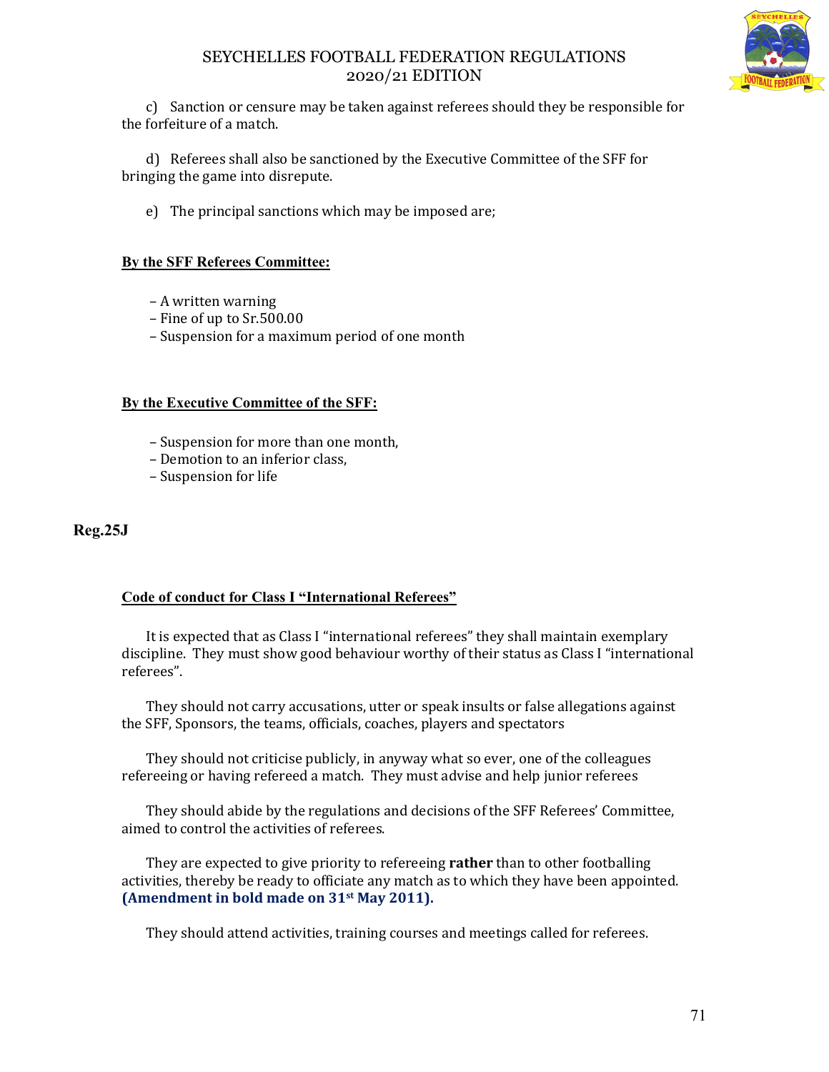c) Sanction or censure may be taken against referees should they be responsible for the forfeiture of a match.

d) Referees shall also be sanctioned by the Executive Committee of the SFF for bringing the game into disrepute.

e) The principal sanctions which may be imposed are;

**By the SFF Referees Committee:**

- A written warning
- Fine of up to Sr.500.00
- Suspension for a maximum period of one month

**By the Executive Committee of the SFF:**

- Suspension for more than one month,
- Demotion to an inferior class,
- Suspension for life

## Reg.25J

**Code of conduct for Class I "International Referees"**

It is expected that as Class I "international referees" they shall maintain exemplary discipline. They must show good behaviour worthy of their status as Class I "international referees".

They should not carry accusations, utter or speak insults or false allegations against the SFF, Sponsors, the teams, officials, coaches, players and spectators

They should not criticise publicly, in anyway what so ever, one of the colleagues refereeing or having refereed a match. They must advise and help junior referees

They should abide by the regulations and decisions of the SFF Referees' Committee, aimed to control the activities of referees.

They are expected to give priority to refereeing **rather** than to other footballing activities, thereby be ready to officiate any match as to which they have been appointed. **(Amendment in bold made on 31st May 2011).**

They should attend activities, training courses and meetings called for referees.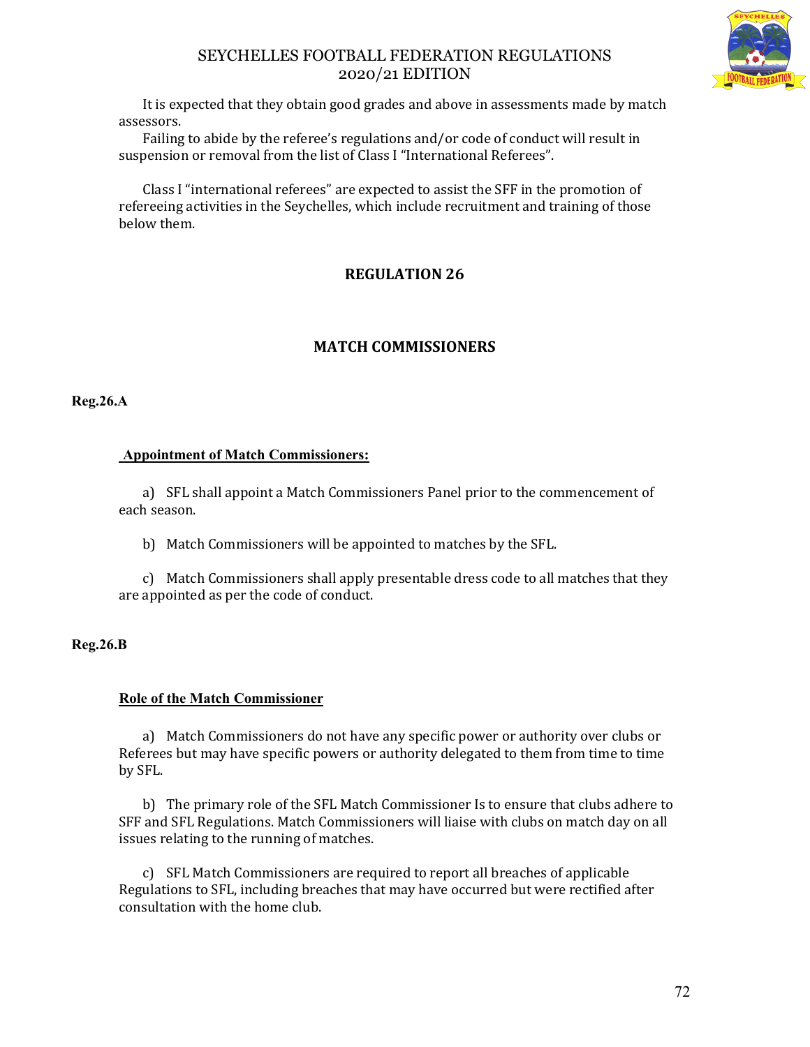It is expected that they obtain good grades and above in assessments made by match assessors.

Failing to abide by the referee's regulations and/or code of conduct will result in suspension or removal from the list of Class I "International Referees".

Class I "international referees" are expected to assist the SFF in the promotion of refereeing activities in the Seychelles, which include recruitment and training of those below them.

## REGULATION 26

## MATCH COMMISSIONERS

**Reg.26.A**

**Appointment of Match Commissioners:**

a) SFL shall appoint a Match Commissioners Panel prior to the commencement of each season.

b) Match Commissioners will be appointed to matches by the SFL.

c) Match Commissioners shall apply presentable dress code to all matches that they are appointed as per the code of conduct.

**Reg.26.B**

**Role of the Match Commissioner**

a) Match Commissioners do not have any specific power or authority over clubs or Referees but may have specific powers or authority delegated to them from time to time by SFL.

b) The primary role of the SFL Match Commissioner Is to ensure that clubs adhere to SFF and SFL Regulations. Match Commissioners will liaise with clubs on match day on all issues relating to the running of matches.

c) SFL Match Commissioners are required to report all breaches of applicable Regulations to SFL, including breaches that may have occurred but were rectified after consultation with the home club.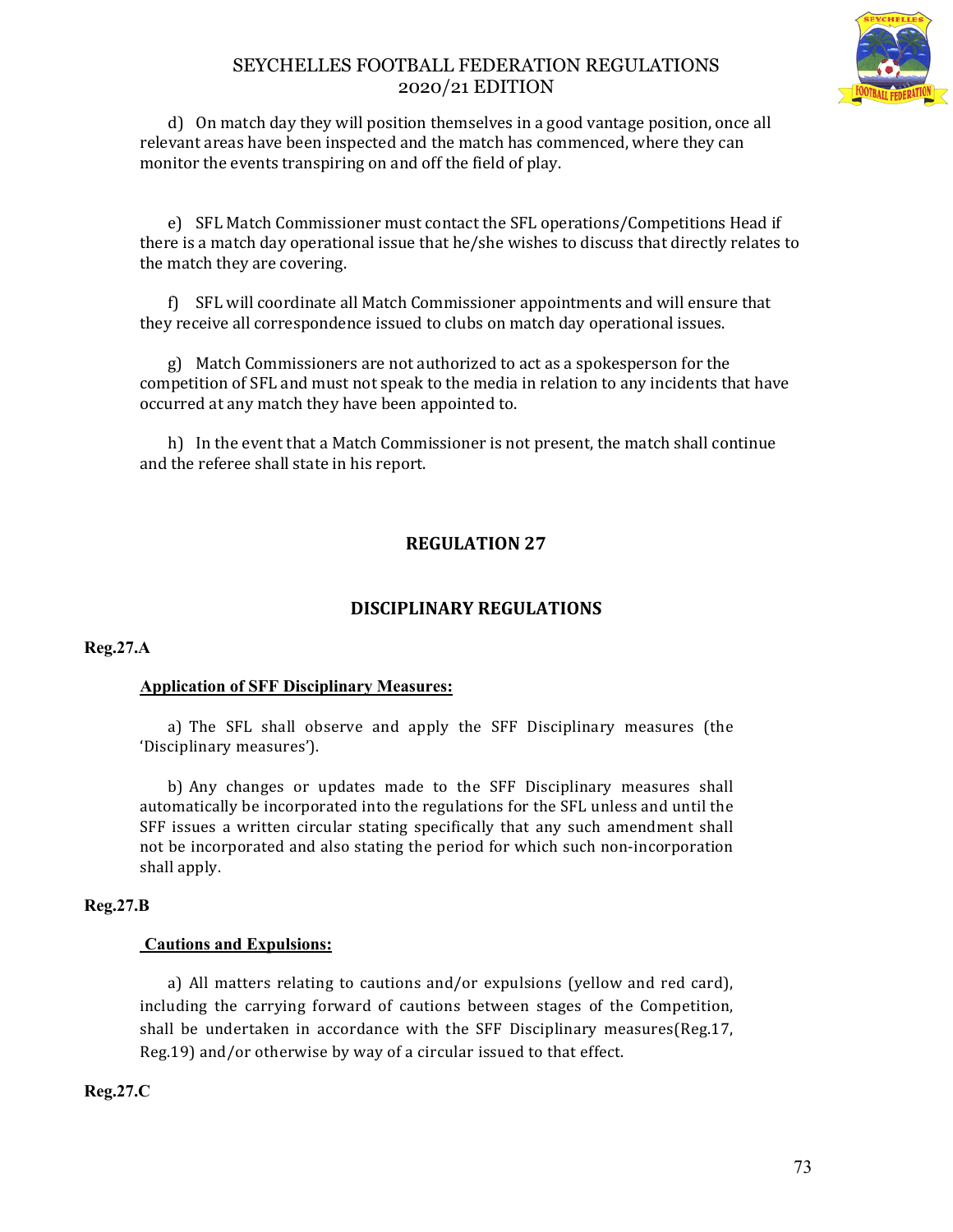d) On match day they will position themselves in a good vantage position, once all relevant areas have been inspected and the match has commenced, where they can monitor the events transpiring on and off the field of play.

e) SFL Match Commissioner must contact the SFL operations/Competitions Head if there is a match day operational issue that he/she wishes to discuss that directly relates to the match they are covering.

f) SFL will coordinate all Match Commissioner appointments and will ensure that they receive all correspondence issued to clubs on match day operational issues.

g) Match Commissioners are not authorized to act as a spokesperson for the competition of SFL and must not speak to the media in relation to any incidents that have occurred at any match they have been appointed to.

h) In the event that a Match Commissioner is not present, the match shall continue and the referee shall state in his report.

## REGULATION 27

## DISCIPLINARY REGULATIONS

**Reg.27.A**

**Application of SFF Disciplinary Measures:**

a) The SFL shall observe and apply the SFF Disciplinary measures (the 'Disciplinary measures').

b) Any changes or updates made to the SFF Disciplinary measures shall automatically be incorporated into the regulations for the SFL unless and until the SFF issues a written circular stating specifically that any such amendment shall not be incorporated and also stating the period for which such non-incorporation shall apply.

**Reg.27.B**

**Cautions and Expulsions:**

a) All matters relating to cautions and/or expulsions (yellow and red card), including the carrying forward of cautions between stages of the Competition, shall be undertaken in accordance with the SFF Disciplinary measures(Reg.17, Reg.19) and/or otherwise by way of a circular issued to that effect.

**Reg.27.C**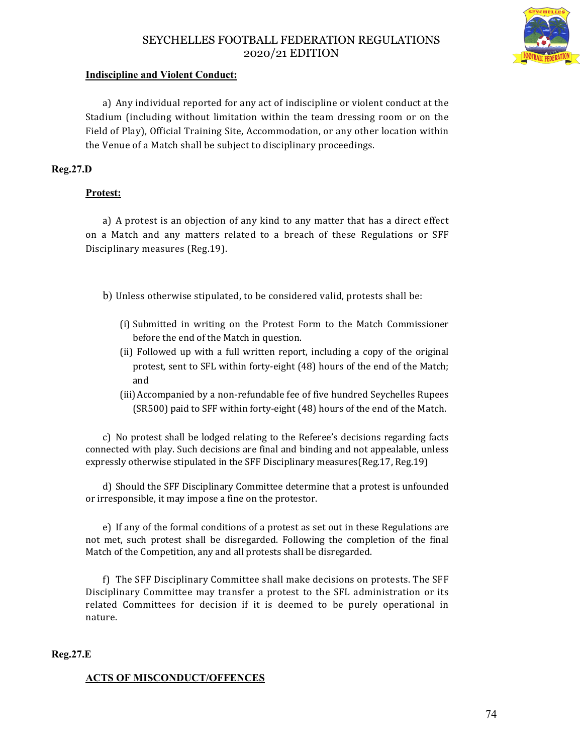**Indiscipline and Violent Conduct:**

a) Any individual reported for any act of indiscipline or violent conduct at the Stadium (including without limitation within the team dressing room or on the Field of Play), Official Training Site, Accommodation, or any other location within the Venue of a Match shall be subject to disciplinary proceedings.

**Reg.27.D**

**Protest:**

a) A protest is an objection of any kind to any matter that has a direct effect on a Match and any matters related to a breach of these Regulations or SFF Disciplinary measures (Reg.19).

b) Unless otherwise stipulated, to be considered valid, protests shall be:

(i) Submitted in writing on the Protest Form to the Match Commissioner before the end of the Match in question.

(ii) Followed up with a full written report, including a copy of the original protest, sent to SFL within forty-eight (48) hours of the end of the Match; and

(iii) Accompanied by a non-refundable fee of five hundred Seychelles Rupees (SR500) paid to SFF within forty-eight (48) hours of the end of the Match.

c) No protest shall be lodged relating to the Referee's decisions regarding facts connected with play. Such decisions are final and binding and not appealable, unless expressly otherwise stipulated in the SFF Disciplinary measures(Reg.17, Reg.19)

d) Should the SFF Disciplinary Committee determine that a protest is unfounded or irresponsible, it may impose a fine on the protestor.

e) If any of the formal conditions of a protest as set out in these Regulations are not met, such protest shall be disregarded. Following the completion of the final Match of the Competition, any and all protests shall be disregarded.

f) The SFF Disciplinary Committee shall make decisions on protests. The SFF Disciplinary Committee may transfer a protest to the SFL administration or its related Committees for decision if it is deemed to be purely operational in nature.

**Reg.27.E**

**ACTS OF MISCONDUCT/OFFENCES**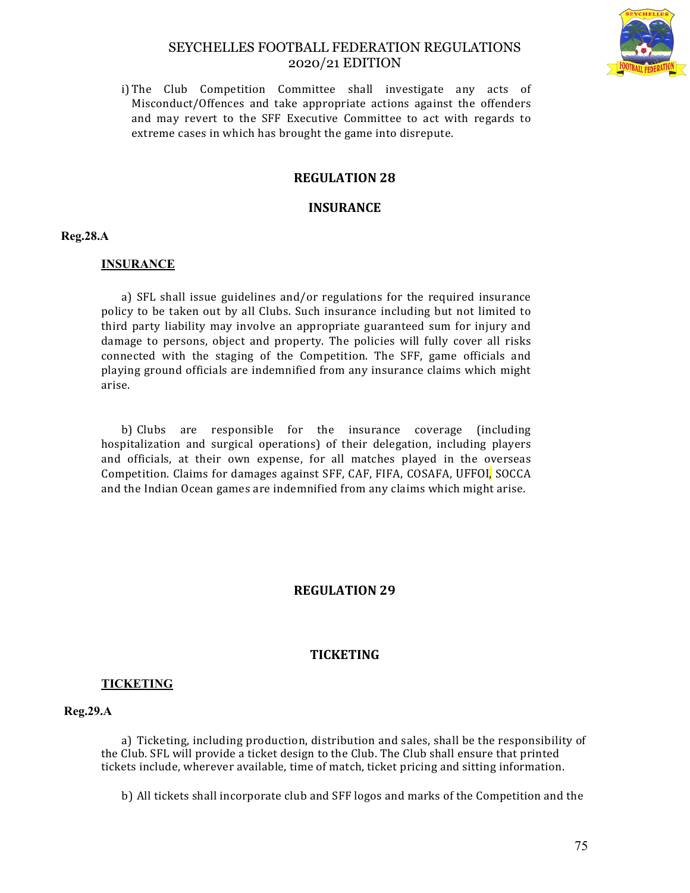i) The Club Competition Committee shall investigate any acts of Misconduct/Offences and take appropriate actions against the offenders and may revert to the SFF Executive Committee to act with regards to extreme cases in which has brought the game into disrepute.

## REGULATION 28

## INSURANCE

**Reg.28.A**

**INSURANCE**

a) SFL shall issue guidelines and/or regulations for the required insurance policy to be taken out by all Clubs. Such insurance including but not limited to third party liability may involve an appropriate guaranteed sum for injury and damage to persons, object and property. The policies will fully cover all risks connected with the staging of the Competition. The SFF, game officials and playing ground officials are indemnified from any insurance claims which might arise.

b) Clubs are responsible for the insurance coverage (including hospitalization and surgical operations) of their delegation, including players and officials, at their own expense, for all matches played in the overseas Competition. Claims for damages against SFF, CAF, FIFA, COSAFA, UFFOI, SOCCA and the Indian Ocean games are indemnified from any claims which might arise.

## REGULATION 29

## TICKETING

**TICKETING**

**Reg.29.A**

a) Ticketing, including production, distribution and sales, shall be the responsibility of the Club. SFL will provide a ticket design to the Club. The Club shall ensure that printed tickets include, wherever available, time of match, ticket pricing and sitting information.

b) All tickets shall incorporate club and SFF logos and marks of the Competition and the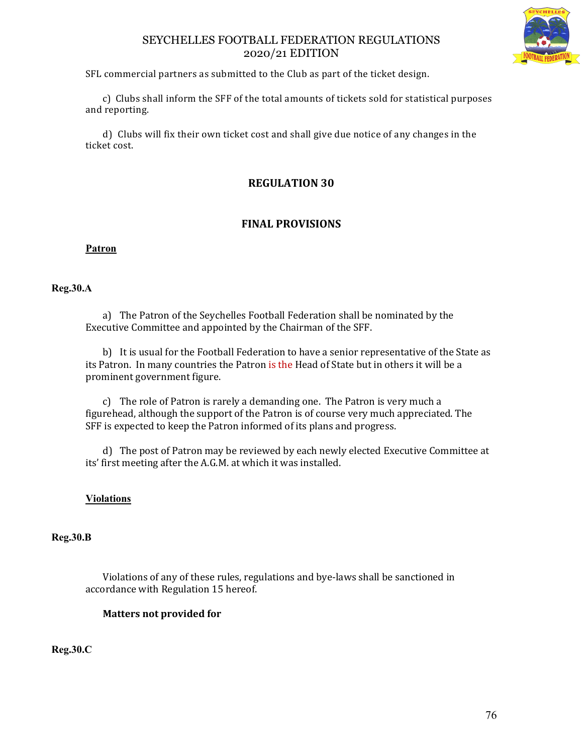SFL commercial partners as submitted to the Club as part of the ticket design.

c) Clubs shall inform the SFF of the total amounts of tickets sold for statistical purposes and reporting.

d) Clubs will fix their own ticket cost and shall give due notice of any changes in the ticket cost.

## REGULATION 30

## FINAL PROVISIONS

**Patron**

**Reg.30.A**

a) The Patron of the Seychelles Football Federation shall be nominated by the Executive Committee and appointed by the Chairman of the SFF.

b) It is usual for the Football Federation to have a senior representative of the State as its Patron. In many countries the Patron is the Head of State but in others it will be a prominent government figure.

c) The role of Patron is rarely a demanding one. The Patron is very much a figurehead, although the support of the Patron is of course very much appreciated. The SFF is expected to keep the Patron informed of its plans and progress.

d) The post of Patron may be reviewed by each newly elected Executive Committee at its' first meeting after the A.G.M. at which it was installed.

**Violations**

**Reg.30.B**

Violations of any of these rules, regulations and bye-laws shall be sanctioned in accordance with Regulation 15 hereof.

**Matters not provided for**

**Reg.30.C**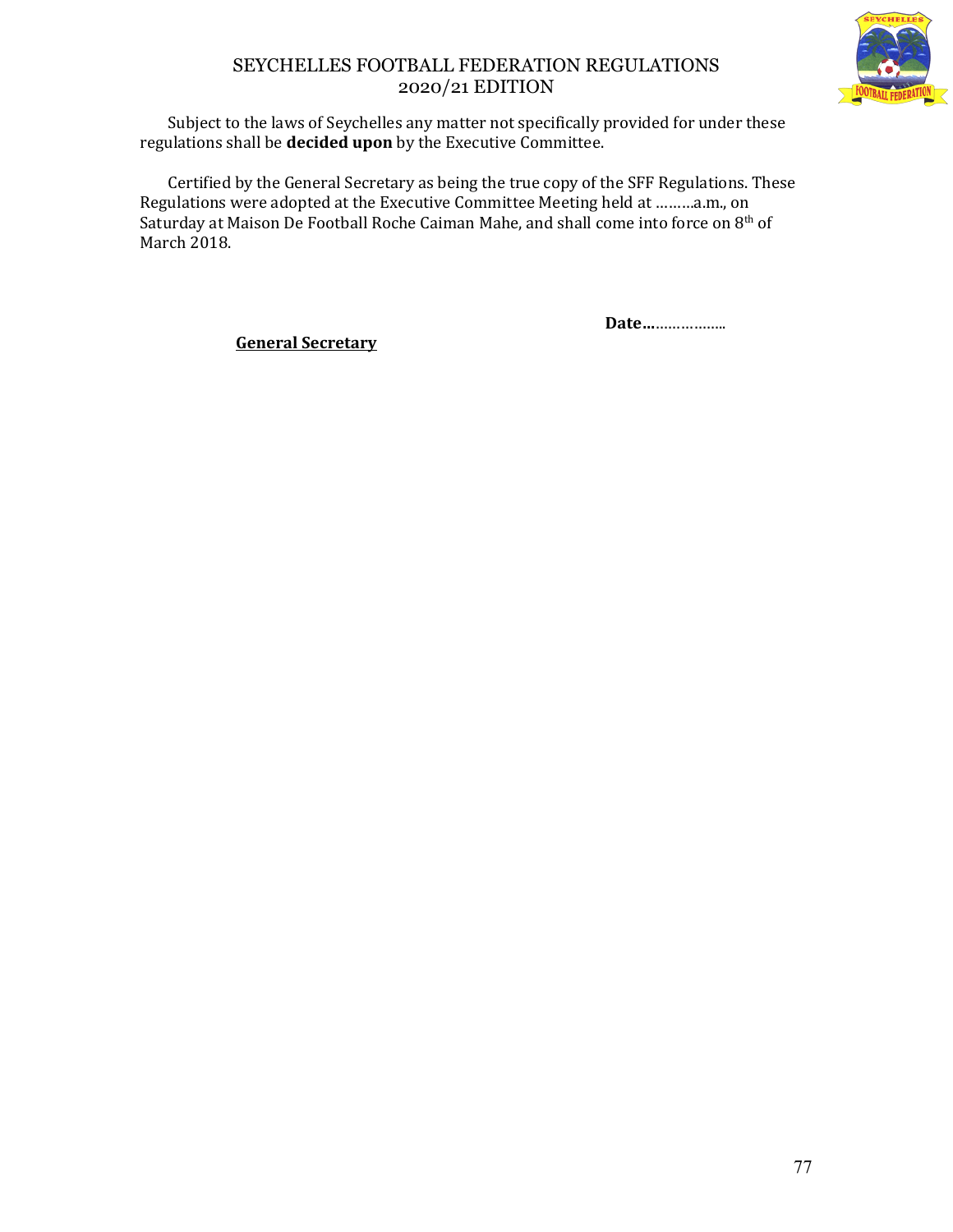Subject to the laws of Seychelles any matter not specifically provided for under these regulations shall be **decided upon** by the Executive Committee.

Certified by the General Secretary as being the true copy of the SFF Regulations. These Regulations were adopted at the Executive Committee Meeting held at ………a.m., on Saturday at Maison De Football Roche Caiman Mahe, and shall come into force on 8th of March 2018.

**Date…**……………..

**General Secretary**